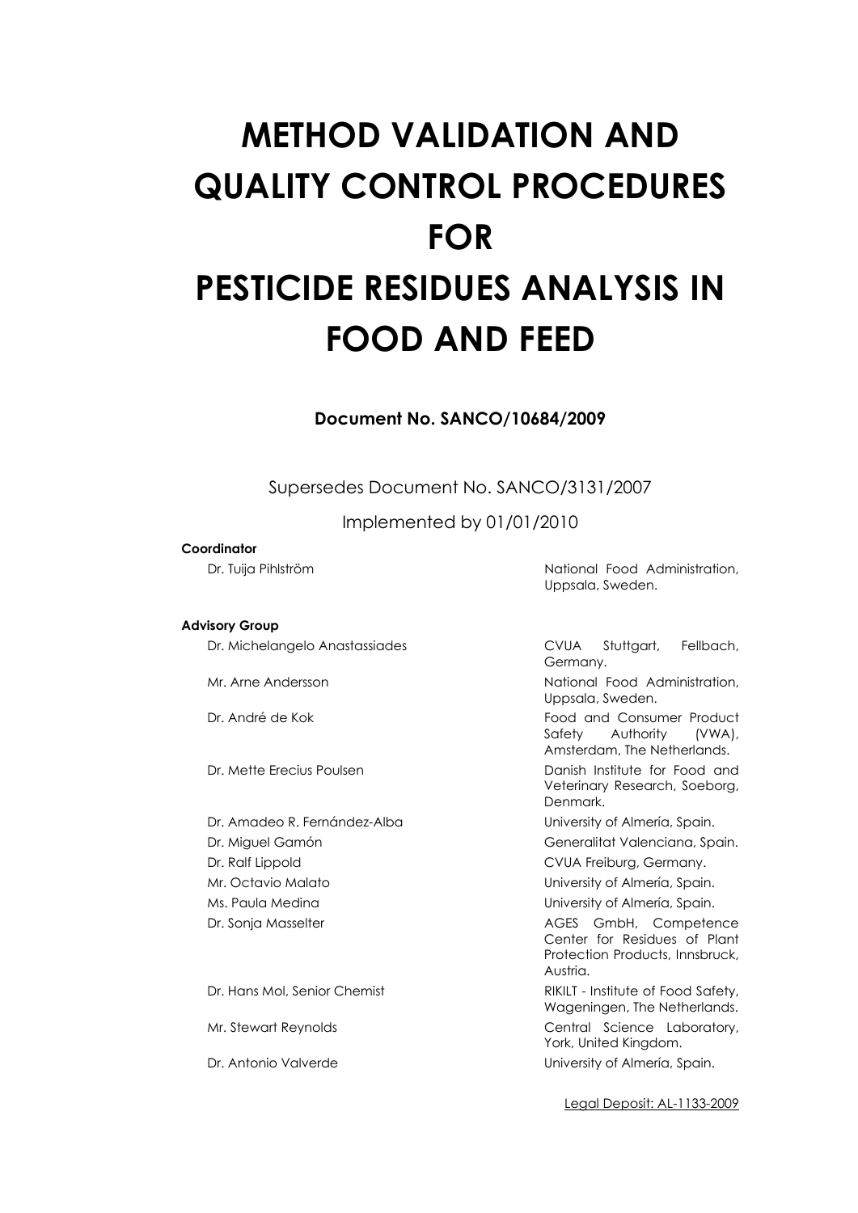# METHOD VALIDATION AND QUALITY CONTROL PROCEDURES FOR PESTICIDE RESIDUES ANALYSIS IN FOOD AND FEED

**Document No. SANCO/10684/2009**

Supersedes Document No. SANCO/3131/2007

Implemented by 01/01/2010

**Coordinator**

| | |
|---|---|
| Dr. Tuija Pihlström | National Food Administration, Uppsala, Sweden. |

**Advisory Group**

| | |
|---|---|
| Dr. Michelangelo Anastassiades | CVUA Stuttgart, Fellbach, Germany. |
| Mr. Arne Andersson | National Food Administration, Uppsala, Sweden. |
| Dr. André de Kok | Food and Consumer Product Safety Authority (VWA), Amsterdam, The Netherlands. |
| Dr. Mette Erecius Poulsen | Danish Institute for Food and Veterinary Research, Soeborg, Denmark. |
| Dr. Amadeo R. Fernández-Alba | University of Almería, Spain. |
| Dr. Miguel Gamón | Generalitat Valenciana, Spain. |
| Dr. Ralf Lippold | CVUA Freiburg, Germany. |
| Mr. Octavio Malato | University of Almería, Spain. |
| Ms. Paula Medina | University of Almería, Spain. |
| Dr. Sonja Masselter | AGES GmbH, Competence Center for Residues of Plant Protection Products, Innsbruck, Austria. |
| Dr. Hans Mol, Senior Chemist | RIKILT - Institute of Food Safety, Wageningen, The Netherlands. |
| Mr. Stewart Reynolds | Central Science Laboratory, York, United Kingdom. |
| Dr. Antonio Valverde | University of Almería, Spain. |

Legal Deposit: AL-1133-2009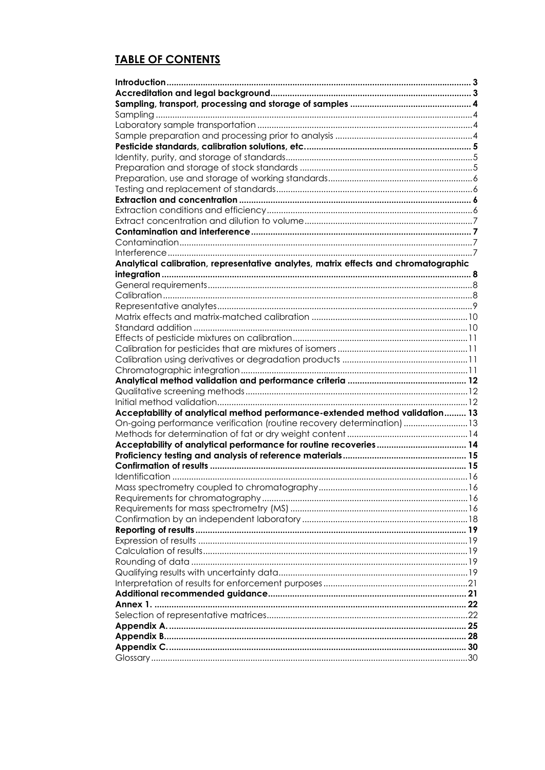## **TABLE OF CONTENTS**

| | |
|---|---|
| **Introduction** | **3** |
| **Accreditation and legal background** | **3** |
| **Sampling, transport, processing and storage of samples** | **4** |
| Sampling | 4 |
| Laboratory sample transportation | 4 |
| Sample preparation and processing prior to analysis | 4 |
| **Pesticide standards, calibration solutions, etc.** | **5** |
| Identity, purity, and storage of standards | 5 |
| Preparation and storage of stock standards | 5 |
| Preparation, use and storage of working standards | 6 |
| Testing and replacement of standards | 6 |
| **Extraction and concentration** | **6** |
| Extraction conditions and efficiency | 6 |
| Extract concentration and dilution to volume | 7 |
| **Contamination and interference** | **7** |
| Contamination | 7 |
| Interference | 7 |
| **Analytical calibration, representative analytes, matrix effects and chromatographic integration** | **8** |
| General requirements | 8 |
| Calibration | 8 |
| Representative analytes | 9 |
| Matrix effects and matrix-matched calibration | 10 |
| Standard addition | 10 |
| Effects of pesticide mixtures on calibration | 11 |
| Calibration for pesticides that are mixtures of isomers | 11 |
| Calibration using derivatives or degradation products | 11 |
| Chromatographic integration | 11 |
| **Analytical method validation and performance criteria** | **12** |
| Qualitative screening methods | 12 |
| Initial method validation | 12 |
| **Acceptability of analytical method performance-extended method validation** | **13** |
| On-going performance verification (routine recovery determination) | 13 |
| Methods for determination of fat or dry weight content | 14 |
| **Acceptability of analytical performance for routine recoveries** | **14** |
| **Proficiency testing and analysis of reference materials** | **15** |
| **Confirmation of results** | **15** |
| Identification | 16 |
| Mass spectrometry coupled to chromatography | 16 |
| Requirements for chromatography | 16 |
| Requirements for mass spectrometry (MS) | 16 |
| Confirmation by an independent laboratory | 18 |
| **Reporting of results** | **19** |
| Expression of results | 19 |
| Calculation of results | 19 |
| Rounding of data | 19 |
| Qualifying results with uncertainty data | 19 |
| Interpretation of results for enforcement purposes | 21 |
| **Additional recommended guidance** | **21** |
| **Annex 1.** | **22** |
| Selection of representative matrices | 22 |
| **Appendix A.** | **25** |
| **Appendix B.** | **28** |
| **Appendix C.** | **30** |
| Glossary | 30 |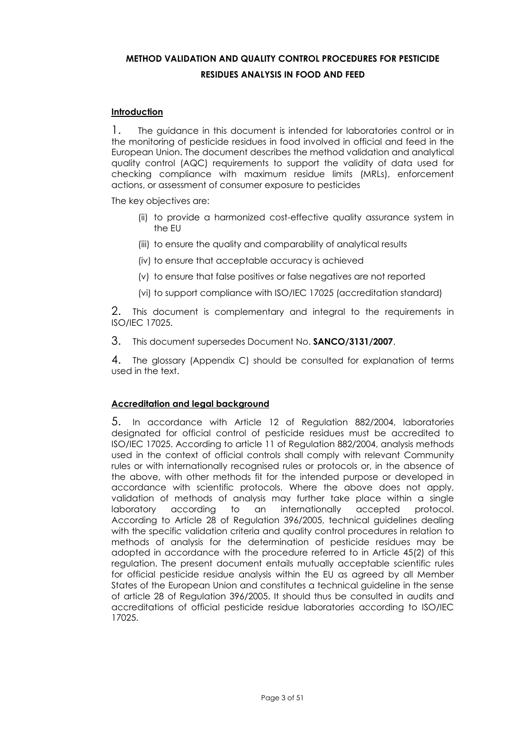**METHOD VALIDATION AND QUALITY CONTROL PROCEDURES FOR PESTICIDE RESIDUES ANALYSIS IN FOOD AND FEED**

## Introduction

1. The guidance in this document is intended for laboratories control or in the monitoring of pesticide residues in food involved in official and feed in the European Union. The document describes the method validation and analytical quality control (AQC) requirements to support the validity of data used for checking compliance with maximum residue limits (MRLs), enforcement actions, or assessment of consumer exposure to pesticides

The key objectives are:

(ii) to provide a harmonized cost-effective quality assurance system in the EU

(iii) to ensure the quality and comparability of analytical results

(iv) to ensure that acceptable accuracy is achieved

(v) to ensure that false positives or false negatives are not reported

(vi) to support compliance with ISO/IEC 17025 (accreditation standard)

2. This document is complementary and integral to the requirements in ISO/IEC 17025.

3. This document supersedes Document No. **SANCO/3131/2007**.

4. The glossary (Appendix C) should be consulted for explanation of terms used in the text.

## Accreditation and legal background

5. In accordance with Article 12 of Regulation 882/2004, laboratories designated for official control of pesticide residues must be accredited to ISO/IEC 17025. According to article 11 of Regulation 882/2004, analysis methods used in the context of official controls shall comply with relevant Community rules or with internationally recognised rules or protocols or, in the absence of the above, with other methods fit for the intended purpose or developed in accordance with scientific protocols. Where the above does not apply, validation of methods of analysis may further take place within a single laboratory according to an internationally accepted protocol. According to Article 28 of Regulation 396/2005, technical guidelines dealing with the specific validation criteria and quality control procedures in relation to methods of analysis for the determination of pesticide residues may be adopted in accordance with the procedure referred to in Article 45(2) of this regulation. The present document entails mutually acceptable scientific rules for official pesticide residue analysis within the EU as agreed by all Member States of the European Union and constitutes a technical guideline in the sense of article 28 of Regulation 396/2005. It should thus be consulted in audits and accreditations of official pesticide residue laboratories according to ISO/IEC 17025.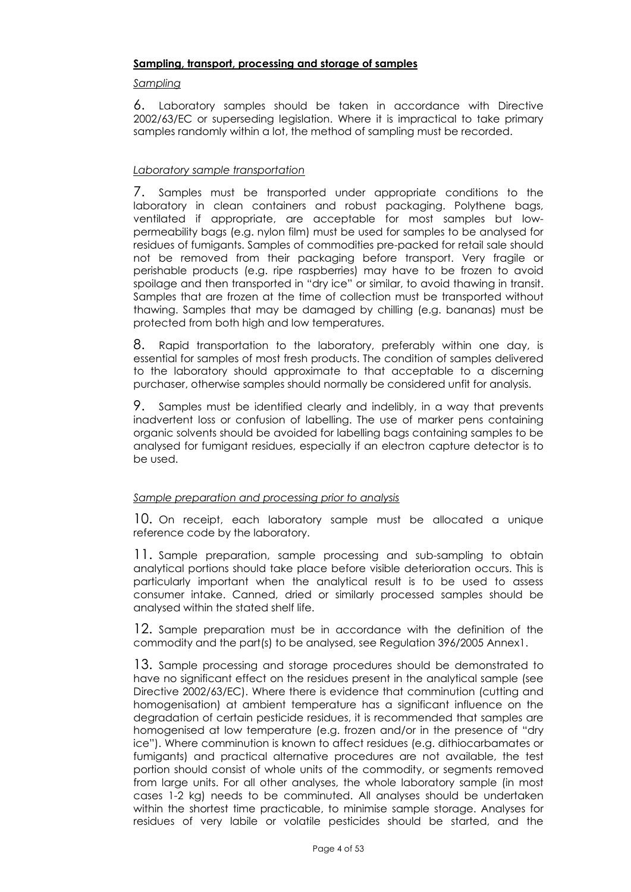**Sampling, transport, processing and storage of samples**

*Sampling*

6. Laboratory samples should be taken in accordance with Directive 2002/63/EC or superseding legislation. Where it is impractical to take primary samples randomly within a lot, the method of sampling must be recorded.

*Laboratory sample transportation*

7. Samples must be transported under appropriate conditions to the laboratory in clean containers and robust packaging. Polythene bags, ventilated if appropriate, are acceptable for most samples but low-permeability bags (e.g. nylon film) must be used for samples to be analysed for residues of fumigants. Samples of commodities pre-packed for retail sale should not be removed from their packaging before transport. Very fragile or perishable products (e.g. ripe raspberries) may have to be frozen to avoid spoilage and then transported in "dry ice" or similar, to avoid thawing in transit. Samples that are frozen at the time of collection must be transported without thawing. Samples that may be damaged by chilling (e.g. bananas) must be protected from both high and low temperatures.

8. Rapid transportation to the laboratory, preferably within one day, is essential for samples of most fresh products. The condition of samples delivered to the laboratory should approximate to that acceptable to a discerning purchaser, otherwise samples should normally be considered unfit for analysis.

9. Samples must be identified clearly and indelibly, in a way that prevents inadvertent loss or confusion of labelling. The use of marker pens containing organic solvents should be avoided for labelling bags containing samples to be analysed for fumigant residues, especially if an electron capture detector is to be used.

*Sample preparation and processing prior to analysis*

10. On receipt, each laboratory sample must be allocated a unique reference code by the laboratory.

11. Sample preparation, sample processing and sub-sampling to obtain analytical portions should take place before visible deterioration occurs. This is particularly important when the analytical result is to be used to assess consumer intake. Canned, dried or similarly processed samples should be analysed within the stated shelf life.

12. Sample preparation must be in accordance with the definition of the commodity and the part(s) to be analysed, see Regulation 396/2005 Annex1.

13. Sample processing and storage procedures should be demonstrated to have no significant effect on the residues present in the analytical sample (see Directive 2002/63/EC). Where there is evidence that comminution (cutting and homogenisation) at ambient temperature has a significant influence on the degradation of certain pesticide residues, it is recommended that samples are homogenised at low temperature (e.g. frozen and/or in the presence of "dry ice"). Where comminution is known to affect residues (e.g. dithiocarbamates or fumigants) and practical alternative procedures are not available, the test portion should consist of whole units of the commodity, or segments removed from large units. For all other analyses, the whole laboratory sample (in most cases 1-2 kg) needs to be comminuted. All analyses should be undertaken within the shortest time practicable, to minimise sample storage. Analyses for residues of very labile or volatile pesticides should be started, and the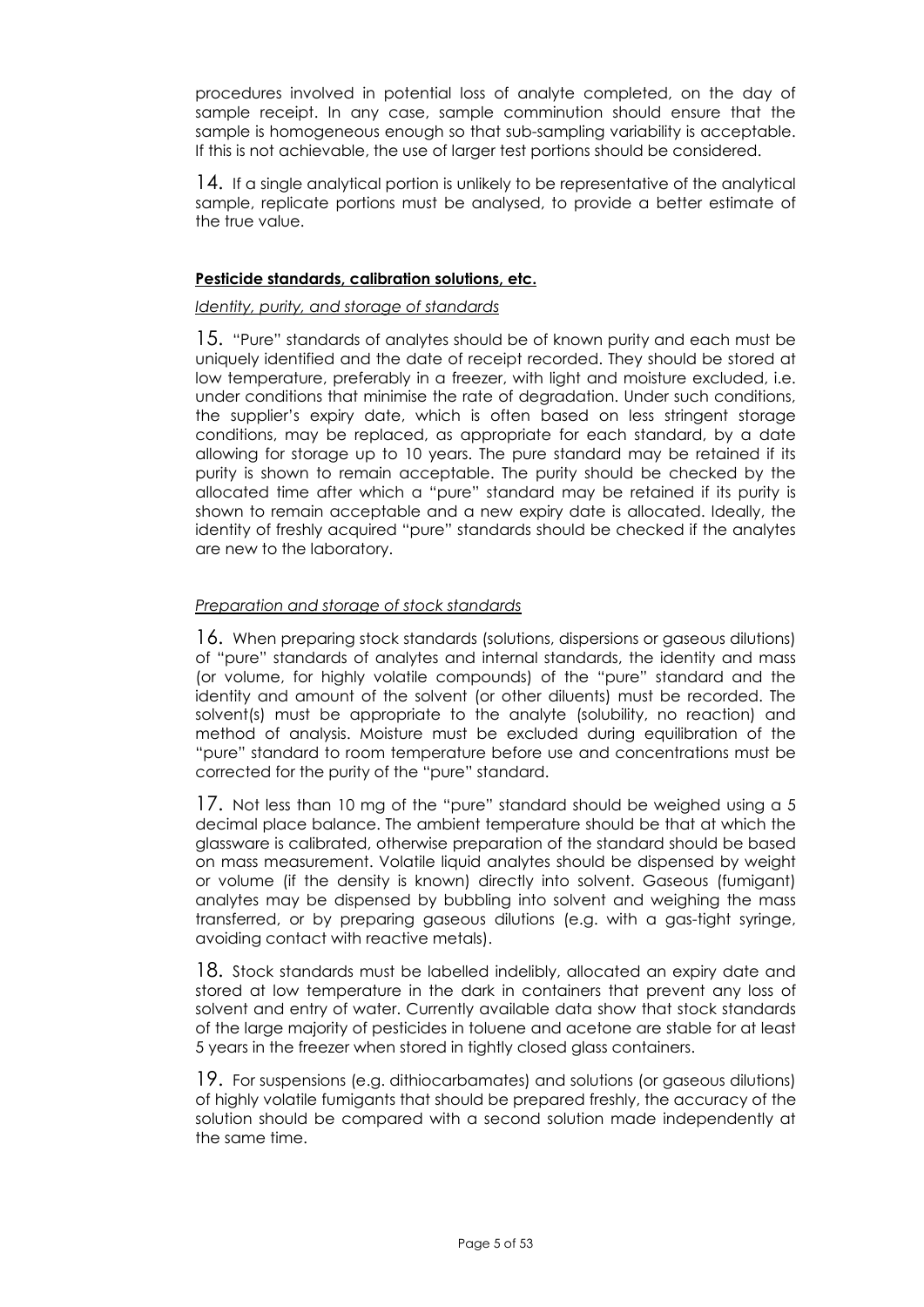procedures involved in potential loss of analyte completed, on the day of sample receipt. In any case, sample comminution should ensure that the sample is homogeneous enough so that sub-sampling variability is acceptable. If this is not achievable, the use of larger test portions should be considered.

14. If a single analytical portion is unlikely to be representative of the analytical sample, replicate portions must be analysed, to provide a better estimate of the true value.

## **Pesticide standards, calibration solutions, etc.**

### *Identity, purity, and storage of standards*

15. "Pure" standards of analytes should be of known purity and each must be uniquely identified and the date of receipt recorded. They should be stored at low temperature, preferably in a freezer, with light and moisture excluded, i.e. under conditions that minimise the rate of degradation. Under such conditions, the supplier's expiry date, which is often based on less stringent storage conditions, may be replaced, as appropriate for each standard, by a date allowing for storage up to 10 years. The pure standard may be retained if its purity is shown to remain acceptable. The purity should be checked by the allocated time after which a "pure" standard may be retained if its purity is shown to remain acceptable and a new expiry date is allocated. Ideally, the identity of freshly acquired "pure" standards should be checked if the analytes are new to the laboratory.

### *Preparation and storage of stock standards*

16. When preparing stock standards (solutions, dispersions or gaseous dilutions) of "pure" standards of analytes and internal standards, the identity and mass (or volume, for highly volatile compounds) of the "pure" standard and the identity and amount of the solvent (or other diluents) must be recorded. The solvent(s) must be appropriate to the analyte (solubility, no reaction) and method of analysis. Moisture must be excluded during equilibration of the "pure" standard to room temperature before use and concentrations must be corrected for the purity of the "pure" standard.

17. Not less than 10 mg of the "pure" standard should be weighed using a 5 decimal place balance. The ambient temperature should be that at which the glassware is calibrated, otherwise preparation of the standard should be based on mass measurement. Volatile liquid analytes should be dispensed by weight or volume (if the density is known) directly into solvent. Gaseous (fumigant) analytes may be dispensed by bubbling into solvent and weighing the mass transferred, or by preparing gaseous dilutions (e.g. with a gas-tight syringe, avoiding contact with reactive metals).

18. Stock standards must be labelled indelibly, allocated an expiry date and stored at low temperature in the dark in containers that prevent any loss of solvent and entry of water. Currently available data show that stock standards of the large majority of pesticides in toluene and acetone are stable for at least 5 years in the freezer when stored in tightly closed glass containers.

19. For suspensions (e.g. dithiocarbamates) and solutions (or gaseous dilutions) of highly volatile fumigants that should be prepared freshly, the accuracy of the solution should be compared with a second solution made independently at the same time.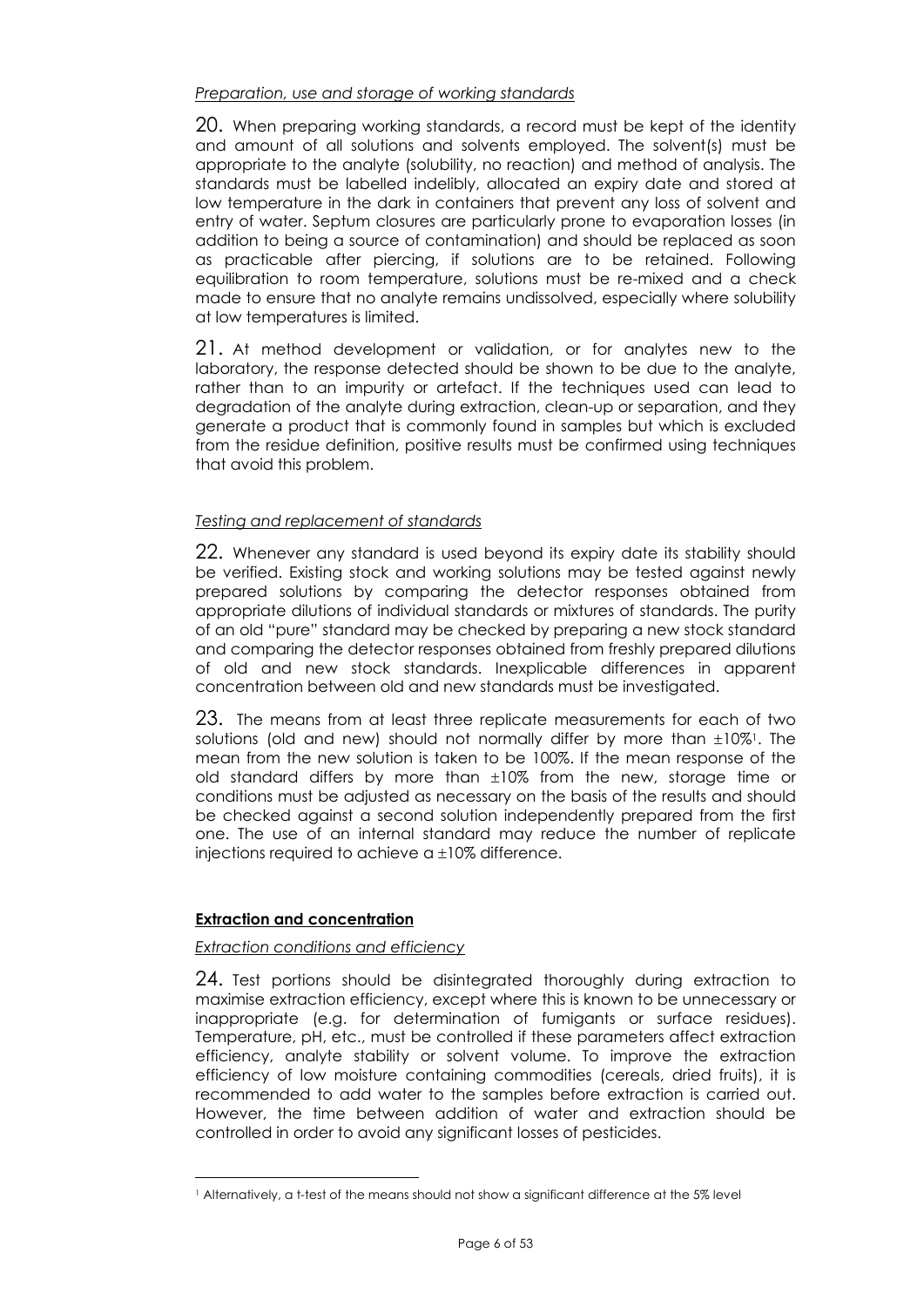*Preparation, use and storage of working standards*

20. When preparing working standards, a record must be kept of the identity and amount of all solutions and solvents employed. The solvent(s) must be appropriate to the analyte (solubility, no reaction) and method of analysis. The standards must be labelled indelibly, allocated an expiry date and stored at low temperature in the dark in containers that prevent any loss of solvent and entry of water. Septum closures are particularly prone to evaporation losses (in addition to being a source of contamination) and should be replaced as soon as practicable after piercing, if solutions are to be retained. Following equilibration to room temperature, solutions must be re-mixed and a check made to ensure that no analyte remains undissolved, especially where solubility at low temperatures is limited.

21. At method development or validation, or for analytes new to the laboratory, the response detected should be shown to be due to the analyte, rather than to an impurity or artefact. If the techniques used can lead to degradation of the analyte during extraction, clean-up or separation, and they generate a product that is commonly found in samples but which is excluded from the residue definition, positive results must be confirmed using techniques that avoid this problem.

*Testing and replacement of standards*

22. Whenever any standard is used beyond its expiry date its stability should be verified. Existing stock and working solutions may be tested against newly prepared solutions by comparing the detector responses obtained from appropriate dilutions of individual standards or mixtures of standards. The purity of an old "pure" standard may be checked by preparing a new stock standard and comparing the detector responses obtained from freshly prepared dilutions of old and new stock standards. Inexplicable differences in apparent concentration between old and new standards must be investigated.

23. The means from at least three replicate measurements for each of two solutions (old and new) should not normally differ by more than ±10%[1]. The mean from the new solution is taken to be 100%. If the mean response of the old standard differs by more than ±10% from the new, storage time or conditions must be adjusted as necessary on the basis of the results and should be checked against a second solution independently prepared from the first one. The use of an internal standard may reduce the number of replicate injections required to achieve a ±10% difference.

## Extraction and concentration

*Extraction conditions and efficiency*

24. Test portions should be disintegrated thoroughly during extraction to maximise extraction efficiency, except where this is known to be unnecessary or inappropriate (e.g. for determination of fumigants or surface residues). Temperature, pH, etc., must be controlled if these parameters affect extraction efficiency, analyte stability or solvent volume. To improve the extraction efficiency of low moisture containing commodities (cereals, dried fruits), it is recommended to add water to the samples before extraction is carried out. However, the time between addition of water and extraction should be controlled in order to avoid any significant losses of pesticides.

[1] Alternatively, a t-test of the means should not show a significant difference at the 5% level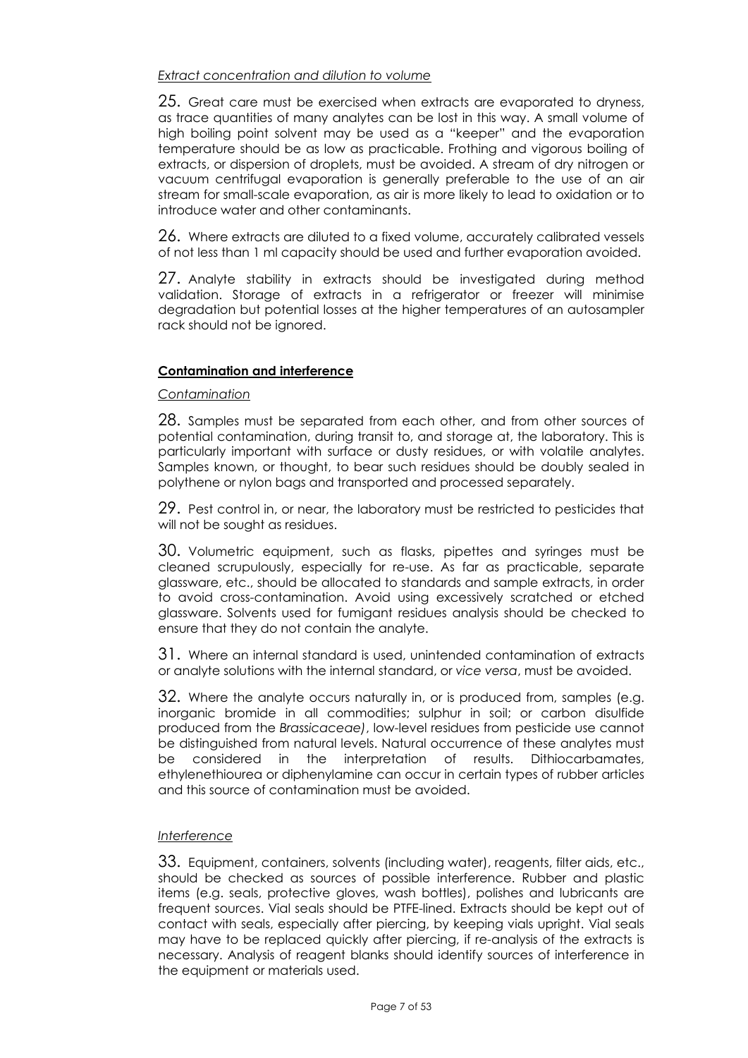*Extract concentration and dilution to volume*

25. Great care must be exercised when extracts are evaporated to dryness, as trace quantities of many analytes can be lost in this way. A small volume of high boiling point solvent may be used as a "keeper" and the evaporation temperature should be as low as practicable. Frothing and vigorous boiling of extracts, or dispersion of droplets, must be avoided. A stream of dry nitrogen or vacuum centrifugal evaporation is generally preferable to the use of an air stream for small-scale evaporation, as air is more likely to lead to oxidation or to introduce water and other contaminants.

26. Where extracts are diluted to a fixed volume, accurately calibrated vessels of not less than 1 ml capacity should be used and further evaporation avoided.

27. Analyte stability in extracts should be investigated during method validation. Storage of extracts in a refrigerator or freezer will minimise degradation but potential losses at the higher temperatures of an autosampler rack should not be ignored.

## Contamination and interference

*Contamination*

28. Samples must be separated from each other, and from other sources of potential contamination, during transit to, and storage at, the laboratory. This is particularly important with surface or dusty residues, or with volatile analytes. Samples known, or thought, to bear such residues should be doubly sealed in polythene or nylon bags and transported and processed separately.

29. Pest control in, or near, the laboratory must be restricted to pesticides that will not be sought as residues.

30. Volumetric equipment, such as flasks, pipettes and syringes must be cleaned scrupulously, especially for re-use. As far as practicable, separate glassware, etc., should be allocated to standards and sample extracts, in order to avoid cross-contamination. Avoid using excessively scratched or etched glassware. Solvents used for fumigant residues analysis should be checked to ensure that they do not contain the analyte.

31. Where an internal standard is used, unintended contamination of extracts or analyte solutions with the internal standard, or *vice versa*, must be avoided.

32. Where the analyte occurs naturally in, or is produced from, samples (e.g. inorganic bromide in all commodities; sulphur in soil; or carbon disulfide produced from the *Brassicaceae)*, low-level residues from pesticide use cannot be distinguished from natural levels. Natural occurrence of these analytes must be considered in the interpretation of results. Dithiocarbamates, ethylenethiourea or diphenylamine can occur in certain types of rubber articles and this source of contamination must be avoided.

*Interference*

33. Equipment, containers, solvents (including water), reagents, filter aids, etc., should be checked as sources of possible interference. Rubber and plastic items (e.g. seals, protective gloves, wash bottles), polishes and lubricants are frequent sources. Vial seals should be PTFE-lined. Extracts should be kept out of contact with seals, especially after piercing, by keeping vials upright. Vial seals may have to be replaced quickly after piercing, if re-analysis of the extracts is necessary. Analysis of reagent blanks should identify sources of interference in the equipment or materials used.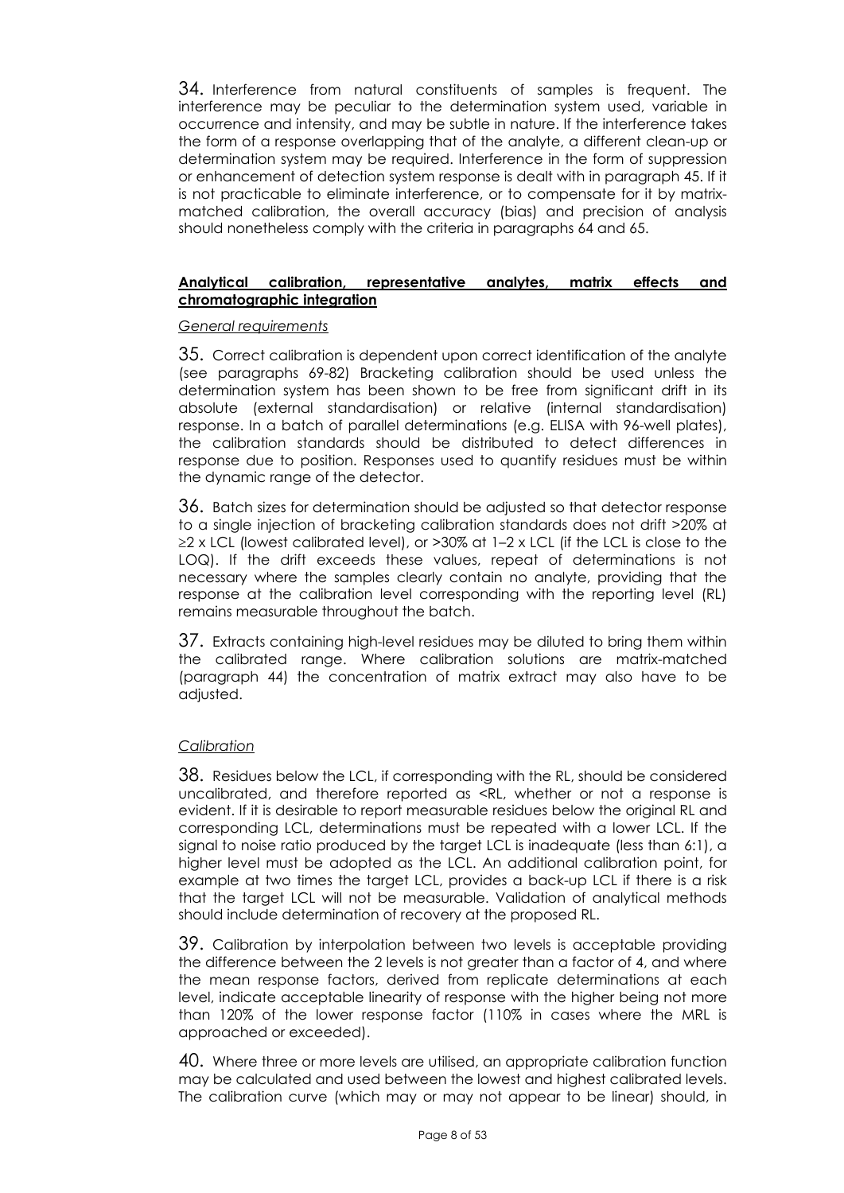34. Interference from natural constituents of samples is frequent. The interference may be peculiar to the determination system used, variable in occurrence and intensity, and may be subtle in nature. If the interference takes the form of a response overlapping that of the analyte, a different clean-up or determination system may be required. Interference in the form of suppression or enhancement of detection system response is dealt with in paragraph 45. If it is not practicable to eliminate interference, or to compensate for it by matrix-matched calibration, the overall accuracy (bias) and precision of analysis should nonetheless comply with the criteria in paragraphs 64 and 65.

## Analytical calibration, representative analytes, matrix effects and chromatographic integration

*General requirements*

35. Correct calibration is dependent upon correct identification of the analyte (see paragraphs 69-82) Bracketing calibration should be used unless the determination system has been shown to be free from significant drift in its absolute (external standardisation) or relative (internal standardisation) response. In a batch of parallel determinations (e.g. ELISA with 96-well plates), the calibration standards should be distributed to detect differences in response due to position. Responses used to quantify residues must be within the dynamic range of the detector.

36. Batch sizes for determination should be adjusted so that detector response to a single injection of bracketing calibration standards does not drift >20% at ≥2 x LCL (lowest calibrated level), or >30% at 1–2 x LCL (if the LCL is close to the LOQ). If the drift exceeds these values, repeat of determinations is not necessary where the samples clearly contain no analyte, providing that the response at the calibration level corresponding with the reporting level (RL) remains measurable throughout the batch.

37. Extracts containing high-level residues may be diluted to bring them within the calibrated range. Where calibration solutions are matrix-matched (paragraph 44) the concentration of matrix extract may also have to be adjusted.

*Calibration*

38. Residues below the LCL, if corresponding with the RL, should be considered uncalibrated, and therefore reported as <RL, whether or not a response is evident. If it is desirable to report measurable residues below the original RL and corresponding LCL, determinations must be repeated with a lower LCL. If the signal to noise ratio produced by the target LCL is inadequate (less than 6:1), a higher level must be adopted as the LCL. An additional calibration point, for example at two times the target LCL, provides a back-up LCL if there is a risk that the target LCL will not be measurable. Validation of analytical methods should include determination of recovery at the proposed RL.

39. Calibration by interpolation between two levels is acceptable providing the difference between the 2 levels is not greater than a factor of 4, and where the mean response factors, derived from replicate determinations at each level, indicate acceptable linearity of response with the higher being not more than 120% of the lower response factor (110% in cases where the MRL is approached or exceeded).

40. Where three or more levels are utilised, an appropriate calibration function may be calculated and used between the lowest and highest calibrated levels. The calibration curve (which may or may not appear to be linear) should, in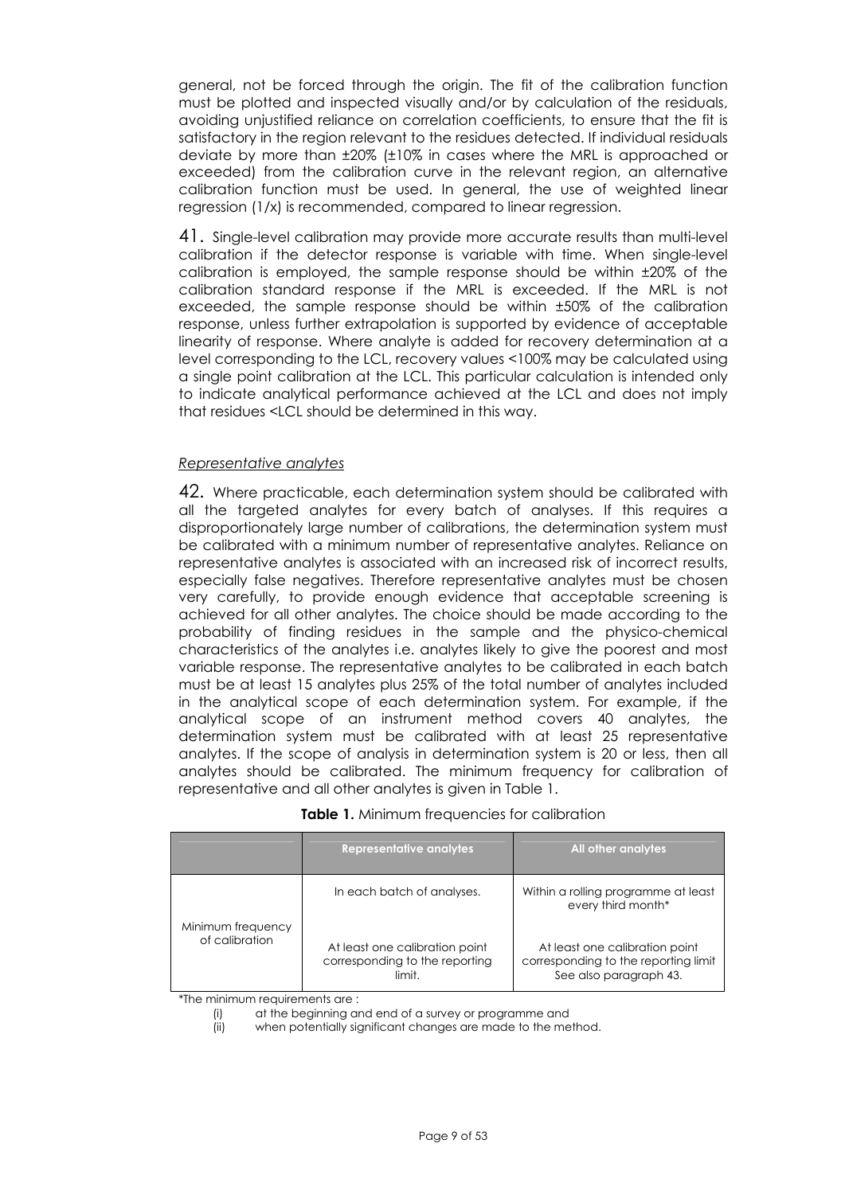general, not be forced through the origin. The fit of the calibration function must be plotted and inspected visually and/or by calculation of the residuals, avoiding unjustified reliance on correlation coefficients, to ensure that the fit is satisfactory in the region relevant to the residues detected. If individual residuals deviate by more than ±20% (±10% in cases where the MRL is approached or exceeded) from the calibration curve in the relevant region, an alternative calibration function must be used. In general, the use of weighted linear regression (1/x) is recommended, compared to linear regression.

41. Single-level calibration may provide more accurate results than multi-level calibration if the detector response is variable with time. When single-level calibration is employed, the sample response should be within ±20% of the calibration standard response if the MRL is exceeded. If the MRL is not exceeded, the sample response should be within ±50% of the calibration response, unless further extrapolation is supported by evidence of acceptable linearity of response. Where analyte is added for recovery determination at a level corresponding to the LCL, recovery values <100% may be calculated using a single point calibration at the LCL. This particular calculation is intended only to indicate analytical performance achieved at the LCL and does not imply that residues <LCL should be determined in this way.

*Representative analytes*

42. Where practicable, each determination system should be calibrated with all the targeted analytes for every batch of analyses. If this requires a disproportionately large number of calibrations, the determination system must be calibrated with a minimum number of representative analytes. Reliance on representative analytes is associated with an increased risk of incorrect results, especially false negatives. Therefore representative analytes must be chosen very carefully, to provide enough evidence that acceptable screening is achieved for all other analytes. The choice should be made according to the probability of finding residues in the sample and the physico-chemical characteristics of the analytes i.e. analytes likely to give the poorest and most variable response. The representative analytes to be calibrated in each batch must be at least 15 analytes plus 25% of the total number of analytes included in the analytical scope of each determination system. For example, if the analytical scope of an instrument method covers 40 analytes, the determination system must be calibrated with at least 25 representative analytes. If the scope of analysis in determination system is 20 or less, then all analytes should be calibrated. The minimum frequency for calibration of representative and all other analytes is given in Table 1.

**Table 1.** Minimum frequencies for calibration

| | Representative analytes | All other analytes |
|---|---|---|
| Minimum frequency of calibration | In each batch of analyses. | Within a rolling programme at least every third month* |
| | At least one calibration point corresponding to the reporting limit. | At least one calibration point corresponding to the reporting limit See also paragraph 43. |

*The minimum requirements are :

(i) at the beginning and end of a survey or programme and

(ii) when potentially significant changes are made to the method.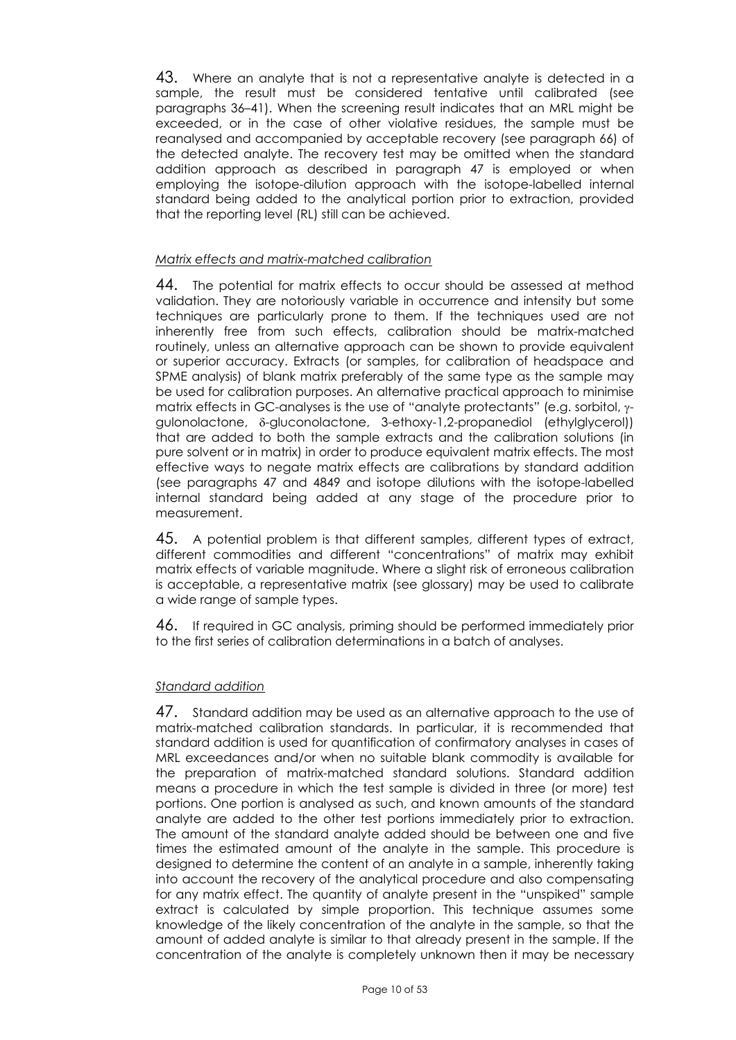43. Where an analyte that is not a representative analyte is detected in a sample, the result must be considered tentative until calibrated (see paragraphs 36–41). When the screening result indicates that an MRL might be exceeded, or in the case of other violative residues, the sample must be reanalysed and accompanied by acceptable recovery (see paragraph 66) of the detected analyte. The recovery test may be omitted when the standard addition approach as described in paragraph 47 is employed or when employing the isotope-dilution approach with the isotope-labelled internal standard being added to the analytical portion prior to extraction, provided that the reporting level (RL) still can be achieved.

*Matrix effects and matrix-matched calibration*

44. The potential for matrix effects to occur should be assessed at method validation. They are notoriously variable in occurrence and intensity but some techniques are particularly prone to them. If the techniques used are not inherently free from such effects, calibration should be matrix-matched routinely, unless an alternative approach can be shown to provide equivalent or superior accuracy. Extracts (or samples, for calibration of headspace and SPME analysis) of blank matrix preferably of the same type as the sample may be used for calibration purposes. An alternative practical approach to minimise matrix effects in GC-analyses is the use of "analyte protectants" (e.g. sorbitol, γ-gulonolactone, δ-gluconolactone, 3-ethoxy-1,2-propanediol (ethylglycerol)) that are added to both the sample extracts and the calibration solutions (in pure solvent or in matrix) in order to produce equivalent matrix effects. The most effective ways to negate matrix effects are calibrations by standard addition (see paragraphs 47 and 4849 and isotope dilutions with the isotope-labelled internal standard being added at any stage of the procedure prior to measurement.

45. A potential problem is that different samples, different types of extract, different commodities and different "concentrations" of matrix may exhibit matrix effects of variable magnitude. Where a slight risk of erroneous calibration is acceptable, a representative matrix (see glossary) may be used to calibrate a wide range of sample types.

46. If required in GC analysis, priming should be performed immediately prior to the first series of calibration determinations in a batch of analyses.

*Standard addition*

47. Standard addition may be used as an alternative approach to the use of matrix-matched calibration standards. In particular, it is recommended that standard addition is used for quantification of confirmatory analyses in cases of MRL exceedances and/or when no suitable blank commodity is available for the preparation of matrix-matched standard solutions. Standard addition means a procedure in which the test sample is divided in three (or more) test portions. One portion is analysed as such, and known amounts of the standard analyte are added to the other test portions immediately prior to extraction. The amount of the standard analyte added should be between one and five times the estimated amount of the analyte in the sample. This procedure is designed to determine the content of an analyte in a sample, inherently taking into account the recovery of the analytical procedure and also compensating for any matrix effect. The quantity of analyte present in the "unspiked" sample extract is calculated by simple proportion. This technique assumes some knowledge of the likely concentration of the analyte in the sample, so that the amount of added analyte is similar to that already present in the sample. If the concentration of the analyte is completely unknown then it may be necessary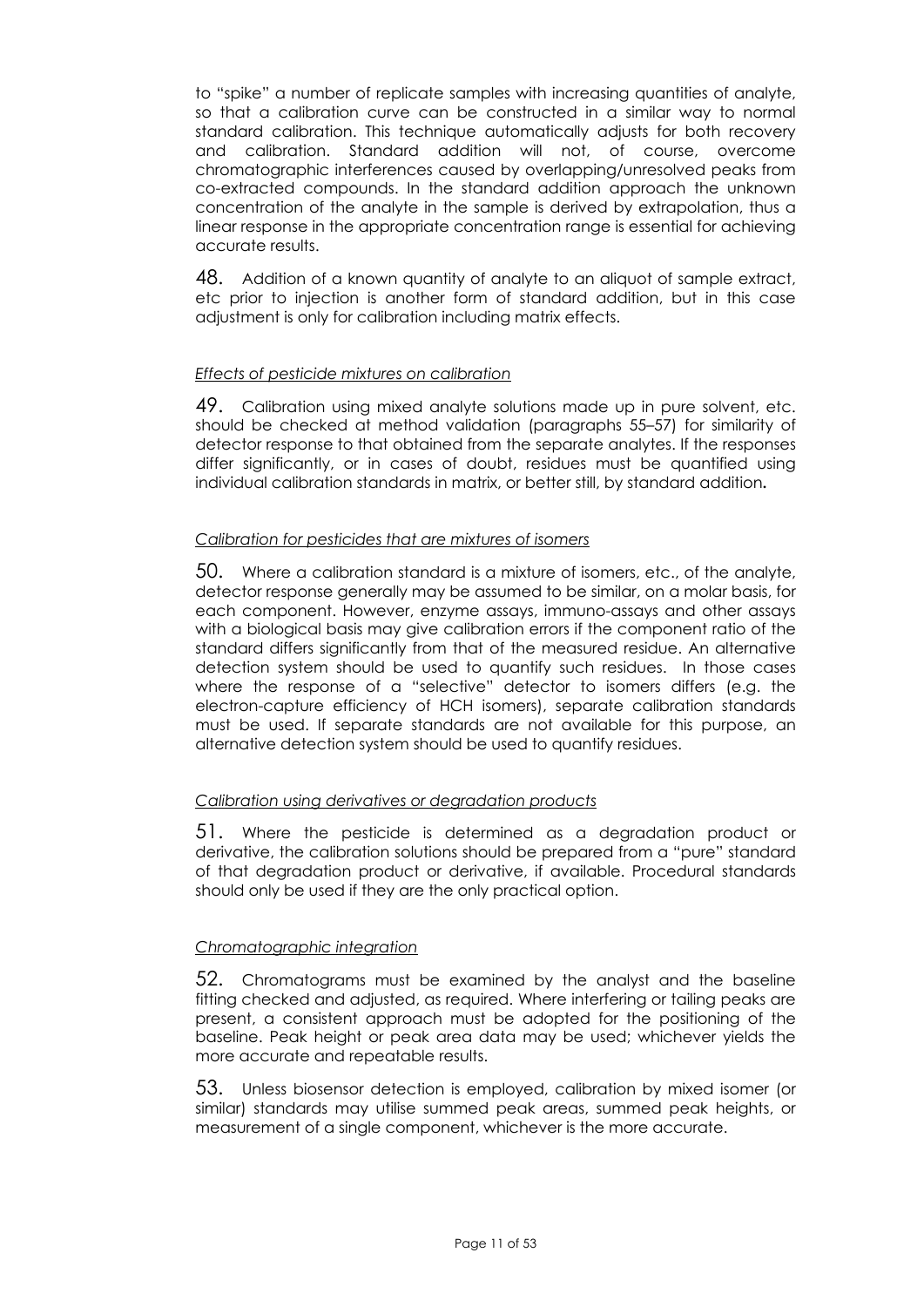to "spike" a number of replicate samples with increasing quantities of analyte, so that a calibration curve can be constructed in a similar way to normal standard calibration. This technique automatically adjusts for both recovery and calibration. Standard addition will not, of course, overcome chromatographic interferences caused by overlapping/unresolved peaks from co-extracted compounds. In the standard addition approach the unknown concentration of the analyte in the sample is derived by extrapolation, thus a linear response in the appropriate concentration range is essential for achieving accurate results.

48. Addition of a known quantity of analyte to an aliquot of sample extract, etc prior to injection is another form of standard addition, but in this case adjustment is only for calibration including matrix effects.

*Effects of pesticide mixtures on calibration*

49. Calibration using mixed analyte solutions made up in pure solvent, etc. should be checked at method validation (paragraphs 55–57) for similarity of detector response to that obtained from the separate analytes. If the responses differ significantly, or in cases of doubt, residues must be quantified using individual calibration standards in matrix, or better still, by standard addition**.**

*Calibration for pesticides that are mixtures of isomers*

50. Where a calibration standard is a mixture of isomers, etc., of the analyte, detector response generally may be assumed to be similar, on a molar basis, for each component. However, enzyme assays, immuno-assays and other assays with a biological basis may give calibration errors if the component ratio of the standard differs significantly from that of the measured residue. An alternative detection system should be used to quantify such residues. In those cases where the response of a "selective" detector to isomers differs (e.g. the electron-capture efficiency of HCH isomers), separate calibration standards must be used. If separate standards are not available for this purpose, an alternative detection system should be used to quantify residues.

*Calibration using derivatives or degradation products*

51. Where the pesticide is determined as a degradation product or derivative, the calibration solutions should be prepared from a "pure" standard of that degradation product or derivative, if available. Procedural standards should only be used if they are the only practical option.

*Chromatographic integration*

52. Chromatograms must be examined by the analyst and the baseline fitting checked and adjusted, as required. Where interfering or tailing peaks are present, a consistent approach must be adopted for the positioning of the baseline. Peak height or peak area data may be used; whichever yields the more accurate and repeatable results.

53. Unless biosensor detection is employed, calibration by mixed isomer (or similar) standards may utilise summed peak areas, summed peak heights, or measurement of a single component, whichever is the more accurate.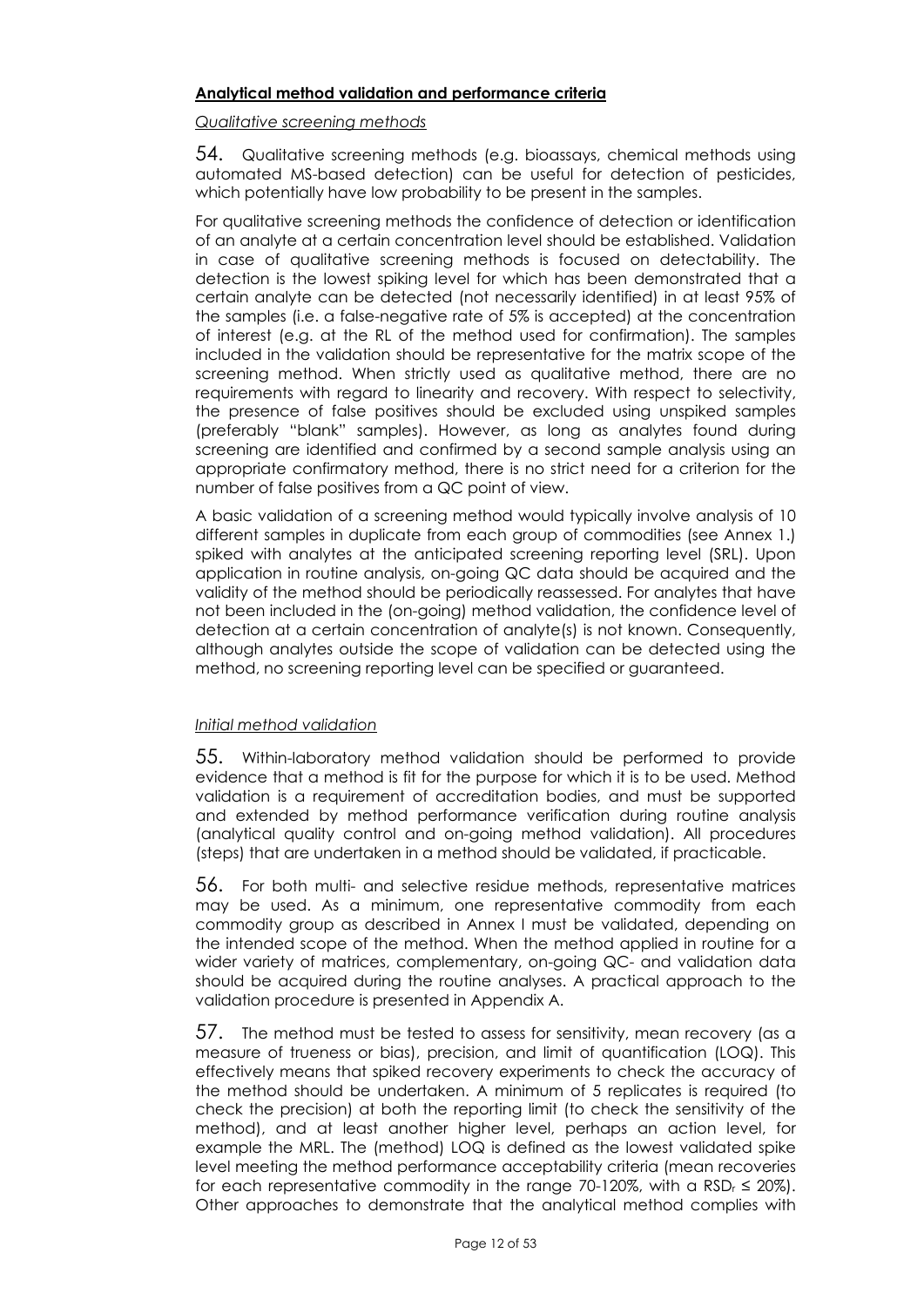## **Analytical method validation and performance criteria**

*Qualitative screening methods*

54. Qualitative screening methods (e.g. bioassays, chemical methods using automated MS-based detection) can be useful for detection of pesticides, which potentially have low probability to be present in the samples.

For qualitative screening methods the confidence of detection or identification of an analyte at a certain concentration level should be established. Validation in case of qualitative screening methods is focused on detectability. The detection is the lowest spiking level for which has been demonstrated that a certain analyte can be detected (not necessarily identified) in at least 95% of the samples (i.e. a false-negative rate of 5% is accepted) at the concentration of interest (e.g. at the RL of the method used for confirmation). The samples included in the validation should be representative for the matrix scope of the screening method. When strictly used as qualitative method, there are no requirements with regard to linearity and recovery. With respect to selectivity, the presence of false positives should be excluded using unspiked samples (preferably "blank" samples). However, as long as analytes found during screening are identified and confirmed by a second sample analysis using an appropriate confirmatory method, there is no strict need for a criterion for the number of false positives from a QC point of view.

A basic validation of a screening method would typically involve analysis of 10 different samples in duplicate from each group of commodities (see Annex 1.) spiked with analytes at the anticipated screening reporting level (SRL). Upon application in routine analysis, on-going QC data should be acquired and the validity of the method should be periodically reassessed. For analytes that have not been included in the (on-going) method validation, the confidence level of detection at a certain concentration of analyte(s) is not known. Consequently, although analytes outside the scope of validation can be detected using the method, no screening reporting level can be specified or guaranteed.

*Initial method validation*

55. Within-laboratory method validation should be performed to provide evidence that a method is fit for the purpose for which it is to be used. Method validation is a requirement of accreditation bodies, and must be supported and extended by method performance verification during routine analysis (analytical quality control and on-going method validation). All procedures (steps) that are undertaken in a method should be validated, if practicable.

56. For both multi- and selective residue methods, representative matrices may be used. As a minimum, one representative commodity from each commodity group as described in Annex I must be validated, depending on the intended scope of the method. When the method applied in routine for a wider variety of matrices, complementary, on-going QC- and validation data should be acquired during the routine analyses. A practical approach to the validation procedure is presented in Appendix A.

57. The method must be tested to assess for sensitivity, mean recovery (as a measure of trueness or bias), precision, and limit of quantification (LOQ). This effectively means that spiked recovery experiments to check the accuracy of the method should be undertaken. A minimum of 5 replicates is required (to check the precision) at both the reporting limit (to check the sensitivity of the method), and at least another higher level, perhaps an action level, for example the MRL. The (method) LOQ is defined as the lowest validated spike level meeting the method performance acceptability criteria (mean recoveries for each representative commodity in the range 70-120%, with a $RSD_r \leq 20\%$). Other approaches to demonstrate that the analytical method complies with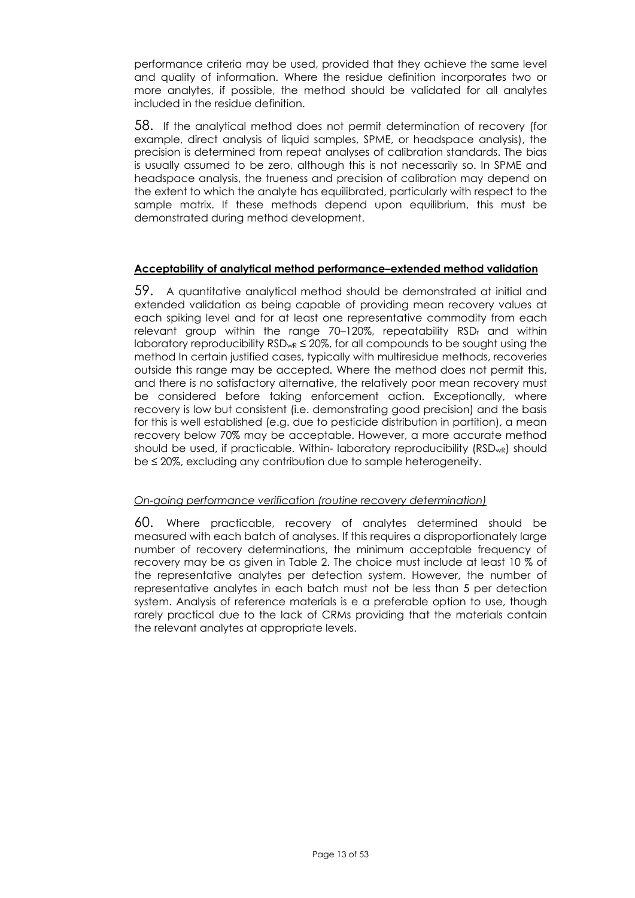performance criteria may be used, provided that they achieve the same level and quality of information. Where the residue definition incorporates two or more analytes, if possible, the method should be validated for all analytes included in the residue definition.

58. If the analytical method does not permit determination of recovery (for example, direct analysis of liquid samples, SPME, or headspace analysis), the precision is determined from repeat analyses of calibration standards. The bias is usually assumed to be zero, although this is not necessarily so. In SPME and headspace analysis, the trueness and precision of calibration may depend on the extent to which the analyte has equilibrated, particularly with respect to the sample matrix. If these methods depend upon equilibrium, this must be demonstrated during method development.

## Acceptability of analytical method performance–extended method validation

59. A quantitative analytical method should be demonstrated at initial and extended validation as being capable of providing mean recovery values at each spiking level and for at least one representative commodity from each relevant group within the range 70–120%, repeatability $RSD_r$ and within laboratory reproducibility $RSD_{wR} \leq 20\%$, for all compounds to be sought using the method In certain justified cases, typically with multiresidue methods, recoveries outside this range may be accepted. Where the method does not permit this, and there is no satisfactory alternative, the relatively poor mean recovery must be considered before taking enforcement action. Exceptionally, where recovery is low but consistent (i.e. demonstrating good precision) and the basis for this is well established (e.g. due to pesticide distribution in partition), a mean recovery below 70% may be acceptable. However, a more accurate method should be used, if practicable. Within- laboratory reproducibility ($RSD_{wR}$) should be ≤ 20%, excluding any contribution due to sample heterogeneity.

### *On-going performance verification (routine recovery determination)*

60. Where practicable, recovery of analytes determined should be measured with each batch of analyses. If this requires a disproportionately large number of recovery determinations, the minimum acceptable frequency of recovery may be as given in Table 2. The choice must include at least 10 % of the representative analytes per detection system. However, the number of representative analytes in each batch must not be less than 5 per detection system. Analysis of reference materials is e a preferable option to use, though rarely practical due to the lack of CRMs providing that the materials contain the relevant analytes at appropriate levels.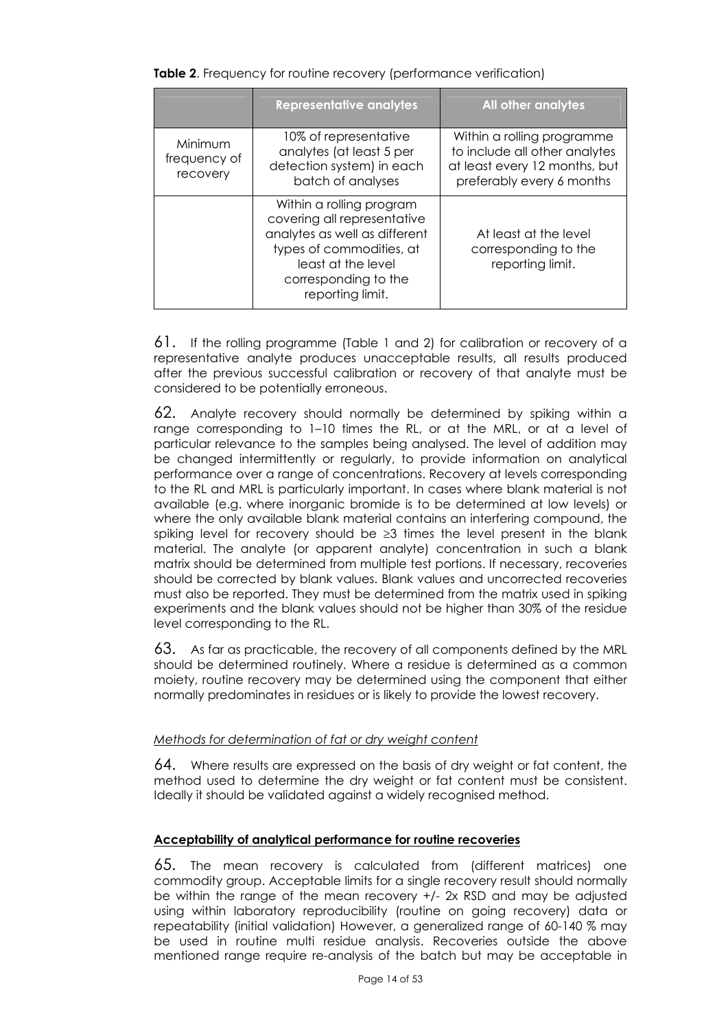**Table 2**. Frequency for routine recovery (performance verification)

| | Representative analytes | All other analytes |
|---|---|---|
| Minimum frequency of recovery | 10% of representative analytes (at least 5 per detection system) in each batch of analyses | Within a rolling programme to include all other analytes at least every 12 months, but preferably every 6 months |
| | Within a rolling program covering all representative analytes as well as different types of commodities, at least at the level corresponding to the reporting limit. | At least at the level corresponding to the reporting limit. |

61. If the rolling programme (Table 1 and 2) for calibration or recovery of a representative analyte produces unacceptable results, all results produced after the previous successful calibration or recovery of that analyte must be considered to be potentially erroneous.

62. Analyte recovery should normally be determined by spiking within a range corresponding to 1–10 times the RL, or at the MRL, or at a level of particular relevance to the samples being analysed. The level of addition may be changed intermittently or regularly, to provide information on analytical performance over a range of concentrations. Recovery at levels corresponding to the RL and MRL is particularly important. In cases where blank material is not available (e.g. where inorganic bromide is to be determined at low levels) or where the only available blank material contains an interfering compound, the spiking level for recovery should be ≥3 times the level present in the blank material. The analyte (or apparent analyte) concentration in such a blank matrix should be determined from multiple test portions. If necessary, recoveries should be corrected by blank values. Blank values and uncorrected recoveries must also be reported. They must be determined from the matrix used in spiking experiments and the blank values should not be higher than 30% of the residue level corresponding to the RL.

63. As far as practicable, the recovery of all components defined by the MRL should be determined routinely. Where a residue is determined as a common moiety, routine recovery may be determined using the component that either normally predominates in residues or is likely to provide the lowest recovery.

*Methods for determination of fat or dry weight content*

64. Where results are expressed on the basis of dry weight or fat content, the method used to determine the dry weight or fat content must be consistent. Ideally it should be validated against a widely recognised method.

**Acceptability of analytical performance for routine recoveries**

65. The mean recovery is calculated from (different matrices) one commodity group. Acceptable limits for a single recovery result should normally be within the range of the mean recovery +/- 2x RSD and may be adjusted using within laboratory reproducibility (routine on going recovery) data or repeatability (initial validation) However, a generalized range of 60-140 % may be used in routine multi residue analysis. Recoveries outside the above mentioned range require re-analysis of the batch but may be acceptable in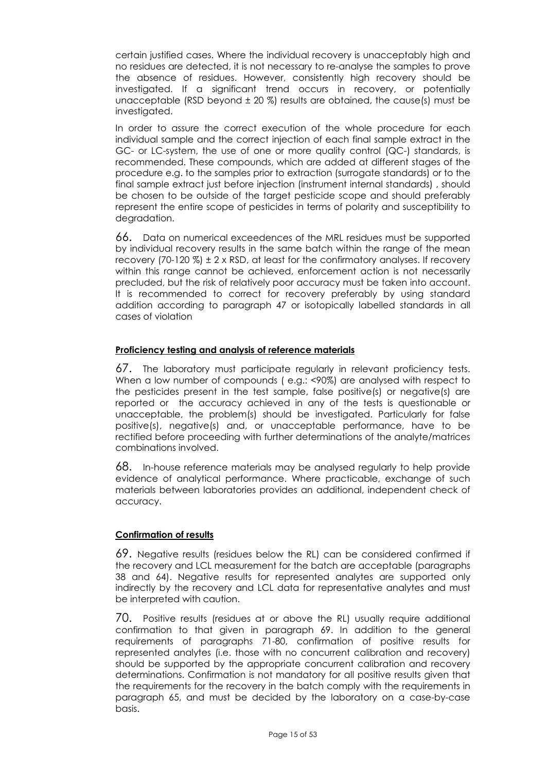certain justified cases. Where the individual recovery is unacceptably high and no residues are detected, it is not necessary to re-analyse the samples to prove the absence of residues. However, consistently high recovery should be investigated. If a significant trend occurs in recovery, or potentially unacceptable (RSD beyond ± 20 %) results are obtained, the cause(s) must be investigated.

In order to assure the correct execution of the whole procedure for each individual sample and the correct injection of each final sample extract in the GC- or LC-system, the use of one or more quality control (QC-) standards, is recommended. These compounds, which are added at different stages of the procedure e.g. to the samples prior to extraction (surrogate standards) or to the final sample extract just before injection (instrument internal standards) , should be chosen to be outside of the target pesticide scope and should preferably represent the entire scope of pesticides in terms of polarity and susceptibility to degradation.

66. Data on numerical exceedences of the MRL residues must be supported by individual recovery results in the same batch within the range of the mean recovery (70-120 %) ± 2 x RSD, at least for the confirmatory analyses. If recovery within this range cannot be achieved, enforcement action is not necessarily precluded, but the risk of relatively poor accuracy must be taken into account. It is recommended to correct for recovery preferably by using standard addition according to paragraph 47 or isotopically labelled standards in all cases of violation

**Proficiency testing and analysis of reference materials**

67. The laboratory must participate regularly in relevant proficiency tests. When a low number of compounds ( e.g.: <90%) are analysed with respect to the pesticides present in the test sample, false positive(s) or negative(s) are reported or the accuracy achieved in any of the tests is questionable or unacceptable, the problem(s) should be investigated. Particularly for false positive(s), negative(s) and, or unacceptable performance, have to be rectified before proceeding with further determinations of the analyte/matrices combinations involved.

68. In-house reference materials may be analysed regularly to help provide evidence of analytical performance. Where practicable, exchange of such materials between laboratories provides an additional, independent check of accuracy.

**Confirmation of results**

69. Negative results (residues below the RL) can be considered confirmed if the recovery and LCL measurement for the batch are acceptable (paragraphs 38 and 64). Negative results for represented analytes are supported only indirectly by the recovery and LCL data for representative analytes and must be interpreted with caution.

70. Positive results (residues at or above the RL) usually require additional confirmation to that given in paragraph 69. In addition to the general requirements of paragraphs 71-80, confirmation of positive results for represented analytes (i.e. those with no concurrent calibration and recovery) should be supported by the appropriate concurrent calibration and recovery determinations. Confirmation is not mandatory for all positive results given that the requirements for the recovery in the batch comply with the requirements in paragraph 65, and must be decided by the laboratory on a case-by-case basis.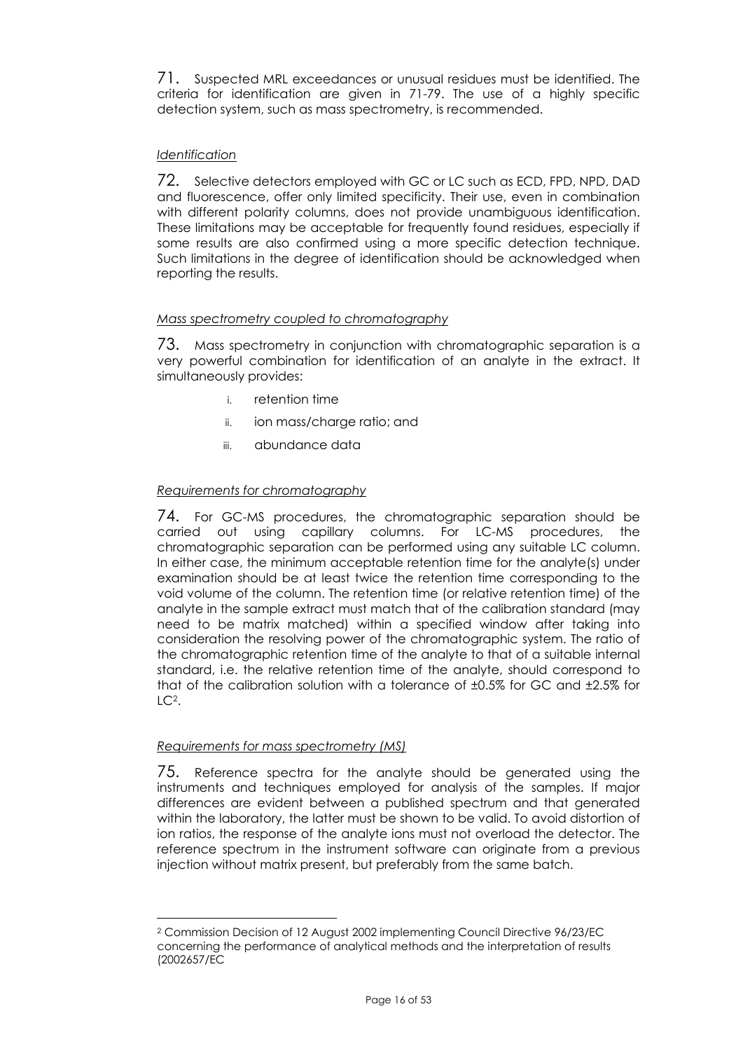71. Suspected MRL exceedances or unusual residues must be identified. The criteria for identification are given in 71-79. The use of a highly specific detection system, such as mass spectrometry, is recommended.

*Identification*

72. Selective detectors employed with GC or LC such as ECD, FPD, NPD, DAD and fluorescence, offer only limited specificity. Their use, even in combination with different polarity columns, does not provide unambiguous identification. These limitations may be acceptable for frequently found residues, especially if some results are also confirmed using a more specific detection technique. Such limitations in the degree of identification should be acknowledged when reporting the results.

*Mass spectrometry coupled to chromatography*

73. Mass spectrometry in conjunction with chromatographic separation is a very powerful combination for identification of an analyte in the extract. It simultaneously provides:

i. retention time
ii. ion mass/charge ratio; and
iii. abundance data

*Requirements for chromatography*

74. For GC-MS procedures, the chromatographic separation should be carried out using capillary columns. For LC-MS procedures, the chromatographic separation can be performed using any suitable LC column. In either case, the minimum acceptable retention time for the analyte(s) under examination should be at least twice the retention time corresponding to the void volume of the column. The retention time (or relative retention time) of the analyte in the sample extract must match that of the calibration standard (may need to be matrix matched) within a specified window after taking into consideration the resolving power of the chromatographic system. The ratio of the chromatographic retention time of the analyte to that of a suitable internal standard, i.e. the relative retention time of the analyte, should correspond to that of the calibration solution with a tolerance of ±0.5% for GC and ±2.5% for LC[2].

*Requirements for mass spectrometry (MS)*

75. Reference spectra for the analyte should be generated using the instruments and techniques employed for analysis of the samples. If major differences are evident between a published spectrum and that generated within the laboratory, the latter must be shown to be valid. To avoid distortion of ion ratios, the response of the analyte ions must not overload the detector. The reference spectrum in the instrument software can originate from a previous injection without matrix present, but preferably from the same batch.

---

[2] Commission Decision of 12 August 2002 implementing Council Directive 96/23/EC concerning the performance of analytical methods and the interpretation of results (2002657/EC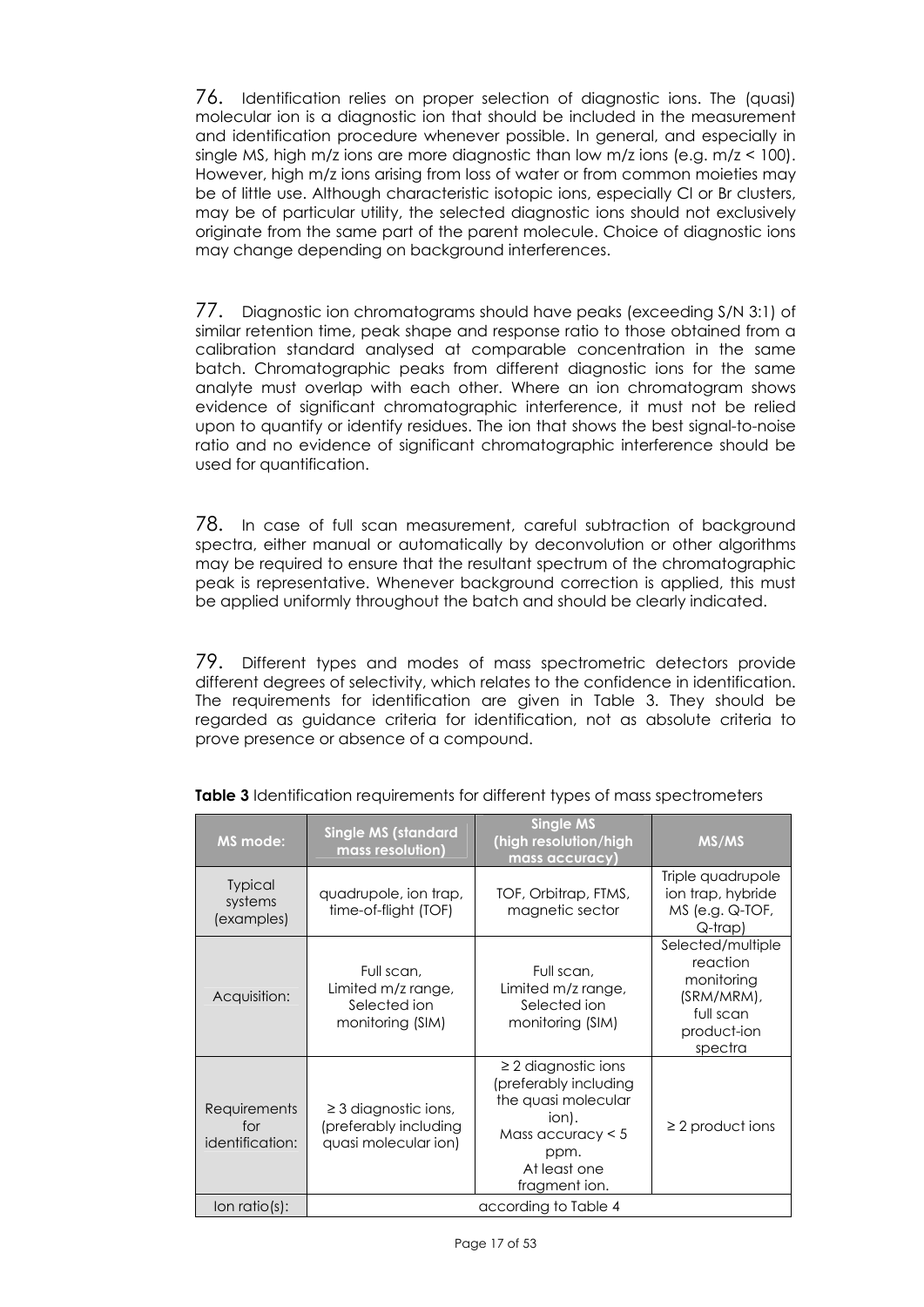76. Identification relies on proper selection of diagnostic ions. The (quasi) molecular ion is a diagnostic ion that should be included in the measurement and identification procedure whenever possible. In general, and especially in single MS, high m/z ions are more diagnostic than low m/z ions (e.g. m/z < 100). However, high m/z ions arising from loss of water or from common moieties may be of little use. Although characteristic isotopic ions, especially Cl or Br clusters, may be of particular utility, the selected diagnostic ions should not exclusively originate from the same part of the parent molecule. Choice of diagnostic ions may change depending on background interferences.

77. Diagnostic ion chromatograms should have peaks (exceeding S/N 3:1) of similar retention time, peak shape and response ratio to those obtained from a calibration standard analysed at comparable concentration in the same batch. Chromatographic peaks from different diagnostic ions for the same analyte must overlap with each other. Where an ion chromatogram shows evidence of significant chromatographic interference, it must not be relied upon to quantify or identify residues. The ion that shows the best signal-to-noise ratio and no evidence of significant chromatographic interference should be used for quantification.

78. In case of full scan measurement, careful subtraction of background spectra, either manual or automatically by deconvolution or other algorithms may be required to ensure that the resultant spectrum of the chromatographic peak is representative. Whenever background correction is applied, this must be applied uniformly throughout the batch and should be clearly indicated.

79. Different types and modes of mass spectrometric detectors provide different degrees of selectivity, which relates to the confidence in identification. The requirements for identification are given in Table 3. They should be regarded as guidance criteria for identification, not as absolute criteria to prove presence or absence of a compound.

**Table 3** Identification requirements for different types of mass spectrometers

| MS mode: | Single MS (standard mass resolution) | Single MS (high resolution/high mass accuracy) | MS/MS |
|---|---|---|---|
| Typical systems (examples) | quadrupole, ion trap, time-of-flight (TOF) | TOF, Orbitrap, FTMS, magnetic sector | Triple quadrupole ion trap, hybride MS (e.g. Q-TOF, Q-trap) |
| Acquisition: | Full scan, Limited m/z range, Selected ion monitoring (SIM) | Full scan, Limited m/z range, Selected ion monitoring (SIM) | Selected/multiple reaction monitoring (SRM/MRM), full scan product-ion spectra |
| Requirements for identification: | ≥ 3 diagnostic ions, (preferably including quasi molecular ion) | ≥ 2 diagnostic ions (preferably including the quasi molecular ion). Mass accuracy < 5 ppm. At least one fragment ion. | ≥ 2 product ions |
| Ion ratio(s): | according to Table 4 | | |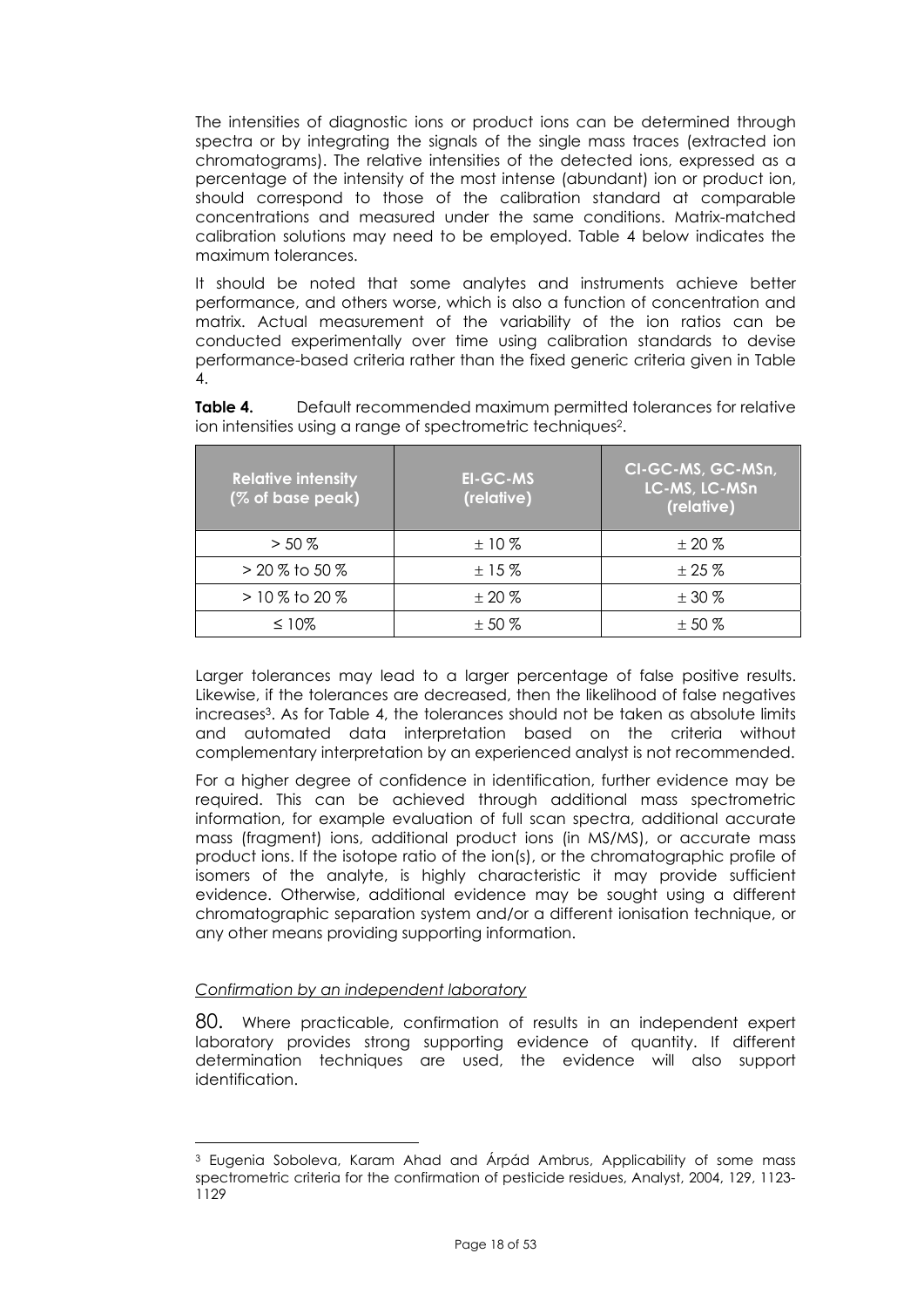The intensities of diagnostic ions or product ions can be determined through spectra or by integrating the signals of the single mass traces (extracted ion chromatograms). The relative intensities of the detected ions, expressed as a percentage of the intensity of the most intense (abundant) ion or product ion, should correspond to those of the calibration standard at comparable concentrations and measured under the same conditions. Matrix-matched calibration solutions may need to be employed. Table 4 below indicates the maximum tolerances.

It should be noted that some analytes and instruments achieve better performance, and others worse, which is also a function of concentration and matrix. Actual measurement of the variability of the ion ratios can be conducted experimentally over time using calibration standards to devise performance-based criteria rather than the fixed generic criteria given in Table 4.

**Table 4.** Default recommended maximum permitted tolerances for relative ion intensities using a range of spectrometric techniques[2].

| Relative intensity (% of base peak) | EI-GC-MS (relative) | CI-GC-MS, GC-MSn, LC-MS, LC-MSn (relative) |
| --- | --- | --- |
| > 50 % | ± 10 % | ± 20 % |
| > 20 % to 50 % | ± 15 % | ± 25 % |
| > 10 % to 20 % | ± 20 % | ± 30 % |
| ≤ 10% | ± 50 % | ± 50 % |

Larger tolerances may lead to a larger percentage of false positive results. Likewise, if the tolerances are decreased, then the likelihood of false negatives increases[3]. As for Table 4, the tolerances should not be taken as absolute limits and automated data interpretation based on the criteria without complementary interpretation by an experienced analyst is not recommended.

For a higher degree of confidence in identification, further evidence may be required. This can be achieved through additional mass spectrometric information, for example evaluation of full scan spectra, additional accurate mass (fragment) ions, additional product ions (in MS/MS), or accurate mass product ions. If the isotope ratio of the ion(s), or the chromatographic profile of isomers of the analyte, is highly characteristic it may provide sufficient evidence. Otherwise, additional evidence may be sought using a different chromatographic separation system and/or a different ionisation technique, or any other means providing supporting information.

*Confirmation by an independent laboratory*

80. Where practicable, confirmation of results in an independent expert laboratory provides strong supporting evidence of quantity. If different determination techniques are used, the evidence will also support identification.

[3] Eugenia Soboleva, Karam Ahad and Árpád Ambrus, Applicability of some mass spectrometric criteria for the confirmation of pesticide residues, Analyst, 2004, 129, 1123-1129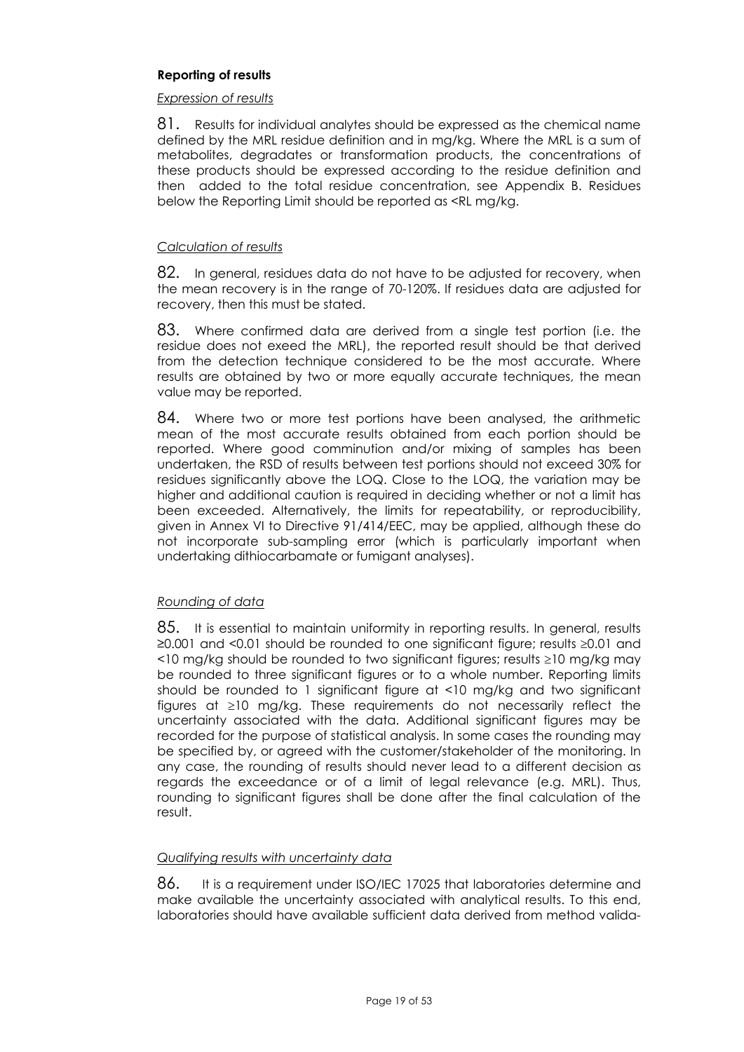### Reporting of results

*Expression of results*

81. Results for individual analytes should be expressed as the chemical name defined by the MRL residue definition and in mg/kg. Where the MRL is a sum of metabolites, degradates or transformation products, the concentrations of these products should be expressed according to the residue definition and then added to the total residue concentration, see Appendix B. Residues below the Reporting Limit should be reported as <RL mg/kg.

*Calculation of results*

82. In general, residues data do not have to be adjusted for recovery, when the mean recovery is in the range of 70-120%. If residues data are adjusted for recovery, then this must be stated.

83. Where confirmed data are derived from a single test portion (i.e. the residue does not exeed the MRL), the reported result should be that derived from the detection technique considered to be the most accurate. Where results are obtained by two or more equally accurate techniques, the mean value may be reported.

84. Where two or more test portions have been analysed, the arithmetic mean of the most accurate results obtained from each portion should be reported. Where good comminution and/or mixing of samples has been undertaken, the RSD of results between test portions should not exceed 30% for residues significantly above the LOQ. Close to the LOQ, the variation may be higher and additional caution is required in deciding whether or not a limit has been exceeded. Alternatively, the limits for repeatability, or reproducibility, given in Annex VI to Directive 91/414/EEC, may be applied, although these do not incorporate sub-sampling error (which is particularly important when undertaking dithiocarbamate or fumigant analyses).

*Rounding of data*

85. It is essential to maintain uniformity in reporting results. In general, results ≥0.001 and <0.01 should be rounded to one significant figure; results ≥0.01 and <10 mg/kg should be rounded to two significant figures; results ≥10 mg/kg may be rounded to three significant figures or to a whole number. Reporting limits should be rounded to 1 significant figure at <10 mg/kg and two significant figures at ≥10 mg/kg. These requirements do not necessarily reflect the uncertainty associated with the data. Additional significant figures may be recorded for the purpose of statistical analysis. In some cases the rounding may be specified by, or agreed with the customer/stakeholder of the monitoring. In any case, the rounding of results should never lead to a different decision as regards the exceedance or of a limit of legal relevance (e.g. MRL). Thus, rounding to significant figures shall be done after the final calculation of the result.

*Qualifying results with uncertainty data*

86. It is a requirement under ISO/IEC 17025 that laboratories determine and make available the uncertainty associated with analytical results. To this end, laboratories should have available sufficient data derived from method valida-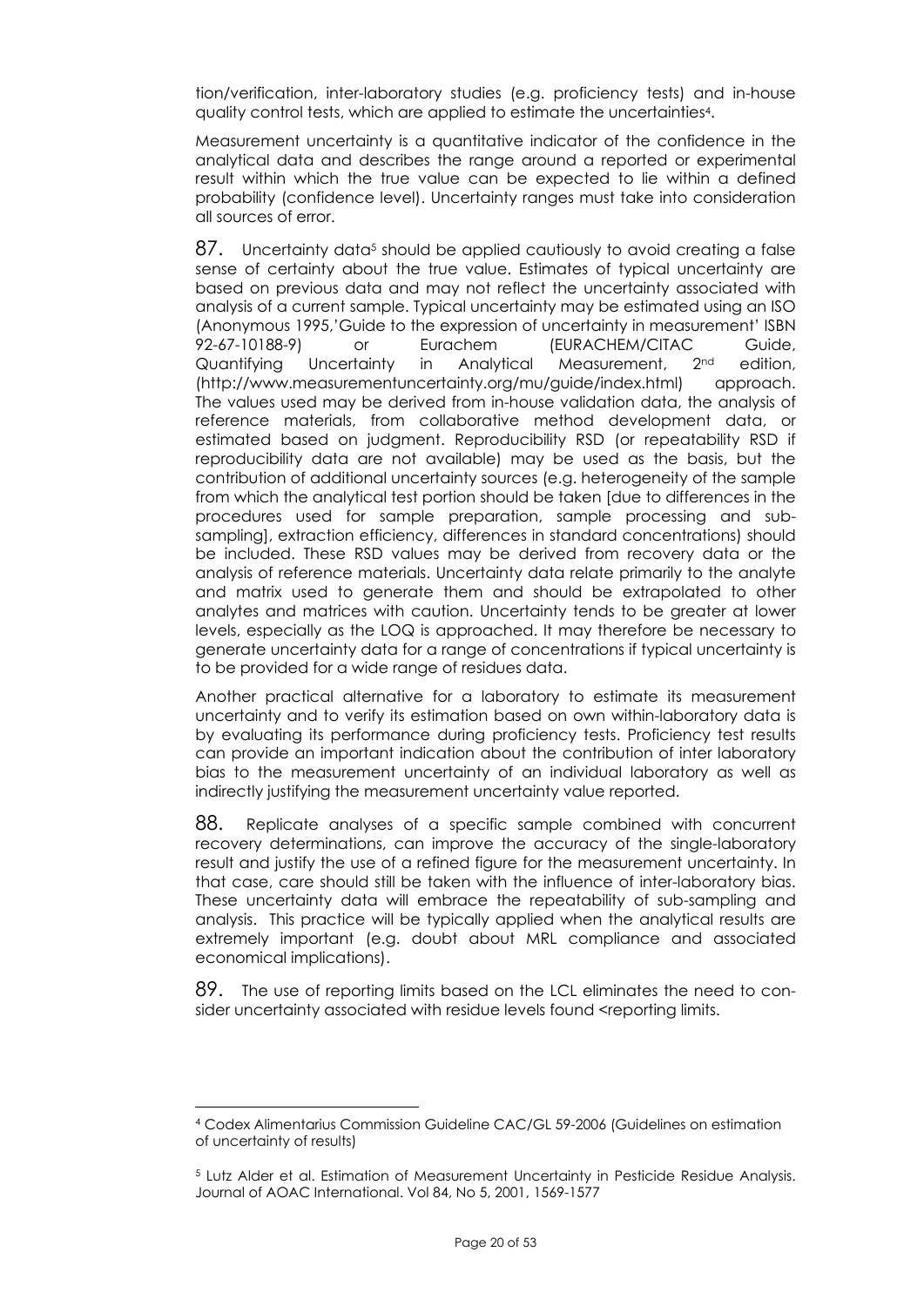tion/verification, inter-laboratory studies (e.g. proficiency tests) and in-house quality control tests, which are applied to estimate the uncertainties[4].

Measurement uncertainty is a quantitative indicator of the confidence in the analytical data and describes the range around a reported or experimental result within which the true value can be expected to lie within a defined probability (confidence level). Uncertainty ranges must take into consideration all sources of error.

87. Uncertainty data[5] should be applied cautiously to avoid creating a false sense of certainty about the true value. Estimates of typical uncertainty are based on previous data and may not reflect the uncertainty associated with analysis of a current sample. Typical uncertainty may be estimated using an ISO (Anonymous 1995,'Guide to the expression of uncertainty in measurement' ISBN 92-67-10188-9) or Eurachem (EURACHEM/CITAC Guide, Quantifying Uncertainty in Analytical Measurement, 2nd edition, (http://www.measurementuncertainty.org/mu/guide/index.html) approach. The values used may be derived from in-house validation data, the analysis of reference materials, from collaborative method development data, or estimated based on judgment. Reproducibility RSD (or repeatability RSD if reproducibility data are not available) may be used as the basis, but the contribution of additional uncertainty sources (e.g. heterogeneity of the sample from which the analytical test portion should be taken [due to differences in the procedures used for sample preparation, sample processing and sub-sampling], extraction efficiency, differences in standard concentrations) should be included. These RSD values may be derived from recovery data or the analysis of reference materials. Uncertainty data relate primarily to the analyte and matrix used to generate them and should be extrapolated to other analytes and matrices with caution. Uncertainty tends to be greater at lower levels, especially as the LOQ is approached. It may therefore be necessary to generate uncertainty data for a range of concentrations if typical uncertainty is to be provided for a wide range of residues data.

Another practical alternative for a laboratory to estimate its measurement uncertainty and to verify its estimation based on own within-laboratory data is by evaluating its performance during proficiency tests. Proficiency test results can provide an important indication about the contribution of inter laboratory bias to the measurement uncertainty of an individual laboratory as well as indirectly justifying the measurement uncertainty value reported.

88. Replicate analyses of a specific sample combined with concurrent recovery determinations, can improve the accuracy of the single-laboratory result and justify the use of a refined figure for the measurement uncertainty. In that case, care should still be taken with the influence of inter-laboratory bias. These uncertainty data will embrace the repeatability of sub-sampling and analysis. This practice will be typically applied when the analytical results are extremely important (e.g. doubt about MRL compliance and associated economical implications).

89. The use of reporting limits based on the LCL eliminates the need to consider uncertainty associated with residue levels found <reporting limits.

---

[4] Codex Alimentarius Commission Guideline CAC/GL 59-2006 (Guidelines on estimation of uncertainty of results)

[5] Lutz Alder et al. Estimation of Measurement Uncertainty in Pesticide Residue Analysis. Journal of AOAC International. Vol 84, No 5, 2001, 1569-1577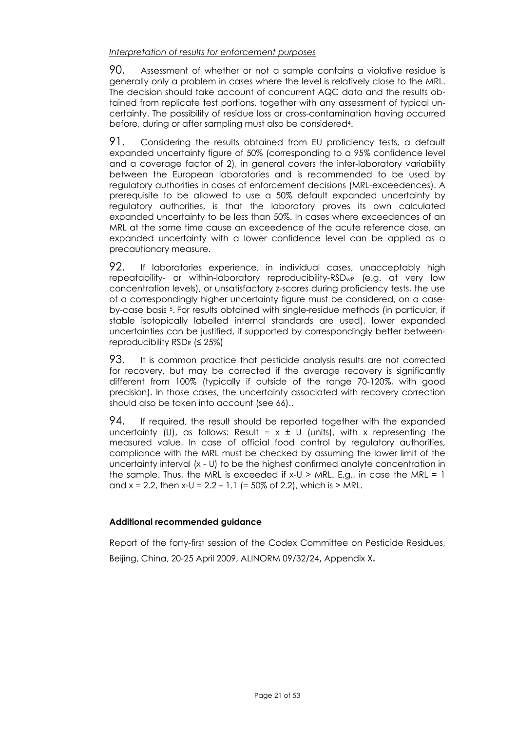*Interpretation of results for enforcement purposes*

90. Assessment of whether or not a sample contains a violative residue is generally only a problem in cases where the level is relatively close to the MRL. The decision should take account of concurrent AQC data and the results obtained from replicate test portions, together with any assessment of typical uncertainty. The possibility of residue loss or cross-contamination having occurred before, during or after sampling must also be considered[4].

91. Considering the results obtained from EU proficiency tests, a default expanded uncertainty figure of 50% (corresponding to a 95% confidence level and a coverage factor of 2), in general covers the inter-laboratory variability between the European laboratories and is recommended to be used by regulatory authorities in cases of enforcement decisions (MRL-exceedences). A prerequisite to be allowed to use a 50% default expanded uncertainty by regulatory authorities, is that the laboratory proves its own calculated expanded uncertainty to be less than 50%. In cases where exceedences of an MRL at the same time cause an exceedence of the acute reference dose, an expanded uncertainty with a lower confidence level can be applied as a precautionary measure.

92. If laboratories experience, in individual cases, unacceptably high repeatability- or within-laboratory reproducibility-$RSD_{wR}$ (e.g. at very low concentration levels), or unsatisfactory z-scores during proficiency tests, the use of a correspondingly higher uncertainty figure must be considered, on a case-by-case basis [5]. For results obtained with single-residue methods (in particular, if stable isotopically labelled internal standards are used), lower expanded uncertainties can be justified, if supported by correspondingly better between-reproducibility $RSD_R$ (≤ 25%)

93. It is common practice that pesticide analysis results are not corrected for recovery, but may be corrected if the average recovery is significantly different from 100% (typically if outside of the range 70-120%, with good precision). In those cases, the uncertainty associated with recovery correction should also be taken into account (see 66)..

94. If required, the result should be reported together with the expanded uncertainty (U), as follows: Result = $x \pm U$ (units), with x representing the measured value. In case of official food control by regulatory authorities, compliance with the MRL must be checked by assuming the lower limit of the uncertainty interval ($x - U$) to be the highest confirmed analyte concentration in the sample. Thus, the MRL is exceeded if $x-U >$ MRL. E.g., in case the MRL = 1 and $x = 2.2$, then $x-U = 2.2 - 1.1$ (= 50% of 2.2), which is > MRL.

**Additional recommended guidance**

Report of the forty-first session of the Codex Committee on Pesticide Residues, Beijing, China, 20-25 April 2009, ALINORM 09/32/24**,** Appendix X**.**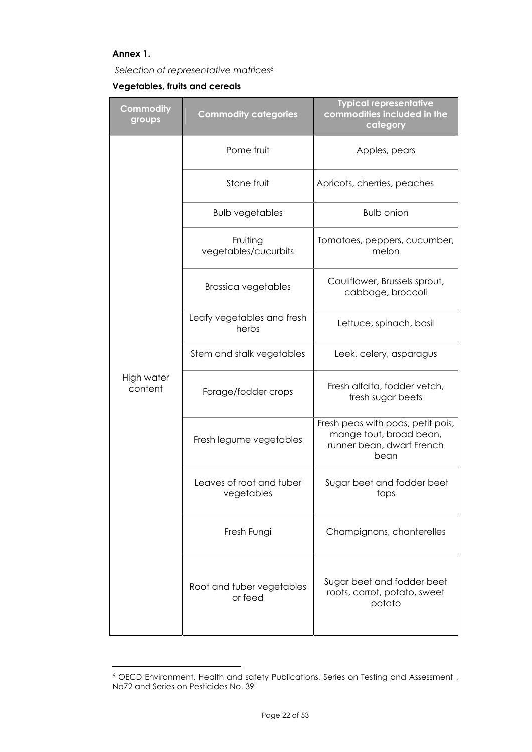**Annex 1.**

*Selection of representative matrices*[6]

**Vegetables, fruits and cereals**

| Commodity groups | Commodity categories | Typical representative commodities included in the category |
|---|---|---|
| High water content | Pome fruit | Apples, pears |
| | Stone fruit | Apricots, cherries, peaches |
| | Bulb vegetables | Bulb onion |
| | Fruiting vegetables/cucurbits | Tomatoes, peppers, cucumber, melon |
| | Brassica vegetables | Cauliflower, Brussels sprout, cabbage, broccoli |
| | Leafy vegetables and fresh herbs | Lettuce, spinach, basil |
| | Stem and stalk vegetables | Leek, celery, asparagus |
| | Forage/fodder crops | Fresh alfalfa, fodder vetch, fresh sugar beets |
| | Fresh legume vegetables | Fresh peas with pods, petit pois, mange tout, broad bean, runner bean, dwarf French bean |
| | Leaves of root and tuber vegetables | Sugar beet and fodder beet tops |
| | Fresh Fungi | Champignons, chanterelles |
| | Root and tuber vegetables or feed | Sugar beet and fodder beet roots, carrot, potato, sweet potato |

[6] OECD Environment, Health and safety Publications, Series on Testing and Assessment , No72 and Series on Pesticides No. 39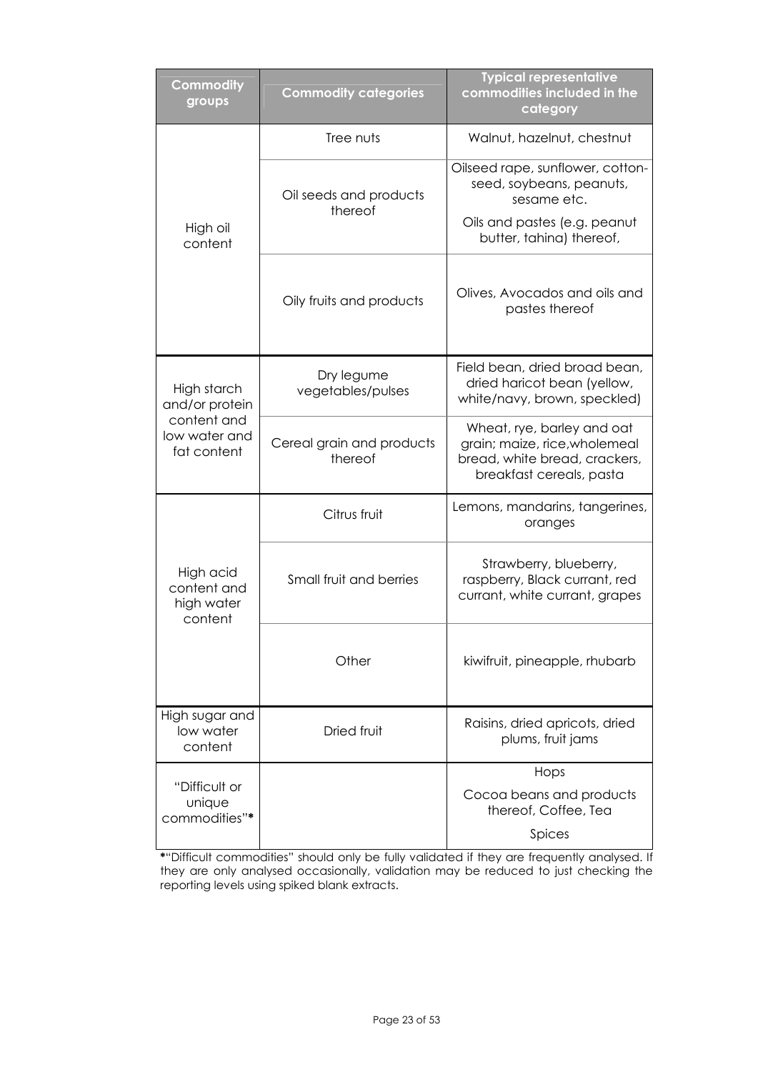| Commodity groups | Commodity categories | Typical representative commodities included in the category |
| --- | --- | --- |
| High oil content | Tree nuts | Walnut, hazelnut, chestnut |
| | Oil seeds and products thereof | Oilseed rape, sunflower, cotton-seed, soybeans, peanuts, sesame etc.<br>Oils and pastes (e.g. peanut butter, tahina) thereof, |
| | Oily fruits and products | Olives, Avocados and oils and pastes thereof |
| High starch and/or protein content and low water and fat content | Dry legume vegetables/pulses | Field bean, dried broad bean, dried haricot bean (yellow, white/navy, brown, speckled) |
| | Cereal grain and products thereof | Wheat, rye, barley and oat grain; maize, rice,wholemeal bread, white bread, crackers, breakfast cereals, pasta |
| High acid content and high water content | Citrus fruit | Lemons, mandarins, tangerines, oranges |
| | Small fruit and berries | Strawberry, blueberry, raspberry, Black currant, red currant, white currant, grapes |
| | Other | kiwifruit, pineapple, rhubarb |
| High sugar and low water content | Dried fruit | Raisins, dried apricots, dried plums, fruit jams |
| "Difficult or unique commodities"* | | Hops<br>Cocoa beans and products thereof, Coffee, Tea<br>Spices |

*"Difficult commodities" should only be fully validated if they are frequently analysed. If they are only analysed occasionally, validation may be reduced to just checking the reporting levels using spiked blank extracts.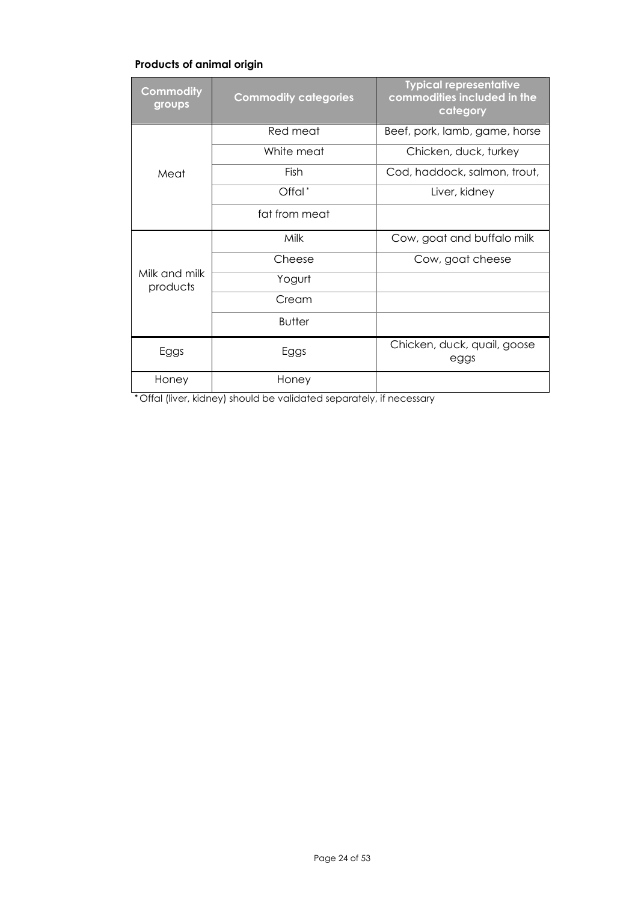**Products of animal origin**

| Commodity groups | Commodity categories | Typical representative commodities included in the category |
|---|---|---|
| Meat | Red meat | Beef, pork, lamb, game, horse |
| | White meat | Chicken, duck, turkey |
| | Fish | Cod, haddock, salmon, trout, |
| | Offal* | Liver, kidney |
| | fat from meat | |
| Milk and milk products | Milk | Cow, goat and buffalo milk |
| | Cheese | Cow, goat cheese |
| | Yogurt | |
| | Cream | |
| | Butter | |
| Eggs | Eggs | Chicken, duck, quail, goose eggs |
| Honey | Honey | |

* Offal (liver, kidney) should be validated separately, if necessary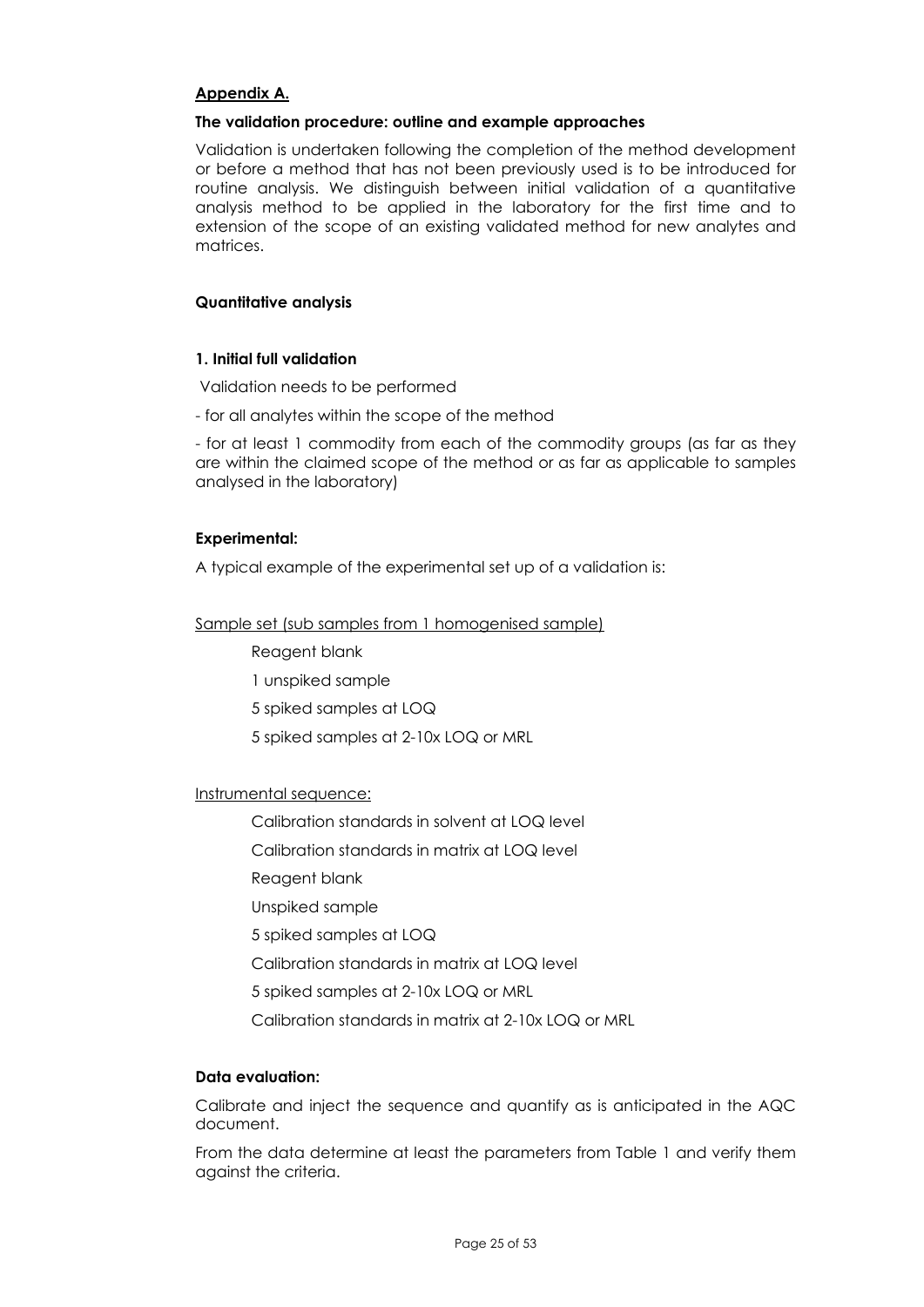## Appendix A.

### The validation procedure: outline and example approaches

Validation is undertaken following the completion of the method development or before a method that has not been previously used is to be introduced for routine analysis. We distinguish between initial validation of a quantitative analysis method to be applied in the laboratory for the first time and to extension of the scope of an existing validated method for new analytes and matrices.

### Quantitative analysis

#### 1. Initial full validation

Validation needs to be performed

- for all analytes within the scope of the method

- for at least 1 commodity from each of the commodity groups (as far as they are within the claimed scope of the method or as far as applicable to samples analysed in the laboratory)

#### Experimental:

A typical example of the experimental set up of a validation is:

Sample set (sub samples from 1 homogenised sample)

Reagent blank

1 unspiked sample

5 spiked samples at LOQ

5 spiked samples at 2-10x LOQ or MRL

Instrumental sequence:

Calibration standards in solvent at LOQ level

Calibration standards in matrix at LOQ level

Reagent blank

Unspiked sample

5 spiked samples at LOQ

Calibration standards in matrix at LOQ level

5 spiked samples at 2-10x LOQ or MRL

Calibration standards in matrix at 2-10x LOQ or MRL

#### Data evaluation:

Calibrate and inject the sequence and quantify as is anticipated in the AQC document.

From the data determine at least the parameters from Table 1 and verify them against the criteria.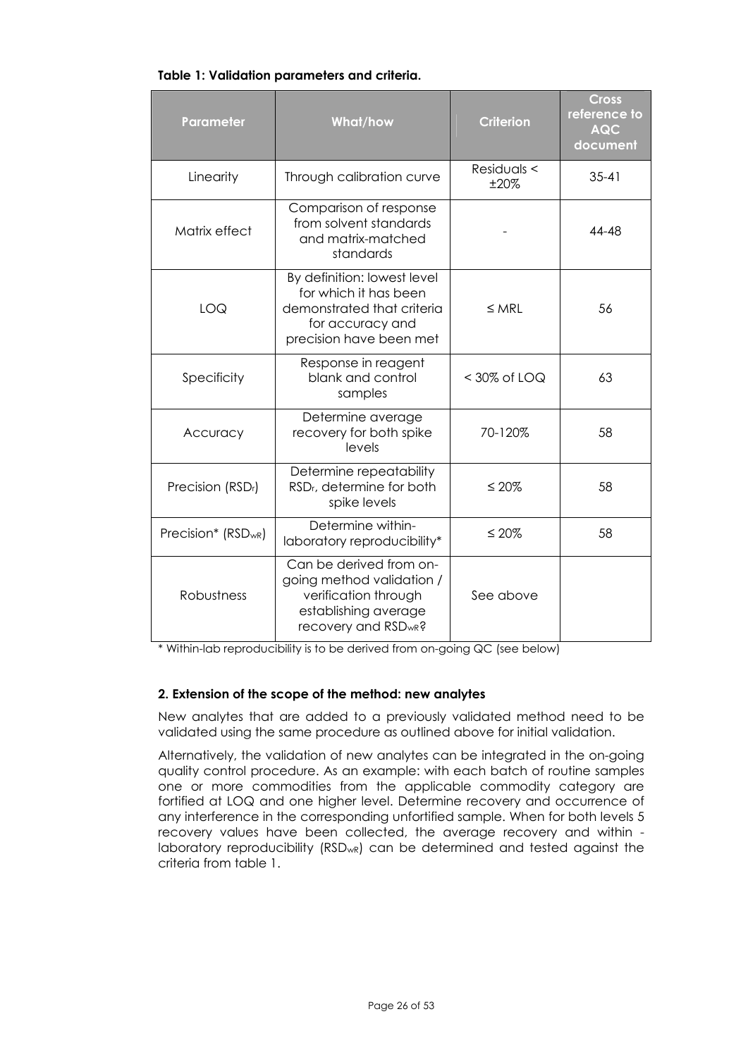**Table 1: Validation parameters and criteria.**

| Parameter | What/how | Criterion | Cross reference to AQC document |
|---|---|---|---|
| Linearity | Through calibration curve | Residuals < ±20% | 35-41 |
| Matrix effect | Comparison of response from solvent standards and matrix-matched standards | - | 44-48 |
| LOQ | By definition: lowest level for which it has been demonstrated that criteria for accuracy and precision have been met | ≤ MRL | 56 |
| Specificity | Response in reagent blank and control samples | < 30% of LOQ | 63 |
| Accuracy | Determine average recovery for both spike levels | 70-120% | 58 |
| Precision ($RSD_r$) | Determine repeatability $RSD_r$, determine for both spike levels | ≤ 20% | 58 |
| Precision* ($RSD_{wR}$) | Determine within-laboratory reproducibility* | ≤ 20% | 58 |
| Robustness | Can be derived from on-going method validation / verification through establishing average recovery and $RSD_{wR}$? | See above | |

\* Within-lab reproducibility is to be derived from on-going QC (see below)

**2. Extension of the scope of the method: new analytes**

New analytes that are added to a previously validated method need to be validated using the same procedure as outlined above for initial validation.

Alternatively, the validation of new analytes can be integrated in the on-going quality control procedure. As an example: with each batch of routine samples one or more commodities from the applicable commodity category are fortified at LOQ and one higher level. Determine recovery and occurrence of any interference in the corresponding unfortified sample. When for both levels 5 recovery values have been collected, the average recovery and within - laboratory reproducibility ($RSD_{wR}$) can be determined and tested against the criteria from table 1.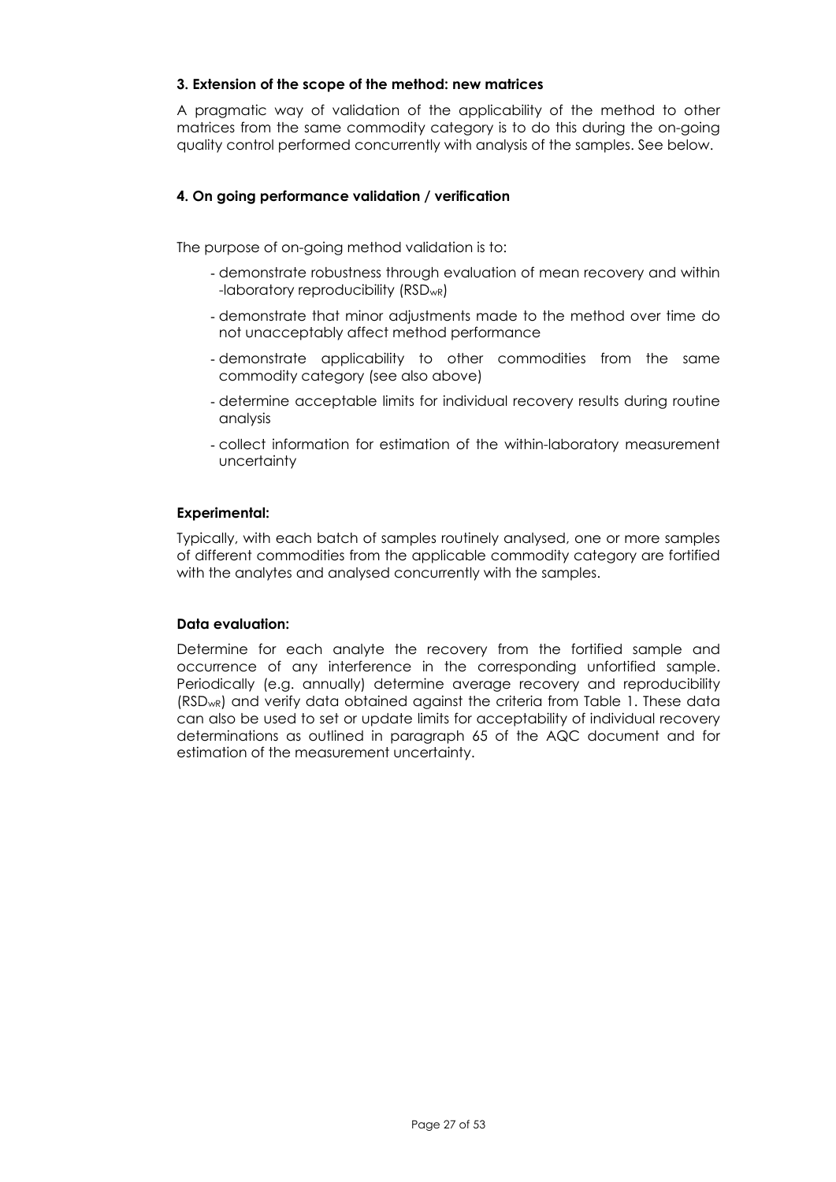### 3. Extension of the scope of the method: new matrices

A pragmatic way of validation of the applicability of the method to other matrices from the same commodity category is to do this during the on-going quality control performed concurrently with analysis of the samples. See below.

### 4. On going performance validation / verification

The purpose of on-going method validation is to:

- demonstrate robustness through evaluation of mean recovery and within -laboratory reproducibility ($RSD_{wR}$)
- demonstrate that minor adjustments made to the method over time do not unacceptably affect method performance
- demonstrate applicability to other commodities from the same commodity category (see also above)
- determine acceptable limits for individual recovery results during routine analysis
- collect information for estimation of the within-laboratory measurement uncertainty

**Experimental:**

Typically, with each batch of samples routinely analysed, one or more samples of different commodities from the applicable commodity category are fortified with the analytes and analysed concurrently with the samples.

**Data evaluation:**

Determine for each analyte the recovery from the fortified sample and occurrence of any interference in the corresponding unfortified sample. Periodically (e.g. annually) determine average recovery and reproducibility ($RSD_{wR}$) and verify data obtained against the criteria from Table 1. These data can also be used to set or update limits for acceptability of individual recovery determinations as outlined in paragraph 65 of the AQC document and for estimation of the measurement uncertainty.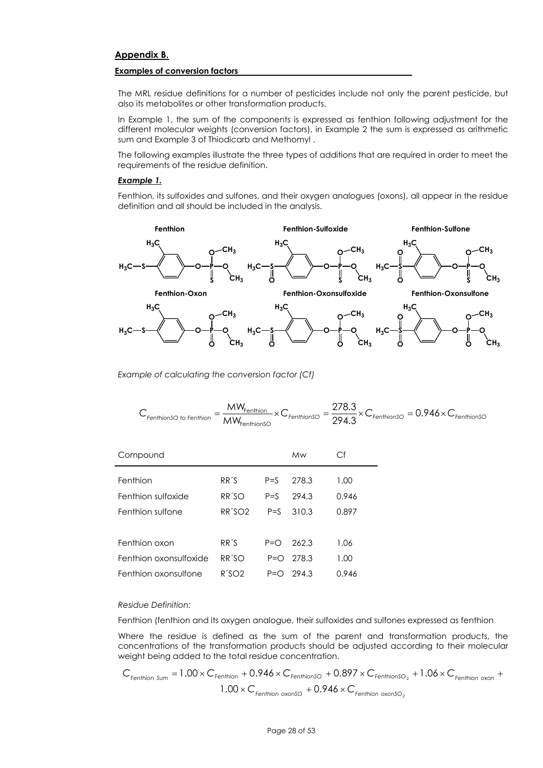## Appendix B.

#### Examples of conversion factors

The MRL residue definitions for a number of pesticides include not only the parent pesticide, but also its metabolites or other transformation products.

In Example 1, the sum of the components is expressed as fenthion following adjustment for the different molecular weights (conversion factors), in Example 2 the sum is expressed as arithmetic sum and Example 3 of Thiodicarb and Methomyl .

The following examples illustrate the three types of additions that are required in order to meet the requirements of the residue definition.

### *Example 1.*

Fenthion, its sulfoxides and sulfones, and their oxygen analogues (oxons), all appear in the residue definition and all should be included in the analysis.

Fenthion | Fenthion-Sulfoxide | Fenthion-Sulfone

Fenthion-Oxon | Fenthion-Oxonsulfoxide | Fenthion-Oxonsulfone

*Example of calculating the conversion factor (Cf)*

$$C_{FenthionSO\ to\ Fenthion} = \frac{MW_{Fenthion}}{MW_{FenthionSO}} \times C_{FenthionSO} = \frac{278.3}{294.3} \times C_{FenthionSO} = 0.946 \times C_{FenthionSO}$$

| Compound | | | Mw | Cf |
|---|---|---|---|---|
| Fenthion | RR´S | P=S | 278.3 | 1.00 |
| Fenthion sulfoxide | RR´SO | P=S | 294.3 | 0.946 |
| Fenthion sulfone | RR´SO2 | P=S | 310.3 | 0.897 |
| | | | | |
| Fenthion oxon | RR´S | P=O | 262.3 | 1.06 |
| Fenthion oxonsulfoxide | RR´SO | P=O | 278.3 | 1.00 |
| Fenthion oxonsulfone | R´SO2 | P=O | 294.3 | 0.946 |

*Residue Definition:*

Fenthion (fenthion and its oxygen analogue, their sulfoxides and sulfones expressed as fenthion

Where the residue is defined as the sum of the parent and transformation products, the concentrations of the transformation products should be adjusted according to their molecular weight being added to the total residue concentration.

$$C_{Fenthion\ Sum} = 1.00 \times C_{Fenthion} + 0.946 \times C_{FenthionSO} + 0.897 \times C_{FenthionSO_2} + 1.06 \times C_{Fenthion\ oxon} + 1.00 \times C_{Fenthion\ oxonSO} + 0.946 \times C_{Fenthion\ oxonSO_2}$$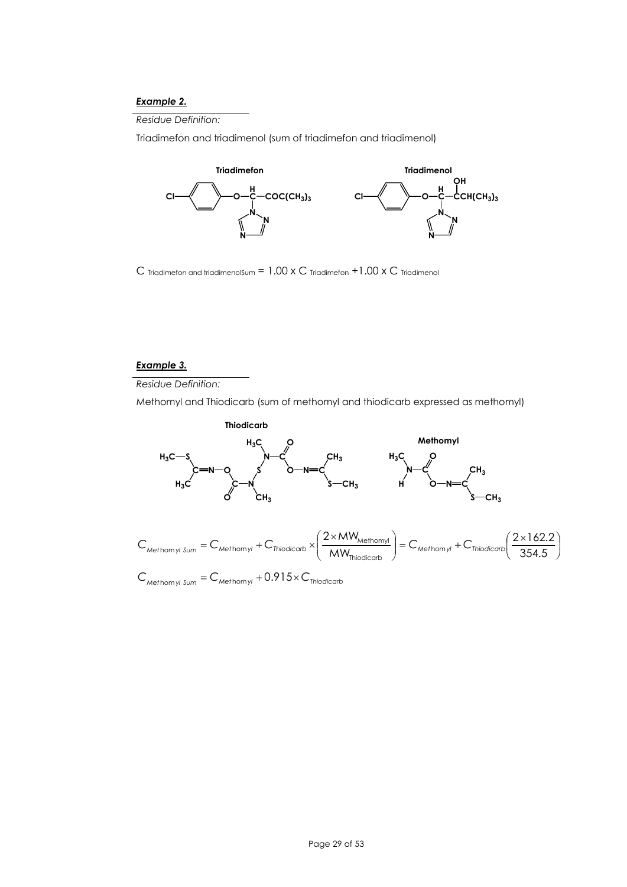***Example 2.***

*Residue Definition:*

Triadimefon and triadimenol (sum of triadimefon and triadimenol)

**Triadimefon** **Triadimenol**

$C_{\text{Triadimefon and triadimenolSum}} = 1.00 \times C_{\text{Triadimefon}} + 1.00 \times C_{\text{Triadimenol}}$

***Example 3.***

*Residue Definition:*

Methomyl and Thiodicarb (sum of methomyl and thiodicarb expressed as methomyl)

**Thiodicarb** **Methomyl**

$$C_{Methomyl\ Sum} = C_{Methomyl} + C_{Thiodicarb} \times \left( \frac{2 \times MW_{\text{Methomyl}}}{MW_{\text{Thiodicarb}}} \right) = C_{Methomyl} + C_{Thiodicarb} \left( \frac{2 \times 162.2}{354.5} \right)$$

$$C_{Methomyl\ Sum} = C_{Methomyl} + 0.915 \times C_{Thiodicarb}$$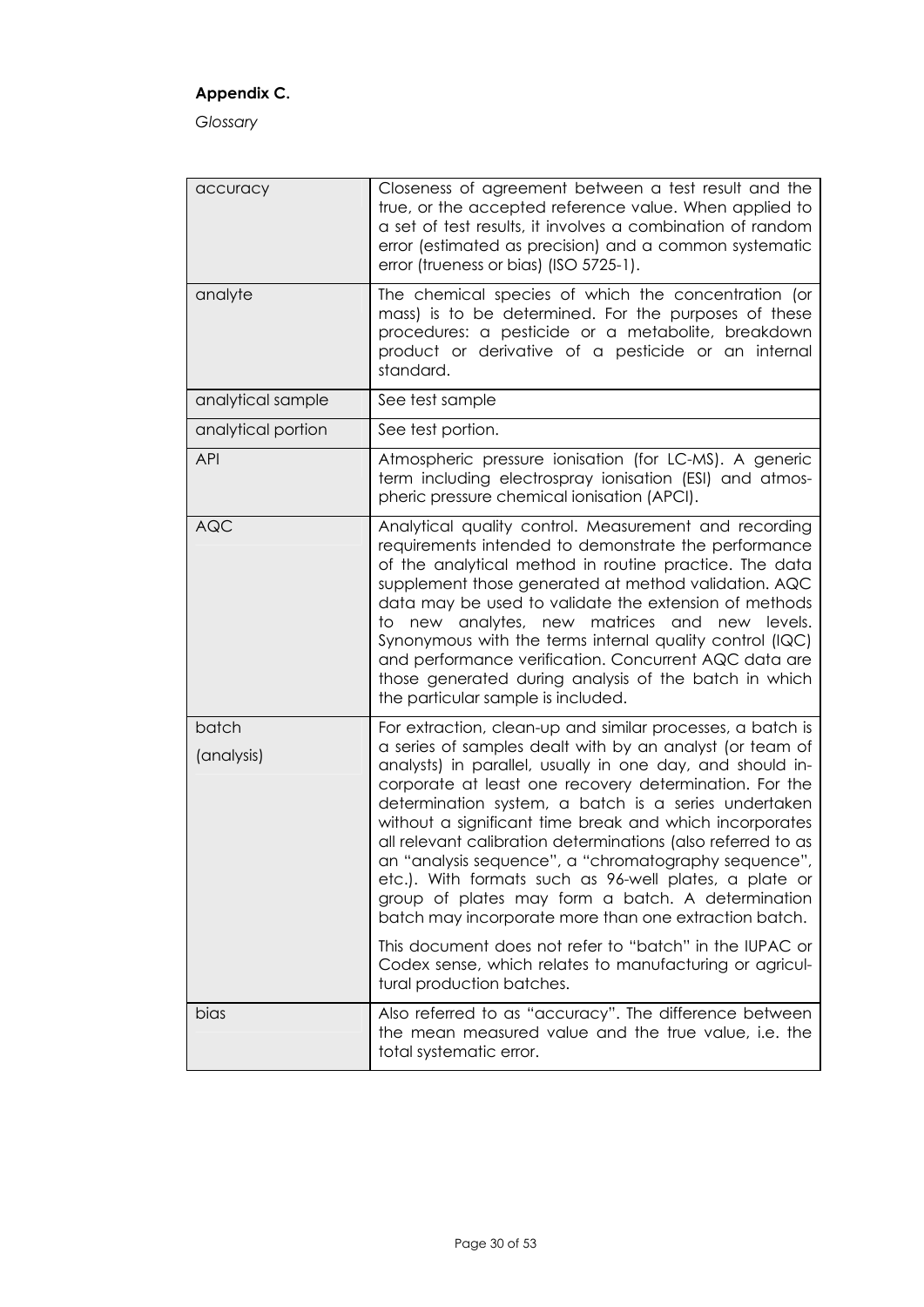**Appendix C.**

*Glossary*

| | |
|---|---|
| accuracy | Closeness of agreement between a test result and the true, or the accepted reference value. When applied to a set of test results, it involves a combination of random error (estimated as precision) and a common systematic error (trueness or bias) (ISO 5725-1). |
| analyte | The chemical species of which the concentration (or mass) is to be determined. For the purposes of these procedures: a pesticide or a metabolite, breakdown product or derivative of a pesticide or an internal standard. |
| analytical sample | See test sample |
| analytical portion | See test portion. |
| API | Atmospheric pressure ionisation (for LC-MS). A generic term including electrospray ionisation (ESI) and atmospheric pressure chemical ionisation (APCI). |
| AQC | Analytical quality control. Measurement and recording requirements intended to demonstrate the performance of the analytical method in routine practice. The data supplement those generated at method validation. AQC data may be used to validate the extension of methods to new analytes, new matrices and new levels. Synonymous with the terms internal quality control (IQC) and performance verification. Concurrent AQC data are those generated during analysis of the batch in which the particular sample is included. |
| batch (analysis) | For extraction, clean-up and similar processes, a batch is a series of samples dealt with by an analyst (or team of analysts) in parallel, usually in one day, and should incorporate at least one recovery determination. For the determination system, a batch is a series undertaken without a significant time break and which incorporates all relevant calibration determinations (also referred to as an "analysis sequence", a "chromatography sequence", etc.). With formats such as 96-well plates, a plate or group of plates may form a batch. A determination batch may incorporate more than one extraction batch. This document does not refer to "batch" in the IUPAC or Codex sense, which relates to manufacturing or agricultural production batches. |
| bias | Also referred to as "accuracy". The difference between the mean measured value and the true value, i.e. the total systematic error. |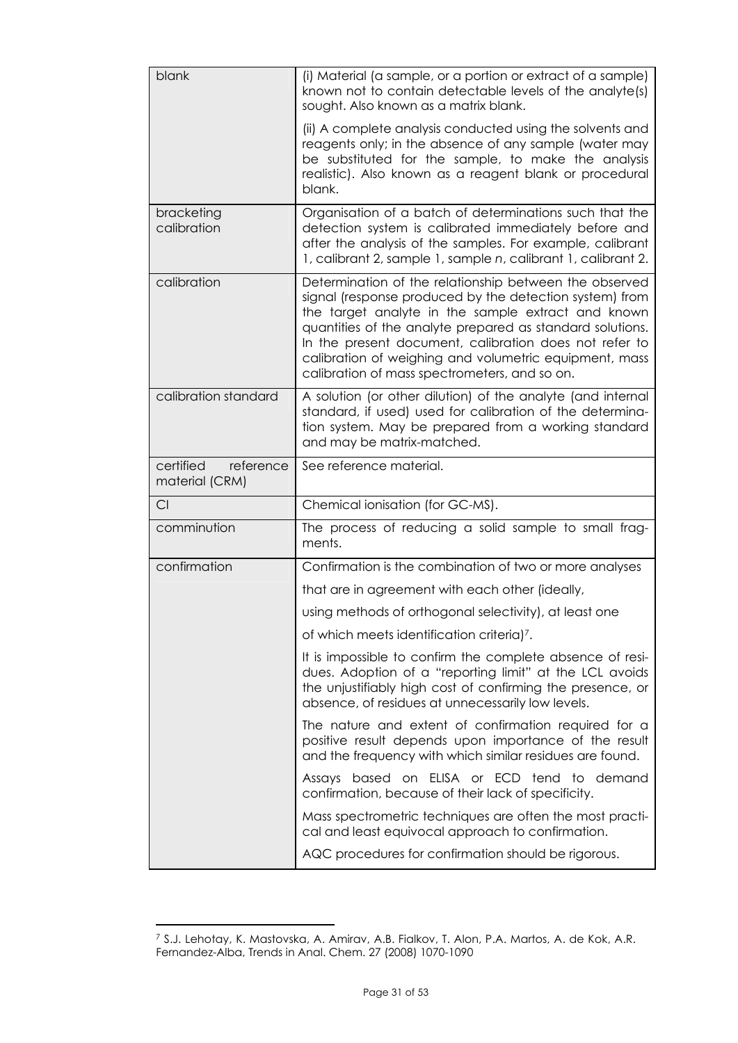| | |
|---|---|
| blank | (i) Material (a sample, or a portion or extract of a sample) known not to contain detectable levels of the analyte(s) sought. Also known as a matrix blank.<br><br>(ii) A complete analysis conducted using the solvents and reagents only; in the absence of any sample (water may be substituted for the sample, to make the analysis realistic). Also known as a reagent blank or procedural blank. |
| bracketing calibration | Organisation of a batch of determinations such that the detection system is calibrated immediately before and after the analysis of the samples. For example, calibrant 1, calibrant 2, sample 1, sample *n*, calibrant 1, calibrant 2. |
| calibration | Determination of the relationship between the observed signal (response produced by the detection system) from the target analyte in the sample extract and known quantities of the analyte prepared as standard solutions. In the present document, calibration does not refer to calibration of weighing and volumetric equipment, mass calibration of mass spectrometers, and so on. |
| calibration standard | A solution (or other dilution) of the analyte (and internal standard, if used) used for calibration of the determination system. May be prepared from a working standard and may be matrix-matched. |
| certified reference material (CRM) | See reference material. |
| CI | Chemical ionisation (for GC-MS). |
| comminution | The process of reducing a solid sample to small fragments. |
| confirmation | Confirmation is the combination of two or more analyses that are in agreement with each other (ideally, using methods of orthogonal selectivity), at least one of which meets identification criteria)[7].<br><br>It is impossible to confirm the complete absence of residues. Adoption of a "reporting limit" at the LCL avoids the unjustifiably high cost of confirming the presence, or absence, of residues at unnecessarily low levels.<br><br>The nature and extent of confirmation required for a positive result depends upon importance of the result and the frequency with which similar residues are found.<br><br>Assays based on ELISA or ECD tend to demand confirmation, because of their lack of specificity.<br><br>Mass spectrometric techniques are often the most practical and least equivocal approach to confirmation.<br><br>AQC procedures for confirmation should be rigorous. |

[7] S.J. Lehotay, K. Mastovska, A. Amirav, A.B. Fialkov, T. Alon, P.A. Martos, A. de Kok, A.R. Fernandez-Alba, Trends in Anal. Chem. 27 (2008) 1070-1090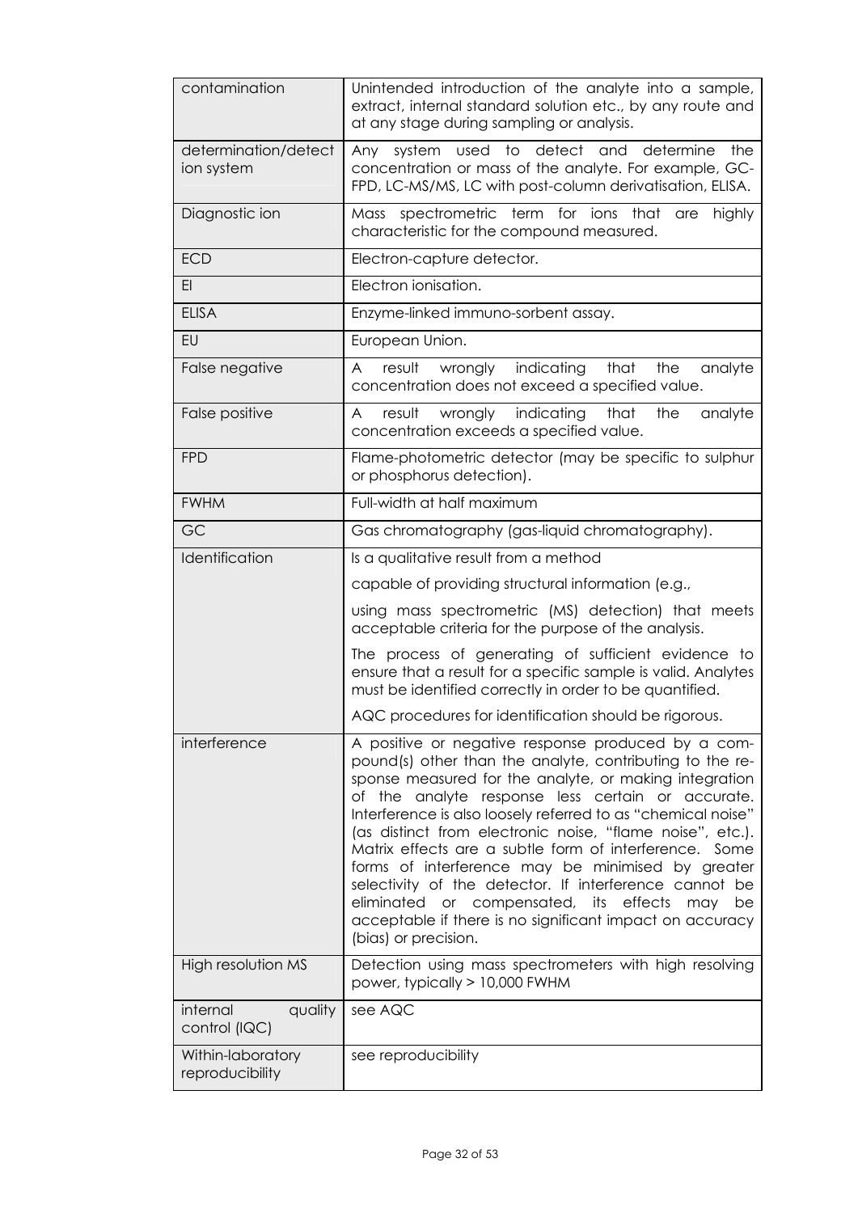| | |
|---|---|
| contamination | Unintended introduction of the analyte into a sample, extract, internal standard solution etc., by any route and at any stage during sampling or analysis. |
| determination/detection system | Any system used to detect and determine the concentration or mass of the analyte. For example, GC-FPD, LC-MS/MS, LC with post-column derivatisation, ELISA. |
| Diagnostic ion | Mass spectrometric term for ions that are highly characteristic for the compound measured. |
| ECD | Electron-capture detector. |
| EI | Electron ionisation. |
| ELISA | Enzyme-linked immuno-sorbent assay. |
| EU | European Union. |
| False negative | A result wrongly indicating that the analyte concentration does not exceed a specified value. |
| False positive | A result wrongly indicating that the analyte concentration exceeds a specified value. |
| FPD | Flame-photometric detector (may be specific to sulphur or phosphorus detection). |
| FWHM | Full-width at half maximum |
| GC | Gas chromatography (gas-liquid chromatography). |
| Identification | Is a qualitative result from a method<br><br>capable of providing structural information (e.g.,<br><br>using mass spectrometric (MS) detection) that meets acceptable criteria for the purpose of the analysis.<br><br>The process of generating of sufficient evidence to ensure that a result for a specific sample is valid. Analytes must be identified correctly in order to be quantified.<br><br>AQC procedures for identification should be rigorous. |
| interference | A positive or negative response produced by a compound(s) other than the analyte, contributing to the response measured for the analyte, or making integration of the analyte response less certain or accurate. Interference is also loosely referred to as "chemical noise" (as distinct from electronic noise, "flame noise", etc.). Matrix effects are a subtle form of interference. Some forms of interference may be minimised by greater selectivity of the detector. If interference cannot be eliminated or compensated, its effects may be acceptable if there is no significant impact on accuracy (bias) or precision. |
| High resolution MS | Detection using mass spectrometers with high resolving power, typically > 10,000 FWHM |
| internal quality control (IQC) | see AQC |
| Within-laboratory reproducibility | see reproducibility |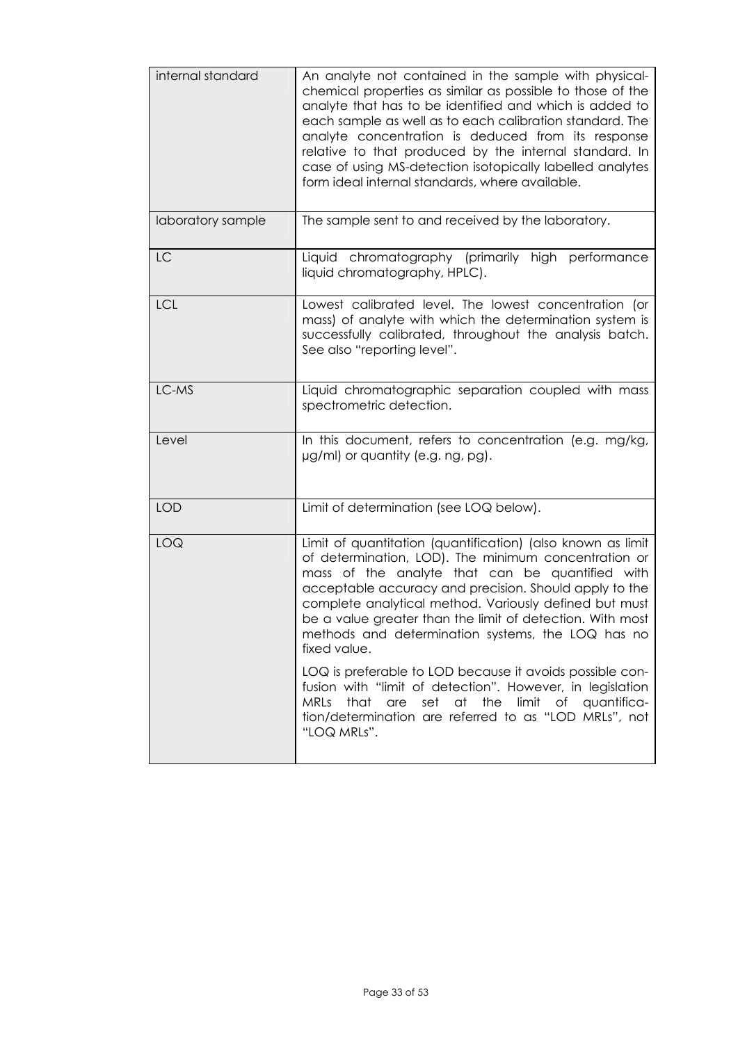| | |
|---|---|
| internal standard | An analyte not contained in the sample with physical-chemical properties as similar as possible to those of the analyte that has to be identified and which is added to each sample as well as to each calibration standard. The analyte concentration is deduced from its response relative to that produced by the internal standard. In case of using MS-detection isotopically labelled analytes form ideal internal standards, where available. |
| laboratory sample | The sample sent to and received by the laboratory. |
| LC | Liquid chromatography (primarily high performance liquid chromatography, HPLC). |
| LCL | Lowest calibrated level. The lowest concentration (or mass) of analyte with which the determination system is successfully calibrated, throughout the analysis batch. See also "reporting level". |
| LC-MS | Liquid chromatographic separation coupled with mass spectrometric detection. |
| Level | In this document, refers to concentration (e.g. mg/kg, µg/ml) or quantity (e.g. ng, pg). |
| LOD | Limit of determination (see LOQ below). |
| LOQ | Limit of quantitation (quantification) (also known as limit of determination, LOD). The minimum concentration or mass of the analyte that can be quantified with acceptable accuracy and precision. Should apply to the complete analytical method. Variously defined but must be a value greater than the limit of detection. With most methods and determination systems, the LOQ has no fixed value.<br><br>LOQ is preferable to LOD because it avoids possible confusion with "limit of detection". However, in legislation MRLs that are set at the limit of quantification/determination are referred to as "LOD MRLs", not "LOQ MRLs". |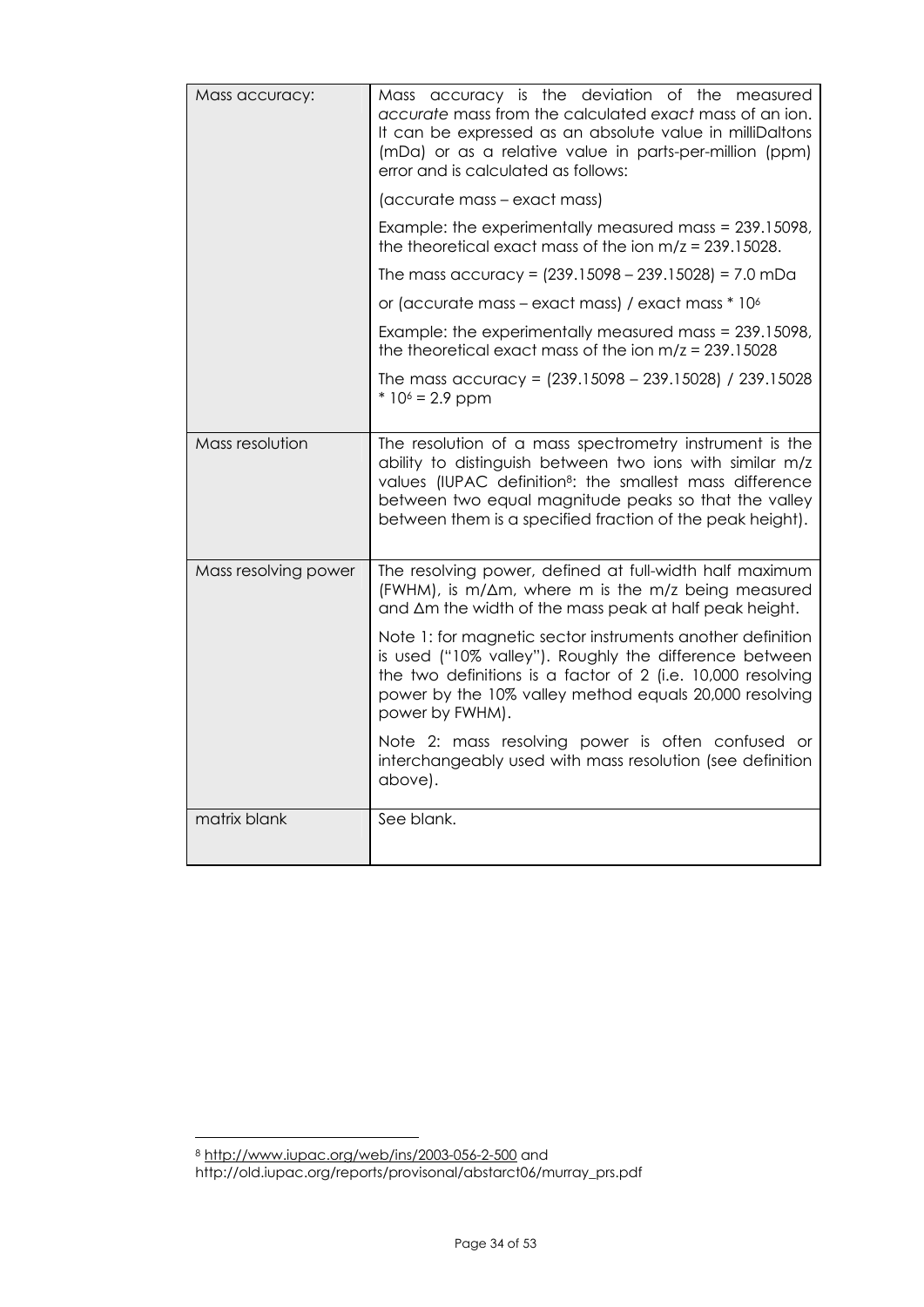| | |
|---|---|
| Mass accuracy: | Mass accuracy is the deviation of the measured *accurate* mass from the calculated *exact* mass of an ion. It can be expressed as an absolute value in milliDaltons (mDa) or as a relative value in parts-per-million (ppm) error and is calculated as follows:<br><br>(accurate mass – exact mass)<br><br>Example: the experimentally measured mass = 239.15098, the theoretical exact mass of the ion m/z = 239.15028.<br><br>The mass accuracy = (239.15098 – 239.15028) = 7.0 mDa<br><br>or (accurate mass – exact mass) / exact mass * $10^6$<br><br>Example: the experimentally measured mass = 239.15098, the theoretical exact mass of the ion m/z = 239.15028<br><br>The mass accuracy = (239.15098 – 239.15028) / 239.15028 * $10^6$ = 2.9 ppm |
| Mass resolution | The resolution of a mass spectrometry instrument is the ability to distinguish between two ions with similar m/z values (IUPAC definition[8]: the smallest mass difference between two equal magnitude peaks so that the valley between them is a specified fraction of the peak height). |
| Mass resolving power | The resolving power, defined at full-width half maximum (FWHM), is $m/\Delta m$, where m is the m/z being measured and $\Delta m$ the width of the mass peak at half peak height.<br><br>Note 1: for magnetic sector instruments another definition is used ("10% valley"). Roughly the difference between the two definitions is a factor of 2 (i.e. 10,000 resolving power by the 10% valley method equals 20,000 resolving power by FWHM).<br><br>Note 2: mass resolving power is often confused or interchangeably used with mass resolution (see definition above). |
| matrix blank | See blank. |

[8] http://www.iupac.org/web/ins/2003-056-2-500 and http://old.iupac.org/reports/provisional/abstarct06/murray_prs.pdf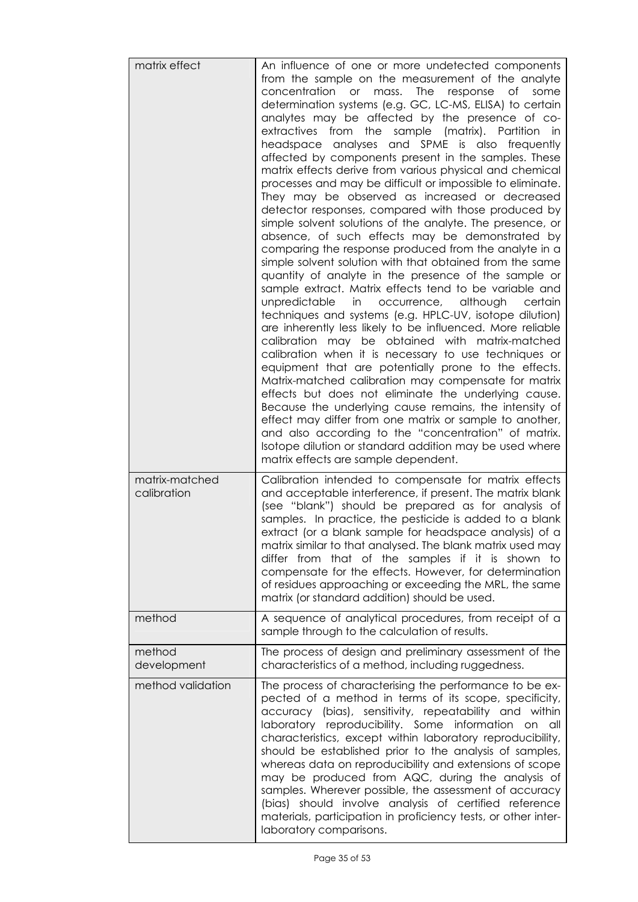| | |
|---|---|
| matrix effect | An influence of one or more undetected components from the sample on the measurement of the analyte concentration or mass. The response of some determination systems (e.g. GC, LC-MS, ELISA) to certain analytes may be affected by the presence of co-extractives from the sample (matrix). Partition in headspace analyses and SPME is also frequently affected by components present in the samples. These matrix effects derive from various physical and chemical processes and may be difficult or impossible to eliminate. They may be observed as increased or decreased detector responses, compared with those produced by simple solvent solutions of the analyte. The presence, or absence, of such effects may be demonstrated by comparing the response produced from the analyte in a simple solvent solution with that obtained from the same quantity of analyte in the presence of the sample or sample extract. Matrix effects tend to be variable and unpredictable in occurrence, although certain techniques and systems (e.g. HPLC-UV, isotope dilution) are inherently less likely to be influenced. More reliable calibration may be obtained with matrix-matched calibration when it is necessary to use techniques or equipment that are potentially prone to the effects. Matrix-matched calibration may compensate for matrix effects but does not eliminate the underlying cause. Because the underlying cause remains, the intensity of effect may differ from one matrix or sample to another, and also according to the "concentration" of matrix. Isotope dilution or standard addition may be used where matrix effects are sample dependent. |
| matrix-matched calibration | Calibration intended to compensate for matrix effects and acceptable interference, if present. The matrix blank (see "blank") should be prepared as for analysis of samples. In practice, the pesticide is added to a blank extract (or a blank sample for headspace analysis) of a matrix similar to that analysed. The blank matrix used may differ from that of the samples if it is shown to compensate for the effects. However, for determination of residues approaching or exceeding the MRL, the same matrix (or standard addition) should be used. |
| method | A sequence of analytical procedures, from receipt of a sample through to the calculation of results. |
| method development | The process of design and preliminary assessment of the characteristics of a method, including ruggedness. |
| method validation | The process of characterising the performance to be expected of a method in terms of its scope, specificity, accuracy (bias), sensitivity, repeatability and within laboratory reproducibility. Some information on all characteristics, except within laboratory reproducibility, should be established prior to the analysis of samples, whereas data on reproducibility and extensions of scope may be produced from AQC, during the analysis of samples. Wherever possible, the assessment of accuracy (bias) should involve analysis of certified reference materials, participation in proficiency tests, or other inter-laboratory comparisons. |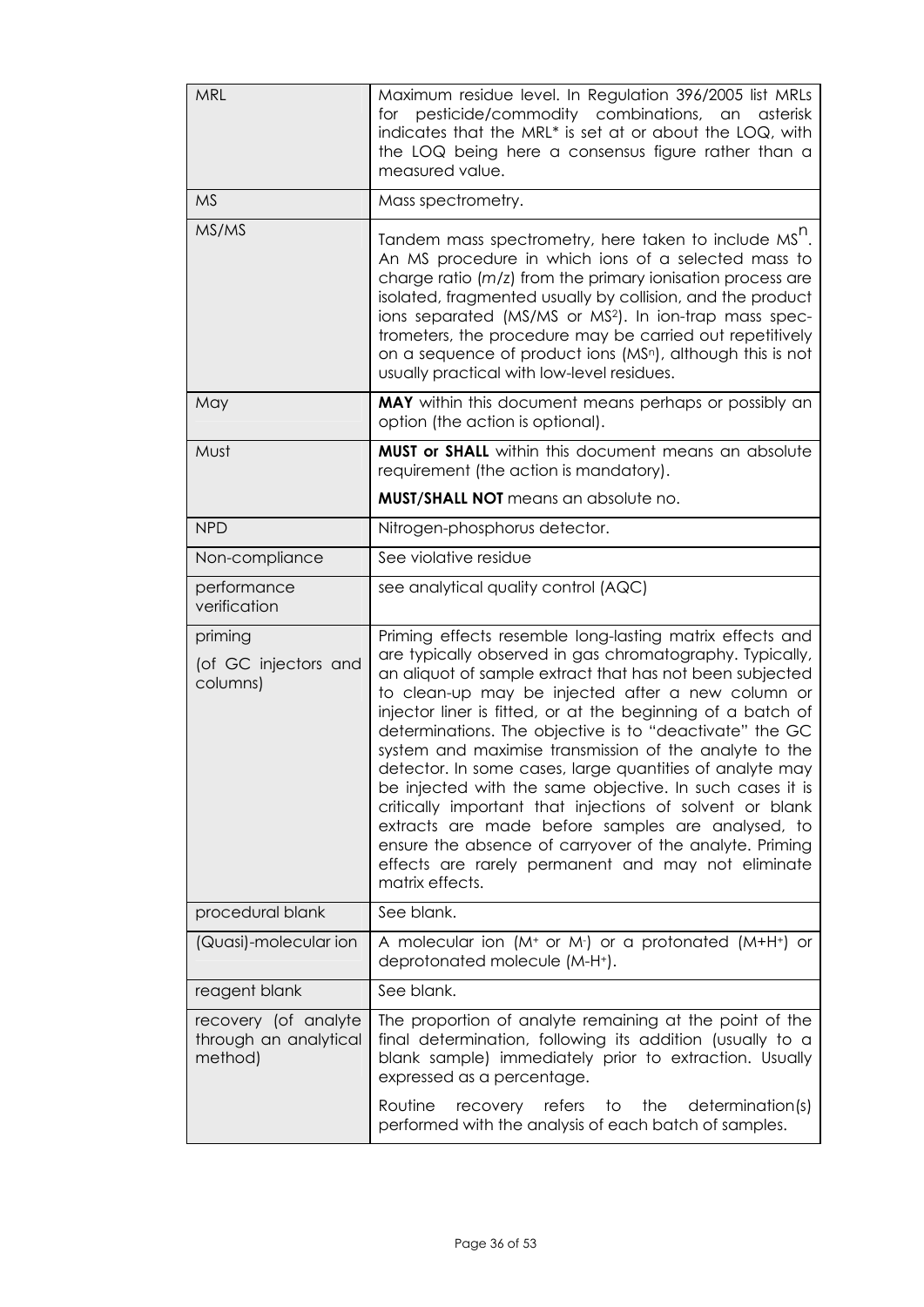| | |
|---|---|
| MRL | Maximum residue level. In Regulation 396/2005 list MRLs for pesticide/commodity combinations, an asterisk indicates that the MRL* is set at or about the LOQ, with the LOQ being here a consensus figure rather than a measured value. |
| MS | Mass spectrometry. |
| MS/MS | Tandem mass spectrometry, here taken to include $MS^n$. An MS procedure in which ions of a selected mass to charge ratio ($m/z$) from the primary ionisation process are isolated, fragmented usually by collision, and the product ions separated (MS/MS or $MS^2$). In ion-trap mass spectrometers, the procedure may be carried out repetitively on a sequence of product ions ($MS^n$), although this is not usually practical with low-level residues. |
| May | **MAY** within this document means perhaps or possibly an option (the action is optional). |
| Must | **MUST or SHALL** within this document means an absolute requirement (the action is mandatory).<br>**MUST/SHALL NOT** means an absolute no. |
| NPD | Nitrogen-phosphorus detector. |
| Non-compliance | See violative residue |
| performance verification | see analytical quality control (AQC) |
| priming (of GC injectors and columns) | Priming effects resemble long-lasting matrix effects and are typically observed in gas chromatography. Typically, an aliquot of sample extract that has not been subjected to clean-up may be injected after a new column or injector liner is fitted, or at the beginning of a batch of determinations. The objective is to "deactivate" the GC system and maximise transmission of the analyte to the detector. In some cases, large quantities of analyte may be injected with the same objective. In such cases it is critically important that injections of solvent or blank extracts are made before samples are analysed, to ensure the absence of carryover of the analyte. Priming effects are rarely permanent and may not eliminate matrix effects. |
| procedural blank | See blank. |
| (Quasi)-molecular ion | A molecular ion ($M^+$ or $M^-$) or a protonated ($M+H^+$) or deprotonated molecule ($M-H^+$). |
| reagent blank | See blank. |
| recovery (of analyte through an analytical method) | The proportion of analyte remaining at the point of the final determination, following its addition (usually to a blank sample) immediately prior to extraction. Usually expressed as a percentage.<br>Routine recovery refers to the determination(s) performed with the analysis of each batch of samples. |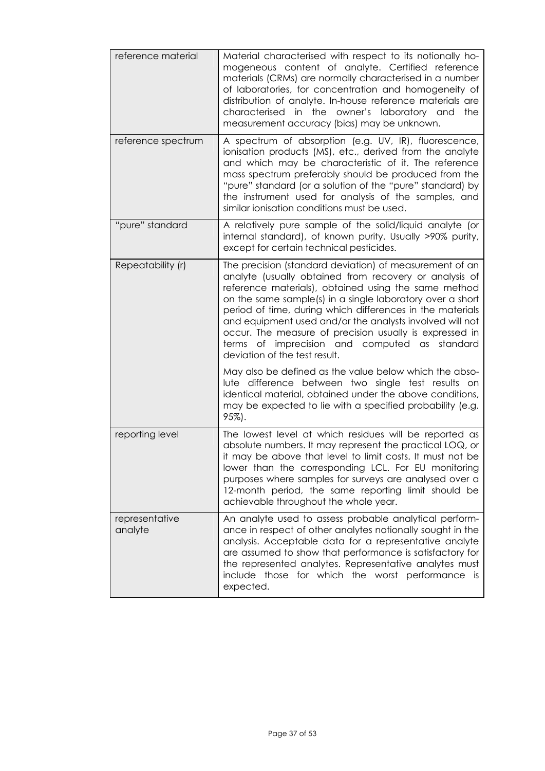| | |
|---|---|
| reference material | Material characterised with respect to its notionally homogeneous content of analyte. Certified reference materials (CRMs) are normally characterised in a number of laboratories, for concentration and homogeneity of distribution of analyte. In-house reference materials are characterised in the owner's laboratory and the measurement accuracy (bias) may be unknown. |
| reference spectrum | A spectrum of absorption (e.g. UV, IR), fluorescence, ionisation products (MS), etc., derived from the analyte and which may be characteristic of it. The reference mass spectrum preferably should be produced from the "pure" standard (or a solution of the "pure" standard) by the instrument used for analysis of the samples, and similar ionisation conditions must be used. |
| "pure" standard | A relatively pure sample of the solid/liquid analyte (or internal standard), of known purity. Usually >90% purity, except for certain technical pesticides. |
| Repeatability (r) | The precision (standard deviation) of measurement of an analyte (usually obtained from recovery or analysis of reference materials), obtained using the same method on the same sample(s) in a single laboratory over a short period of time, during which differences in the materials and equipment used and/or the analysts involved will not occur. The measure of precision usually is expressed in terms of imprecision and computed as standard deviation of the test result.<br><br>May also be defined as the value below which the absolute difference between two single test results on identical material, obtained under the above conditions, may be expected to lie with a specified probability (e.g. 95%). |
| reporting level | The lowest level at which residues will be reported as absolute numbers. It may represent the practical LOQ, or it may be above that level to limit costs. It must not be lower than the corresponding LCL. For EU monitoring purposes where samples for surveys are analysed over a 12-month period, the same reporting limit should be achievable throughout the whole year. |
| representative analyte | An analyte used to assess probable analytical performance in respect of other analytes notionally sought in the analysis. Acceptable data for a representative analyte are assumed to show that performance is satisfactory for the represented analytes. Representative analytes must include those for which the worst performance is expected. |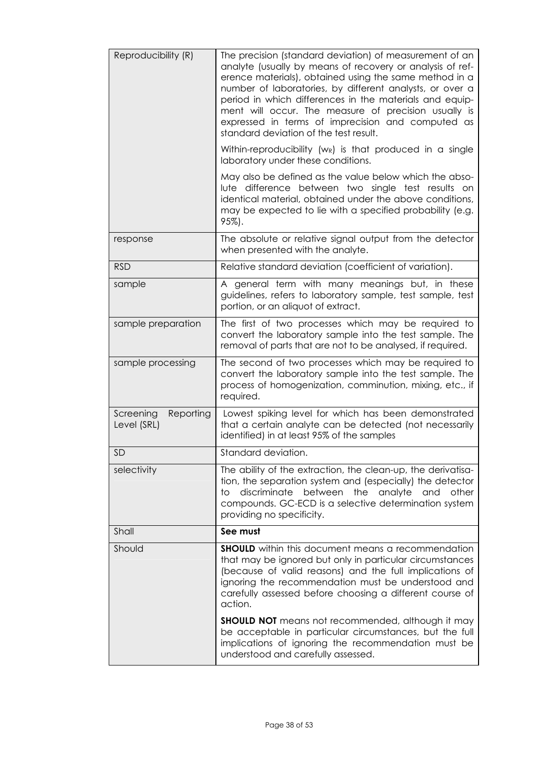| | |
|---|---|
| Reproducibility (R) | The precision (standard deviation) of measurement of an analyte (usually by means of recovery or analysis of reference materials), obtained using the same method in a number of laboratories, by different analysts, or over a period in which differences in the materials and equipment will occur. The measure of precision usually is expressed in terms of imprecision and computed as standard deviation of the test result.<br><br>Within-reproducibility ($w_R$) is that produced in a single laboratory under these conditions.<br><br>May also be defined as the value below which the absolute difference between two single test results on identical material, obtained under the above conditions, may be expected to lie with a specified probability (e.g. 95%). |
| response | The absolute or relative signal output from the detector when presented with the analyte. |
| RSD | Relative standard deviation (coefficient of variation). |
| sample | A general term with many meanings but, in these guidelines, refers to laboratory sample, test sample, test portion, or an aliquot of extract. |
| sample preparation | The first of two processes which may be required to convert the laboratory sample into the test sample. The removal of parts that are not to be analysed, if required. |
| sample processing | The second of two processes which may be required to convert the laboratory sample into the test sample. The process of homogenization, comminution, mixing, etc., if required. |
| Screening Reporting Level (SRL) | Lowest spiking level for which has been demonstrated that a certain analyte can be detected (not necessarily identified) in at least 95% of the samples |
| SD | Standard deviation. |
| selectivity | The ability of the extraction, the clean-up, the derivatisation, the separation system and (especially) the detector to discriminate between the analyte and other compounds. GC-ECD is a selective determination system providing no specificity. |
| Shall | **See must** |
| Should | **SHOULD** within this document means a recommendation that may be ignored but only in particular circumstances (because of valid reasons) and the full implications of ignoring the recommendation must be understood and carefully assessed before choosing a different course of action.<br><br>**SHOULD NOT** means not recommended, although it may be acceptable in particular circumstances, but the full implications of ignoring the recommendation must be understood and carefully assessed. |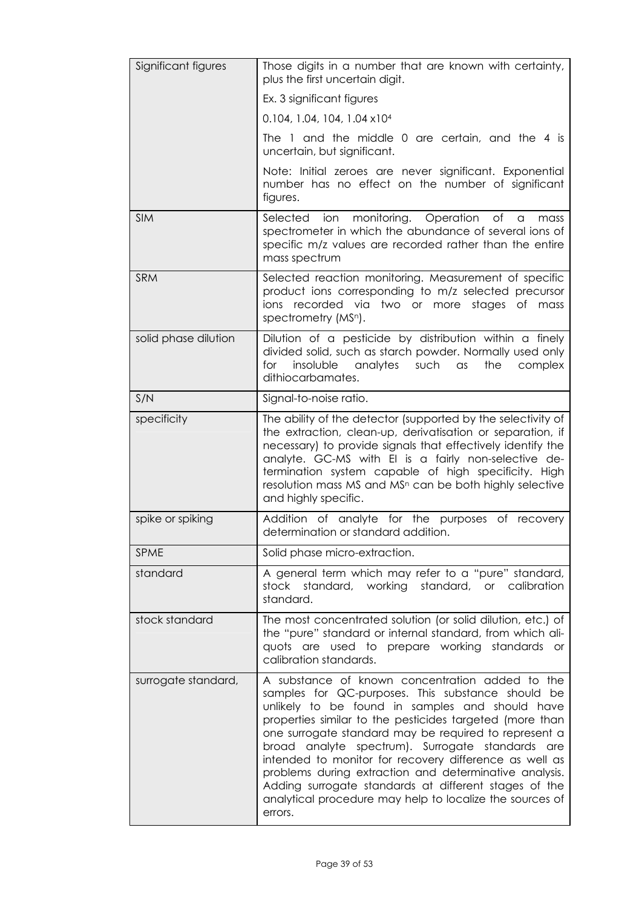| Significant figures | Those digits in a number that are known with certainty, plus the first uncertain digit.<br><br>Ex. 3 significant figures<br><br>0.104, 1.04, 104, 1.04 x$10^4$<br><br>The 1 and the middle 0 are certain, and the 4 is uncertain, but significant.<br><br>Note: Initial zeroes are never significant. Exponential number has no effect on the number of significant figures. |
|---|---|
| SIM | Selected ion monitoring. Operation of a mass spectrometer in which the abundance of several ions of specific m/z values are recorded rather than the entire mass spectrum |
| SRM | Selected reaction monitoring. Measurement of specific product ions corresponding to m/z selected precursor ions recorded via two or more stages of mass spectrometry ($MS^n$). |
| solid phase dilution | Dilution of a pesticide by distribution within a finely divided solid, such as starch powder. Normally used only for insoluble analytes such as the complex dithiocarbamates. |
| S/N | Signal-to-noise ratio. |
| specificity | The ability of the detector (supported by the selectivity of the extraction, clean-up, derivatisation or separation, if necessary) to provide signals that effectively identify the analyte. GC-MS with EI is a fairly non-selective determination system capable of high specificity. High resolution mass MS and $MS^n$ can be both highly selective and highly specific. |
| spike or spiking | Addition of analyte for the purposes of recovery determination or standard addition. |
| SPME | Solid phase micro-extraction. |
| standard | A general term which may refer to a "pure" standard, stock standard, working standard, or calibration standard. |
| stock standard | The most concentrated solution (or solid dilution, etc.) of the "pure" standard or internal standard, from which aliquots are used to prepare working standards or calibration standards. |
| surrogate standard, | A substance of known concentration added to the samples for QC-purposes. This substance should be unlikely to be found in samples and should have properties similar to the pesticides targeted (more than one surrogate standard may be required to represent a broad analyte spectrum). Surrogate standards are intended to monitor for recovery difference as well as problems during extraction and determinative analysis. Adding surrogate standards at different stages of the analytical procedure may help to localize the sources of errors. |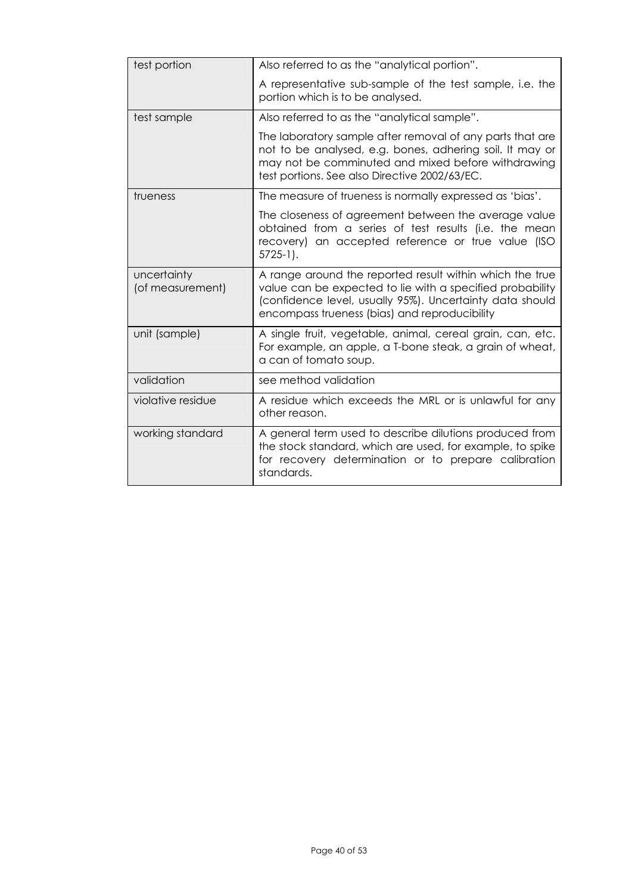| | |
|---|---|
| test portion | Also referred to as the "analytical portion".<br><br>A representative sub-sample of the test sample, i.e. the portion which is to be analysed. |
| test sample | Also referred to as the "analytical sample".<br><br>The laboratory sample after removal of any parts that are not to be analysed, e.g. bones, adhering soil. It may or may not be comminuted and mixed before withdrawing test portions. See also Directive 2002/63/EC. |
| trueness | The measure of trueness is normally expressed as 'bias'.<br><br>The closeness of agreement between the average value obtained from a series of test results (i.e. the mean recovery) an accepted reference or true value (ISO 5725-1). |
| uncertainty (of measurement) | A range around the reported result within which the true value can be expected to lie with a specified probability (confidence level, usually 95%). Uncertainty data should encompass trueness (bias) and reproducibility |
| unit (sample) | A single fruit, vegetable, animal, cereal grain, can, etc. For example, an apple, a T-bone steak, a grain of wheat, a can of tomato soup. |
| validation | see method validation |
| violative residue | A residue which exceeds the MRL or is unlawful for any other reason. |
| working standard | A general term used to describe dilutions produced from the stock standard, which are used, for example, to spike for recovery determination or to prepare calibration standards. |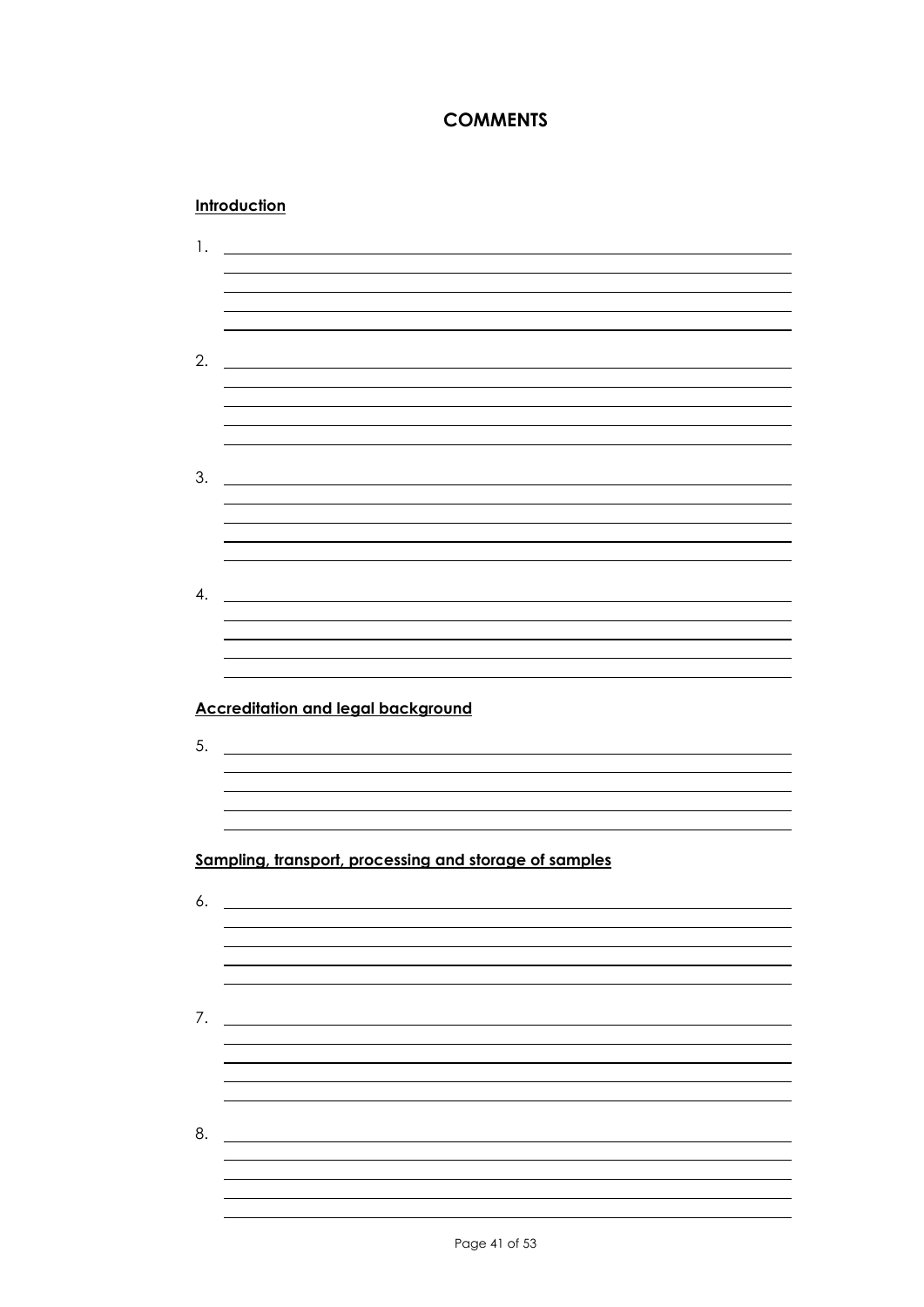# COMMENTS

**Introduction**

1. ______________________________________________________________

______________________________________________________________

______________________________________________________________

______________________________________________________________

______________________________________________________________

2. ______________________________________________________________

______________________________________________________________

______________________________________________________________

______________________________________________________________

______________________________________________________________

3. ______________________________________________________________

______________________________________________________________

______________________________________________________________

______________________________________________________________

______________________________________________________________

4. ______________________________________________________________

______________________________________________________________

______________________________________________________________

______________________________________________________________

______________________________________________________________

**Accreditation and legal background**

5. ______________________________________________________________

______________________________________________________________

______________________________________________________________

______________________________________________________________

______________________________________________________________

**Sampling, transport, processing and storage of samples**

6. ______________________________________________________________

______________________________________________________________

______________________________________________________________

______________________________________________________________

______________________________________________________________

7. ______________________________________________________________

______________________________________________________________

______________________________________________________________

______________________________________________________________

______________________________________________________________

8. ______________________________________________________________

______________________________________________________________

______________________________________________________________

______________________________________________________________

______________________________________________________________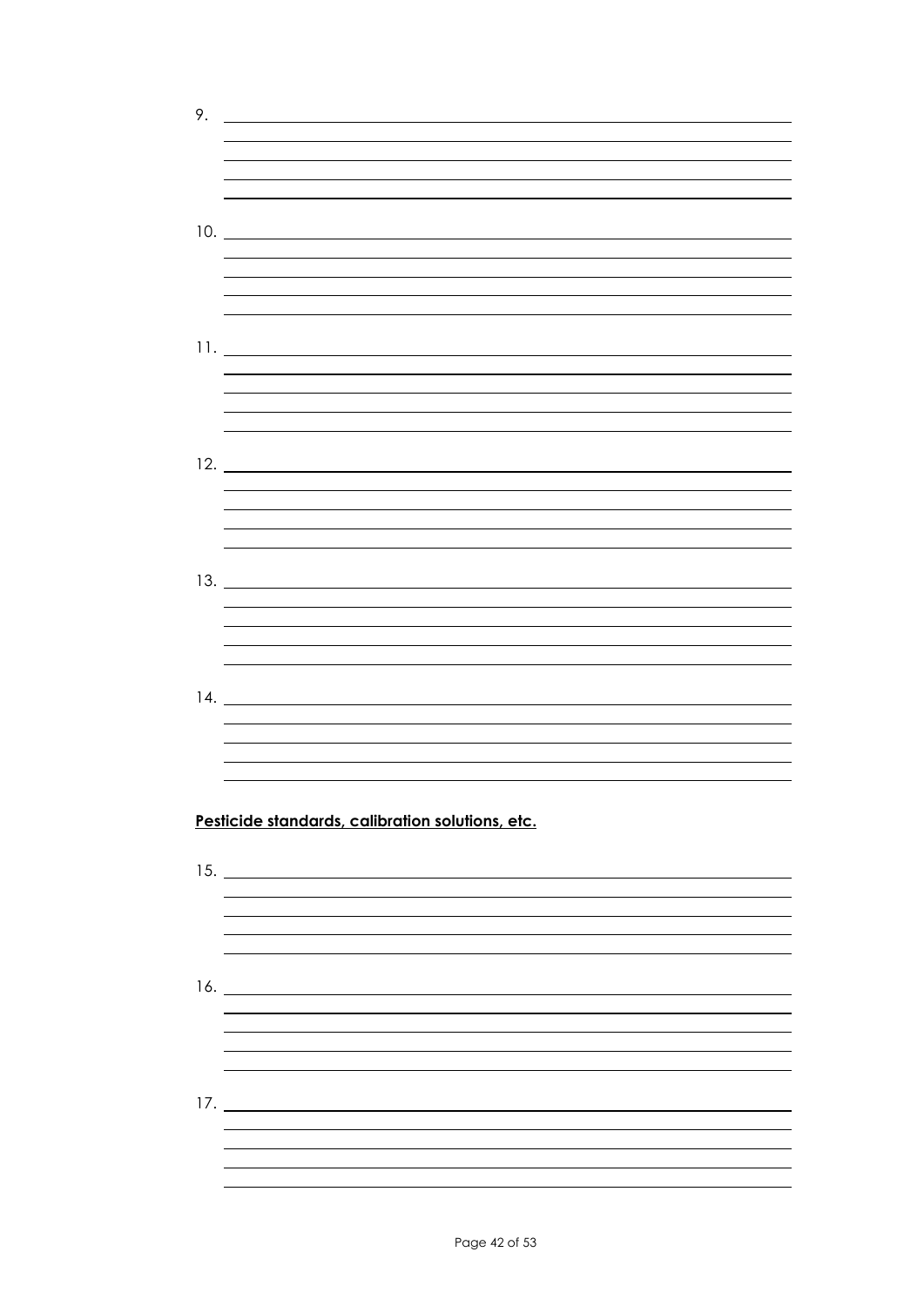9. 

10. 

11. 

12. 

13. 

14. 

**Pesticide standards, calibration solutions, etc.**

15. 

16. 

17.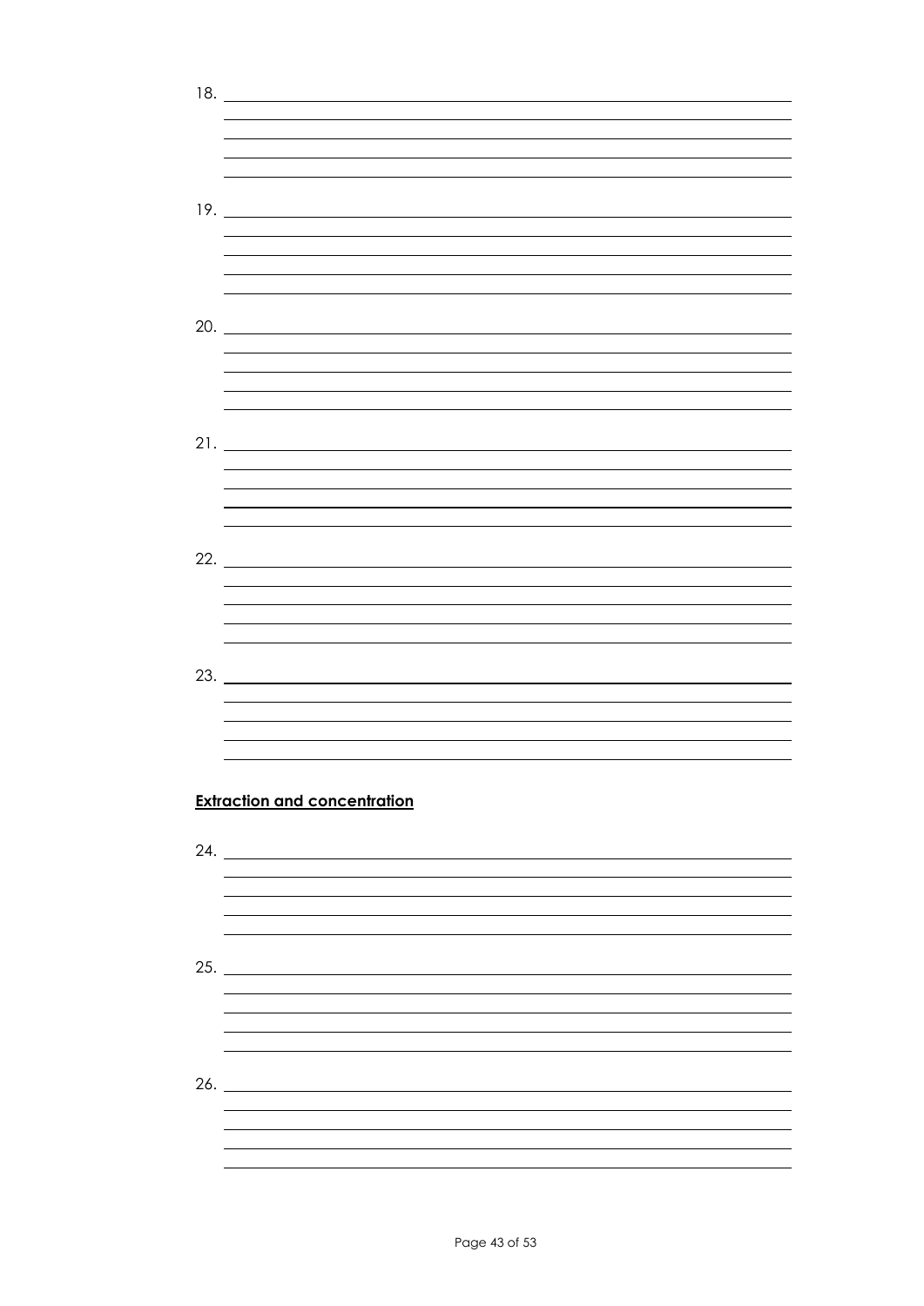18. \_\_\_\_\_\_\_\_\_\_\_\_\_\_\_\_\_\_\_\_\_\_\_\_\_\_\_\_\_\_\_\_\_\_\_\_\_\_\_\_

19. \_\_\_\_\_\_\_\_\_\_\_\_\_\_\_\_\_\_\_\_\_\_\_\_\_\_\_\_\_\_\_\_\_\_\_\_\_\_\_\_

20. \_\_\_\_\_\_\_\_\_\_\_\_\_\_\_\_\_\_\_\_\_\_\_\_\_\_\_\_\_\_\_\_\_\_\_\_\_\_\_\_

21. \_\_\_\_\_\_\_\_\_\_\_\_\_\_\_\_\_\_\_\_\_\_\_\_\_\_\_\_\_\_\_\_\_\_\_\_\_\_\_\_

22. \_\_\_\_\_\_\_\_\_\_\_\_\_\_\_\_\_\_\_\_\_\_\_\_\_\_\_\_\_\_\_\_\_\_\_\_\_\_\_\_

23. \_\_\_\_\_\_\_\_\_\_\_\_\_\_\_\_\_\_\_\_\_\_\_\_\_\_\_\_\_\_\_\_\_\_\_\_\_\_\_\_

**Extraction and concentration**

24. \_\_\_\_\_\_\_\_\_\_\_\_\_\_\_\_\_\_\_\_\_\_\_\_\_\_\_\_\_\_\_\_\_\_\_\_\_\_\_\_

25. \_\_\_\_\_\_\_\_\_\_\_\_\_\_\_\_\_\_\_\_\_\_\_\_\_\_\_\_\_\_\_\_\_\_\_\_\_\_\_\_

26. \_\_\_\_\_\_\_\_\_\_\_\_\_\_\_\_\_\_\_\_\_\_\_\_\_\_\_\_\_\_\_\_\_\_\_\_\_\_\_\_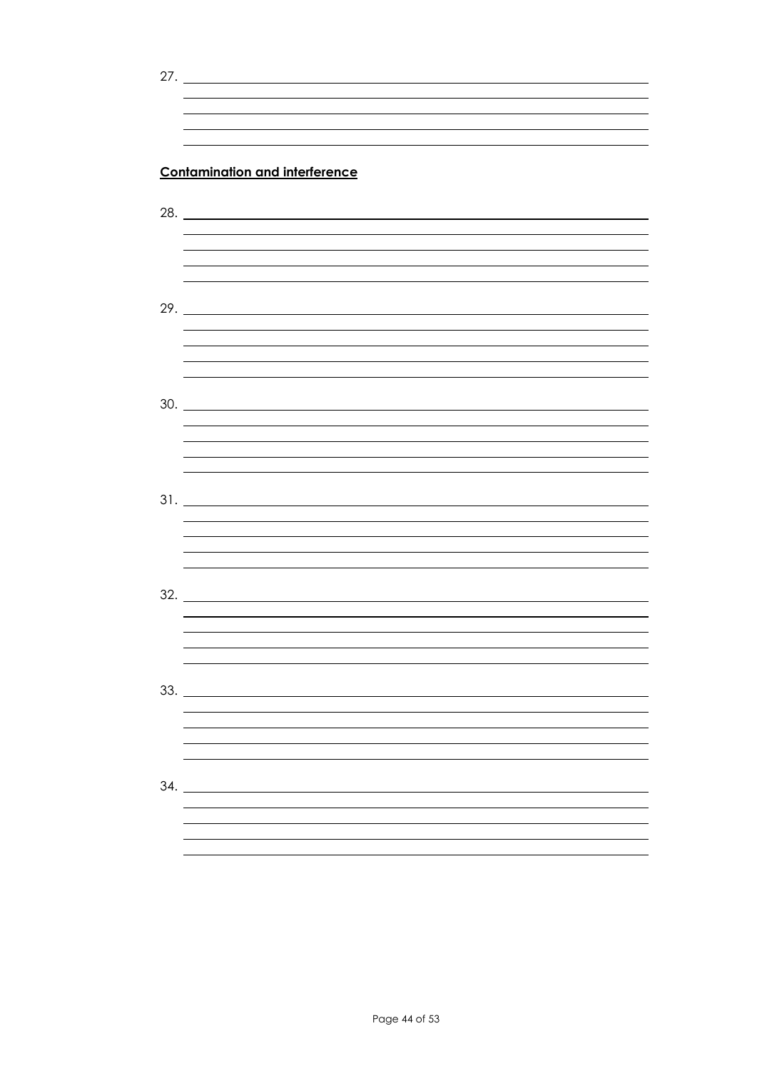27. \_\_\_\_\_\_\_\_\_\_\_\_\_\_\_\_\_\_\_\_\_\_\_\_\_\_\_\_\_\_\_\_\_\_\_\_\_\_\_\_

**Contamination and interference**

28. \_\_\_\_\_\_\_\_\_\_\_\_\_\_\_\_\_\_\_\_\_\_\_\_\_\_\_\_\_\_\_\_\_\_\_\_\_\_\_\_

29. \_\_\_\_\_\_\_\_\_\_\_\_\_\_\_\_\_\_\_\_\_\_\_\_\_\_\_\_\_\_\_\_\_\_\_\_\_\_\_\_

30. \_\_\_\_\_\_\_\_\_\_\_\_\_\_\_\_\_\_\_\_\_\_\_\_\_\_\_\_\_\_\_\_\_\_\_\_\_\_\_\_

31. \_\_\_\_\_\_\_\_\_\_\_\_\_\_\_\_\_\_\_\_\_\_\_\_\_\_\_\_\_\_\_\_\_\_\_\_\_\_\_\_

32. \_\_\_\_\_\_\_\_\_\_\_\_\_\_\_\_\_\_\_\_\_\_\_\_\_\_\_\_\_\_\_\_\_\_\_\_\_\_\_\_

33. \_\_\_\_\_\_\_\_\_\_\_\_\_\_\_\_\_\_\_\_\_\_\_\_\_\_\_\_\_\_\_\_\_\_\_\_\_\_\_\_

34. \_\_\_\_\_\_\_\_\_\_\_\_\_\_\_\_\_\_\_\_\_\_\_\_\_\_\_\_\_\_\_\_\_\_\_\_\_\_\_\_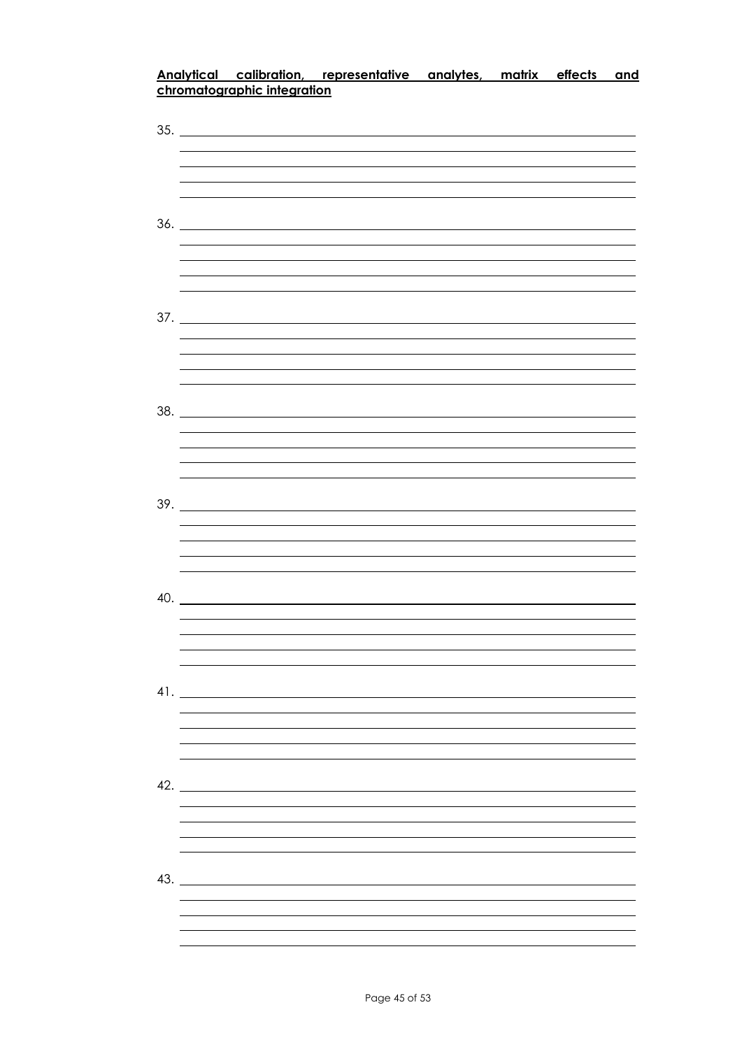**<u>Analytical calibration, representative analytes, matrix effects and chromatographic integration</u>**

35. 

36. 

37. 

38. 

39. 

40. 

41. 

42. 

43.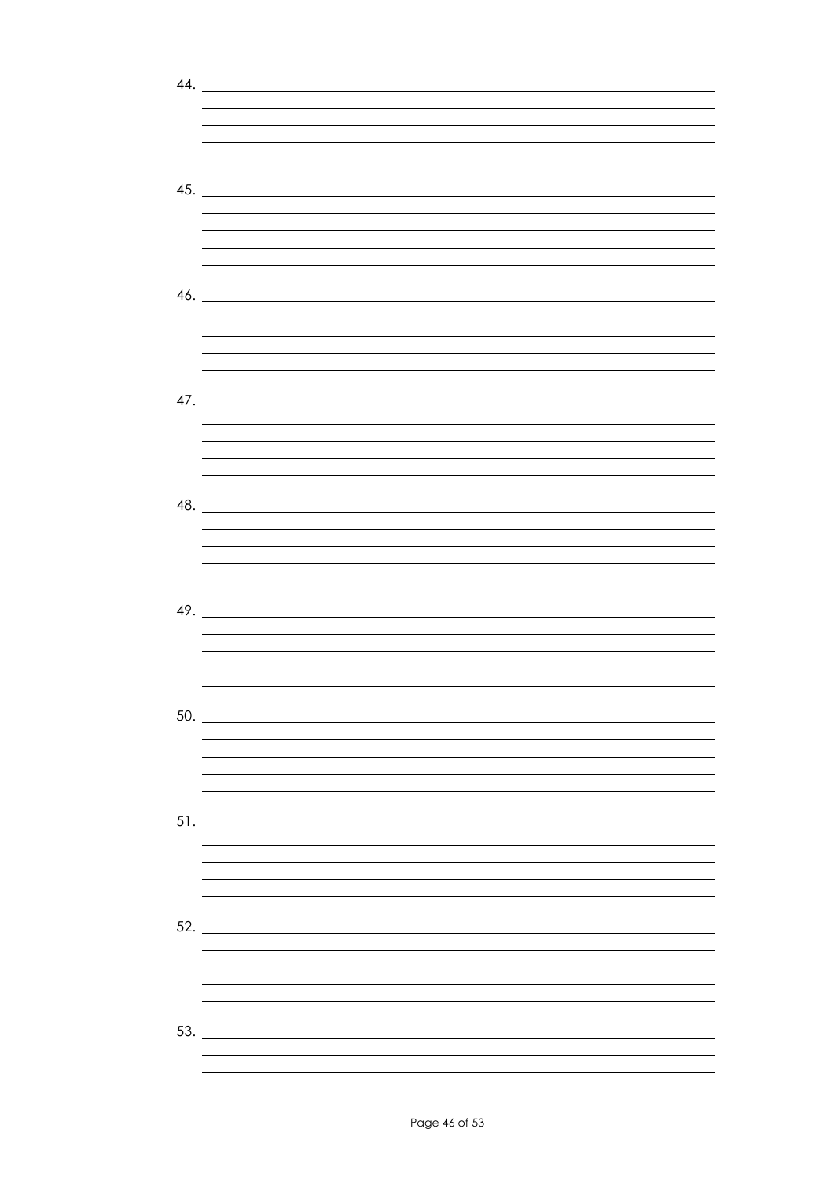44. ______________________________________________________________________

______________________________________________________________________

______________________________________________________________________

______________________________________________________________________

______________________________________________________________________

45. ______________________________________________________________________

______________________________________________________________________

______________________________________________________________________

______________________________________________________________________

______________________________________________________________________

46. ______________________________________________________________________

______________________________________________________________________

______________________________________________________________________

______________________________________________________________________

______________________________________________________________________

47. ______________________________________________________________________

______________________________________________________________________

______________________________________________________________________

______________________________________________________________________

______________________________________________________________________

48. ______________________________________________________________________

______________________________________________________________________

______________________________________________________________________

______________________________________________________________________

______________________________________________________________________

49. ______________________________________________________________________

______________________________________________________________________

______________________________________________________________________

______________________________________________________________________

______________________________________________________________________

50. ______________________________________________________________________

______________________________________________________________________

______________________________________________________________________

______________________________________________________________________

______________________________________________________________________

51. ______________________________________________________________________

______________________________________________________________________

______________________________________________________________________

______________________________________________________________________

______________________________________________________________________

52. ______________________________________________________________________

______________________________________________________________________

______________________________________________________________________

______________________________________________________________________

______________________________________________________________________

53. ______________________________________________________________________

______________________________________________________________________

______________________________________________________________________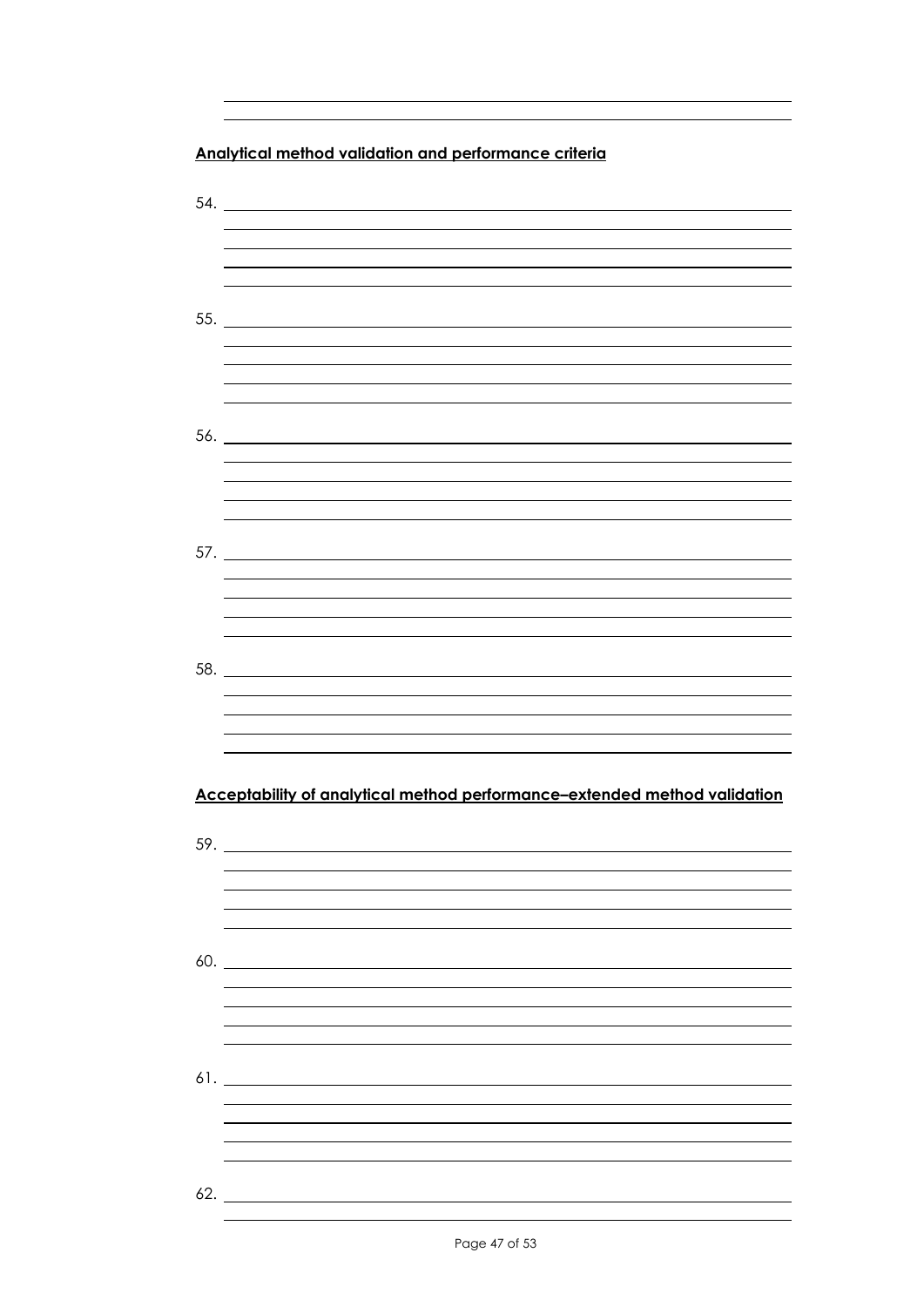## Analytical method validation and performance criteria

54.

55.

56.

57.

58.

## Acceptability of analytical method performance–extended method validation

59.

60.

61.

62.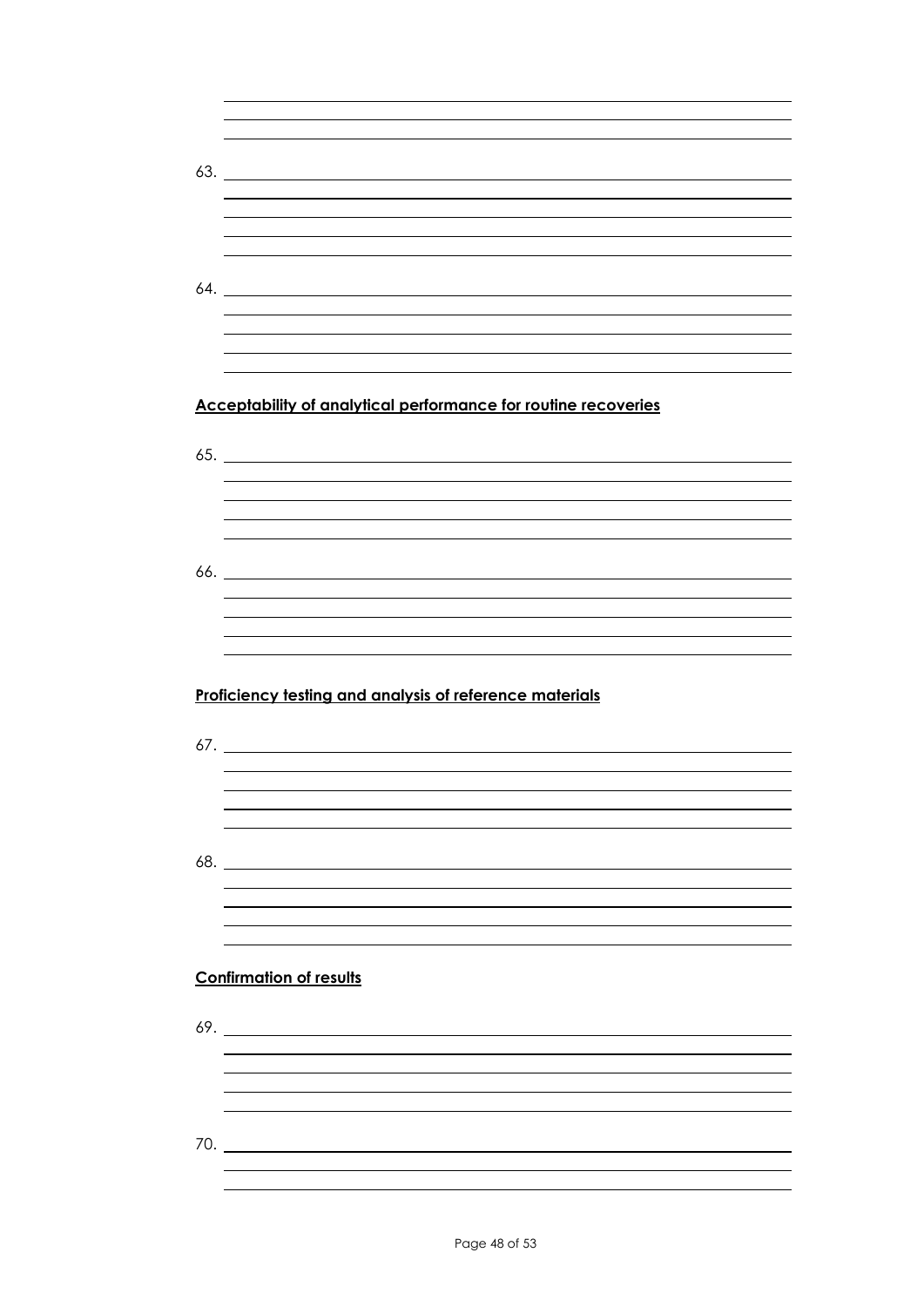63.

64.

**Acceptability of analytical performance for routine recoveries**

65.

66.

**Proficiency testing and analysis of reference materials**

67.

68.

**Confirmation of results**

69.

70.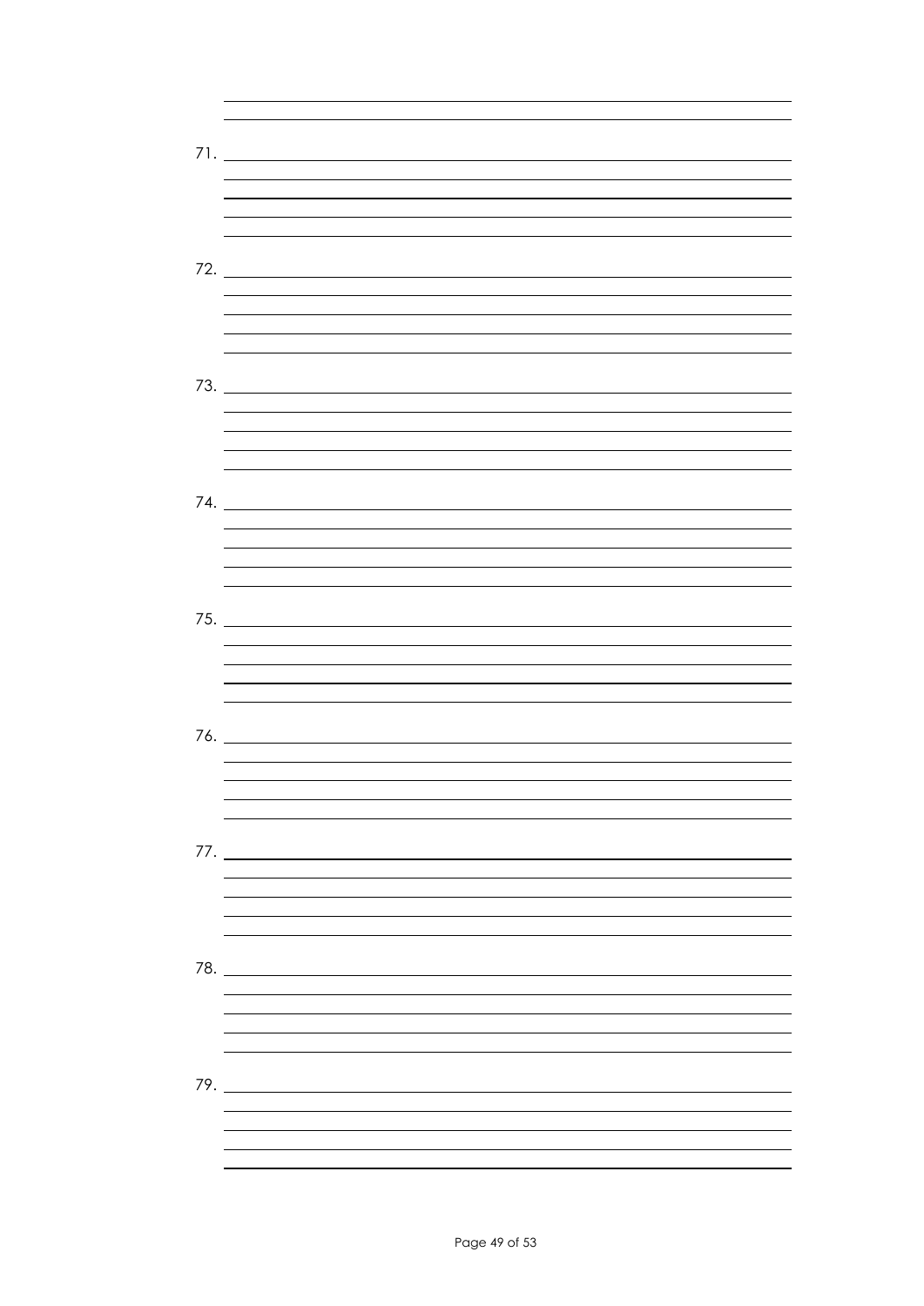71. \_\_\_\_\_\_\_\_\_\_\_\_\_\_\_\_\_\_\_\_\_\_\_\_\_\_\_\_\_\_\_\_\_\_\_\_\_\_\_\_

72. \_\_\_\_\_\_\_\_\_\_\_\_\_\_\_\_\_\_\_\_\_\_\_\_\_\_\_\_\_\_\_\_\_\_\_\_\_\_\_\_

73. \_\_\_\_\_\_\_\_\_\_\_\_\_\_\_\_\_\_\_\_\_\_\_\_\_\_\_\_\_\_\_\_\_\_\_\_\_\_\_\_

74. \_\_\_\_\_\_\_\_\_\_\_\_\_\_\_\_\_\_\_\_\_\_\_\_\_\_\_\_\_\_\_\_\_\_\_\_\_\_\_\_

75. \_\_\_\_\_\_\_\_\_\_\_\_\_\_\_\_\_\_\_\_\_\_\_\_\_\_\_\_\_\_\_\_\_\_\_\_\_\_\_\_

76. \_\_\_\_\_\_\_\_\_\_\_\_\_\_\_\_\_\_\_\_\_\_\_\_\_\_\_\_\_\_\_\_\_\_\_\_\_\_\_\_

77. \_\_\_\_\_\_\_\_\_\_\_\_\_\_\_\_\_\_\_\_\_\_\_\_\_\_\_\_\_\_\_\_\_\_\_\_\_\_\_\_

78. \_\_\_\_\_\_\_\_\_\_\_\_\_\_\_\_\_\_\_\_\_\_\_\_\_\_\_\_\_\_\_\_\_\_\_\_\_\_\_\_

79. \_\_\_\_\_\_\_\_\_\_\_\_\_\_\_\_\_\_\_\_\_\_\_\_\_\_\_\_\_\_\_\_\_\_\_\_\_\_\_\_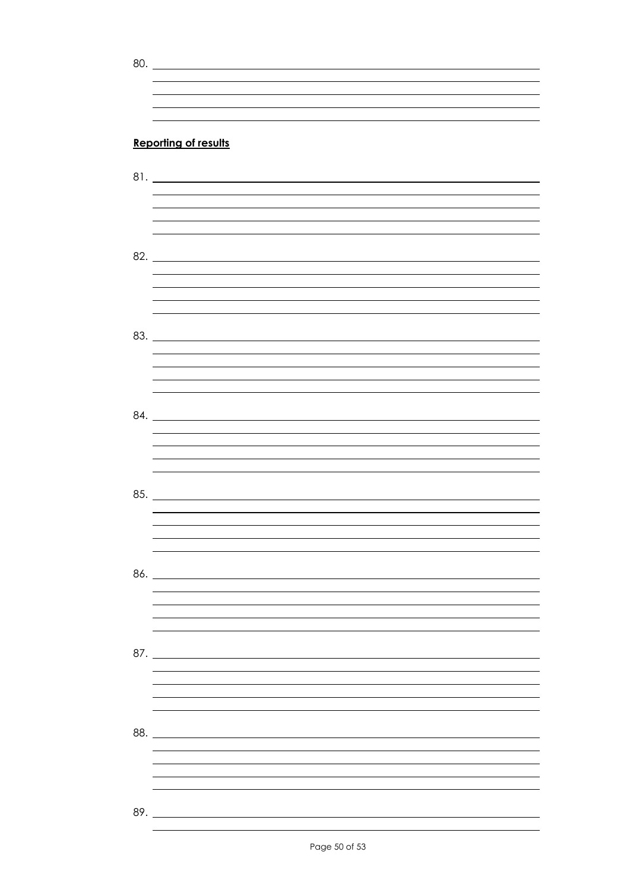80. \_\_\_\_\_\_\_\_\_\_\_\_\_\_\_\_\_\_\_\_\_\_\_\_\_\_\_\_\_\_\_\_\_\_\_\_\_\_\_\_\_\_\_\_

**Reporting of results**

81. \_\_\_\_\_\_\_\_\_\_\_\_\_\_\_\_\_\_\_\_\_\_\_\_\_\_\_\_\_\_\_\_\_\_\_\_\_\_\_\_\_\_\_\_

82. \_\_\_\_\_\_\_\_\_\_\_\_\_\_\_\_\_\_\_\_\_\_\_\_\_\_\_\_\_\_\_\_\_\_\_\_\_\_\_\_\_\_\_\_

83. \_\_\_\_\_\_\_\_\_\_\_\_\_\_\_\_\_\_\_\_\_\_\_\_\_\_\_\_\_\_\_\_\_\_\_\_\_\_\_\_\_\_\_\_

84. \_\_\_\_\_\_\_\_\_\_\_\_\_\_\_\_\_\_\_\_\_\_\_\_\_\_\_\_\_\_\_\_\_\_\_\_\_\_\_\_\_\_\_\_

85. \_\_\_\_\_\_\_\_\_\_\_\_\_\_\_\_\_\_\_\_\_\_\_\_\_\_\_\_\_\_\_\_\_\_\_\_\_\_\_\_\_\_\_\_

86. \_\_\_\_\_\_\_\_\_\_\_\_\_\_\_\_\_\_\_\_\_\_\_\_\_\_\_\_\_\_\_\_\_\_\_\_\_\_\_\_\_\_\_\_

87. \_\_\_\_\_\_\_\_\_\_\_\_\_\_\_\_\_\_\_\_\_\_\_\_\_\_\_\_\_\_\_\_\_\_\_\_\_\_\_\_\_\_\_\_

88. \_\_\_\_\_\_\_\_\_\_\_\_\_\_\_\_\_\_\_\_\_\_\_\_\_\_\_\_\_\_\_\_\_\_\_\_\_\_\_\_\_\_\_\_

89. \_\_\_\_\_\_\_\_\_\_\_\_\_\_\_\_\_\_\_\_\_\_\_\_\_\_\_\_\_\_\_\_\_\_\_\_\_\_\_\_\_\_\_\_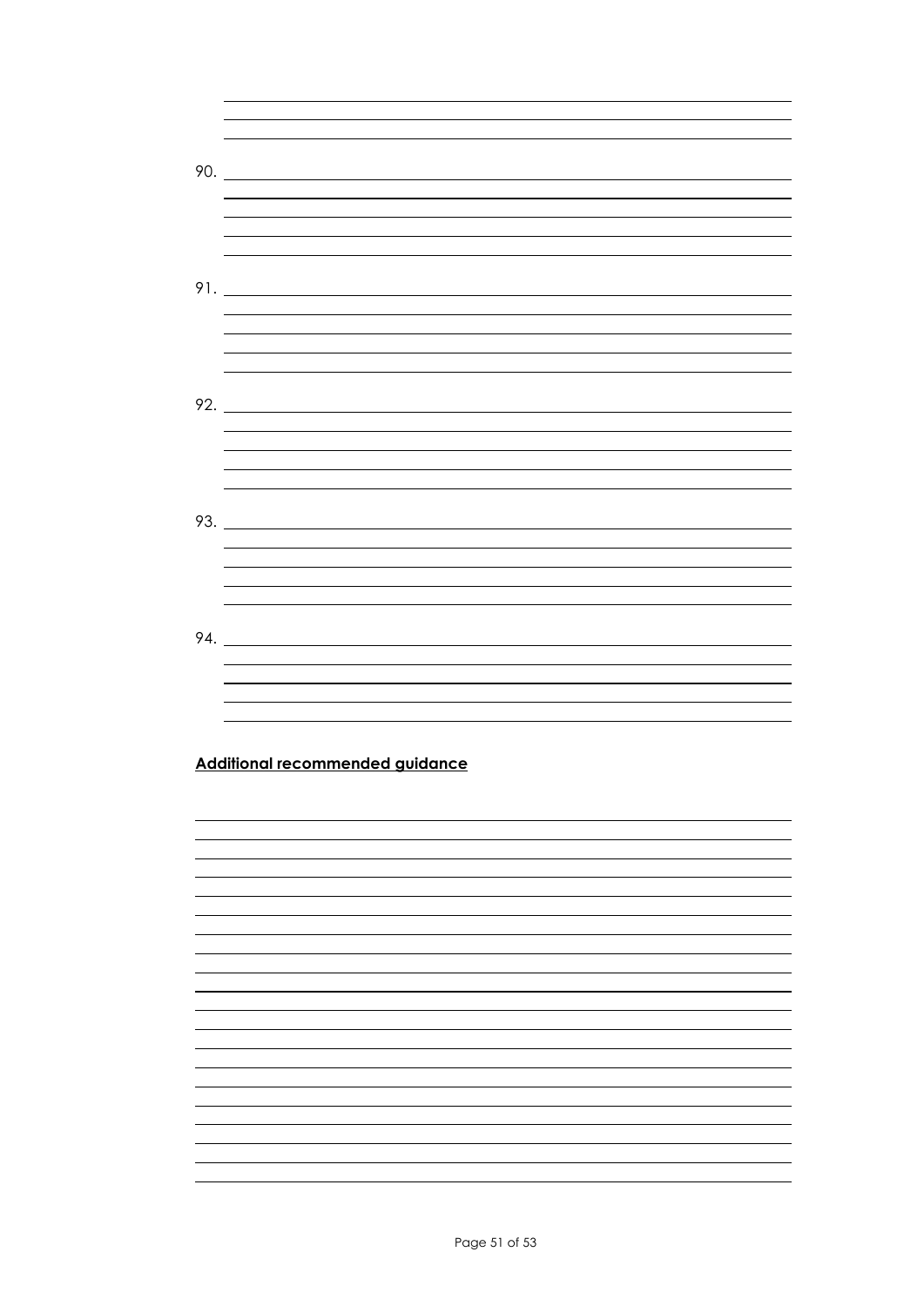90.

91.

92.

93.

94.

**Additional recommended guidance**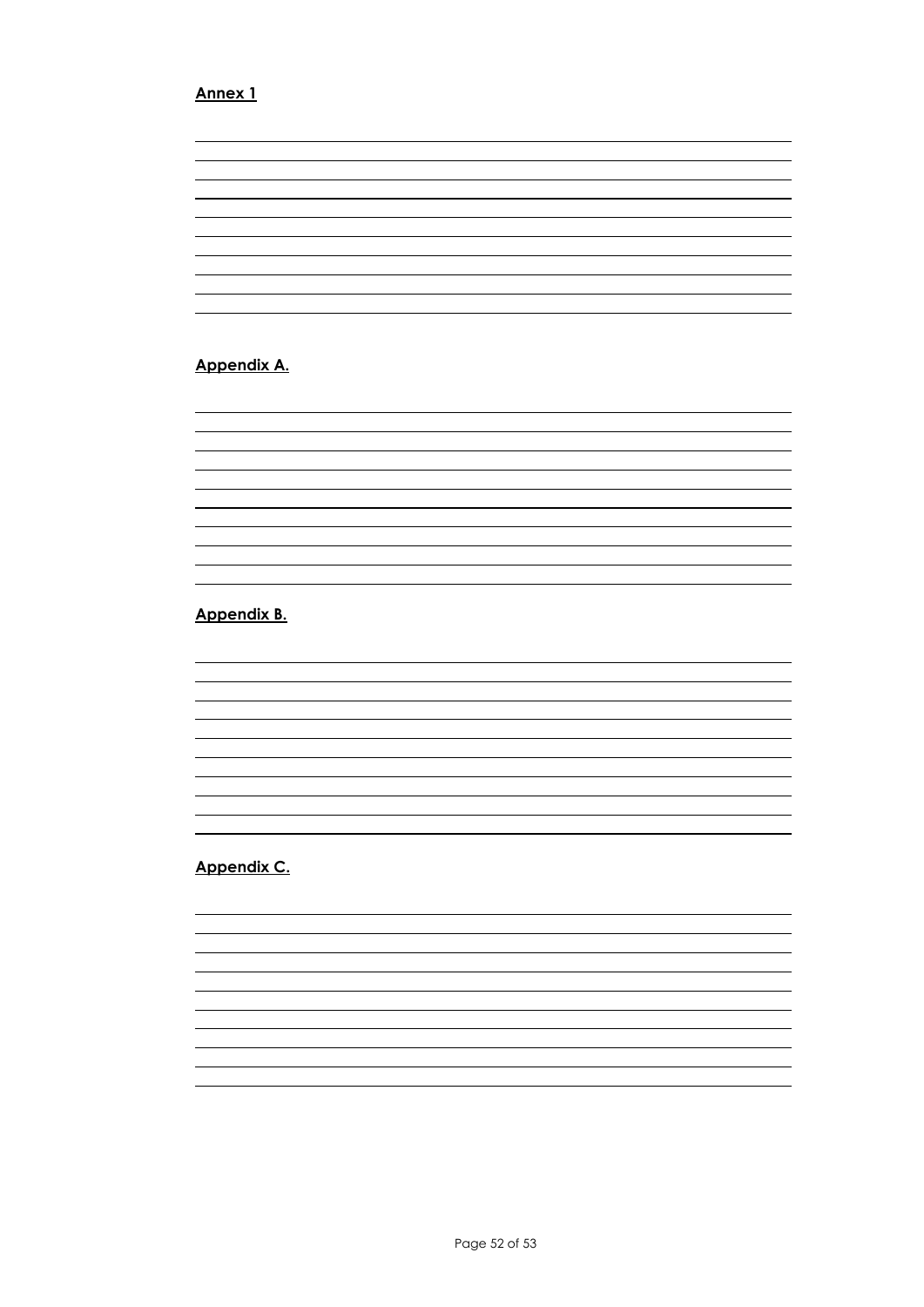**Annex 1**

**Appendix A.**

**Appendix B.**

**Appendix C.**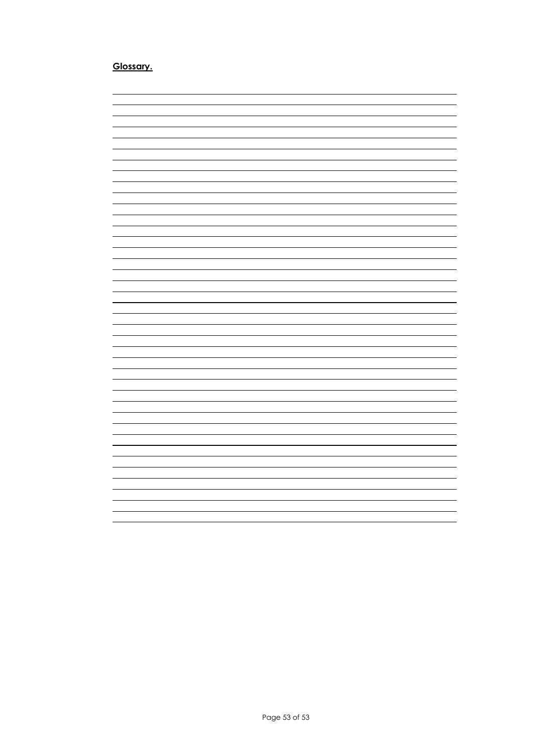## Glossary.